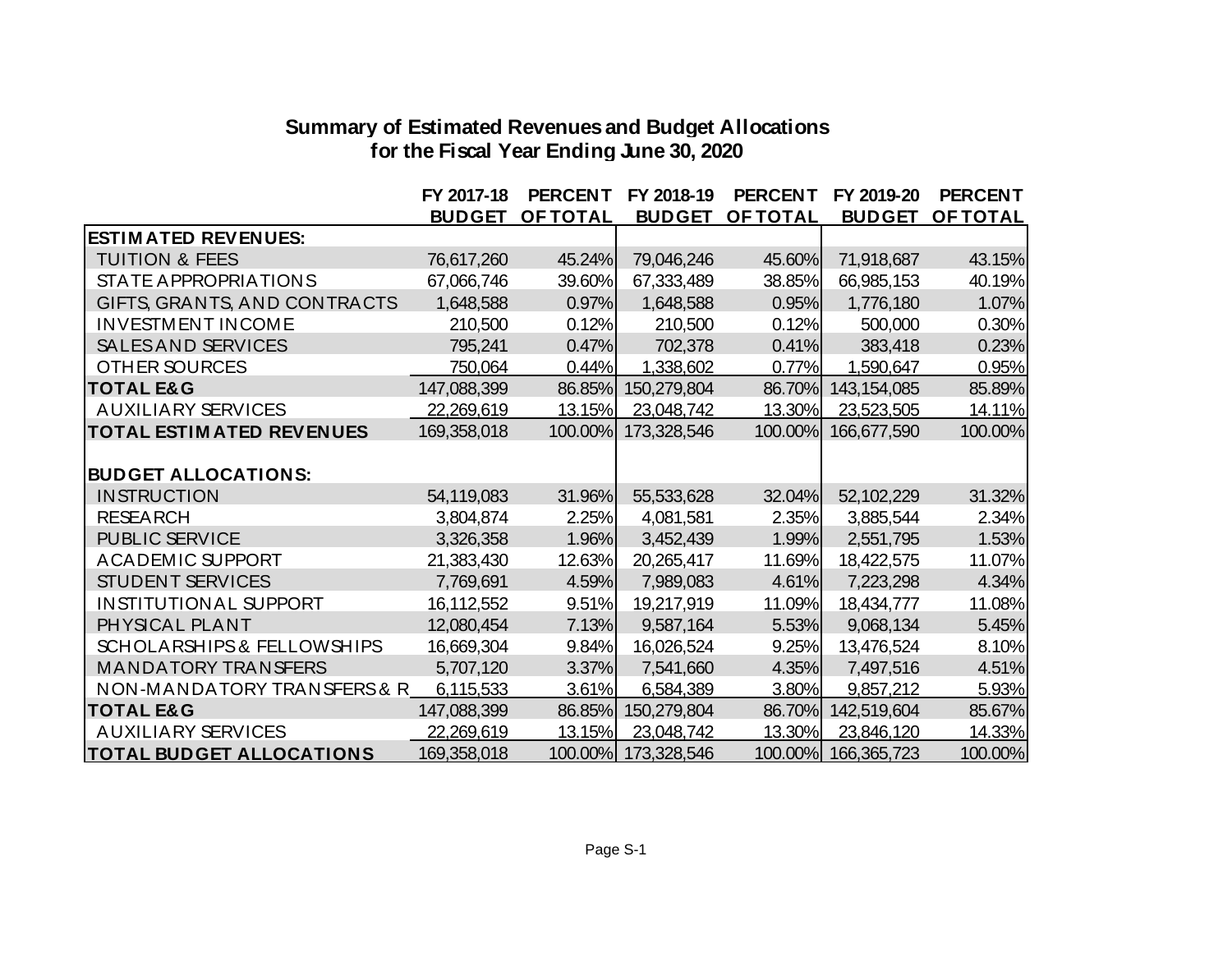## Summary of Estimated Revenues and Budget Allocations
## for the Fiscal Year Ending June 30, 2020

| | FY 2017-18 BUDGET | PERCENT OF TOTAL | FY 2018-19 BUDGET | PERCENT OF TOTAL | FY 2019-20 BUDGET | PERCENT OF TOTAL |
|---|---|---|---|---|---|---|
| **ESTIMATED REVENUES:** | | | | | | |
| TUITION & FEES | 76,617,260 | 45.24% | 79,046,246 | 45.60% | 71,918,687 | 43.15% |
| STATE APPROPRIATIONS | 67,066,746 | 39.60% | 67,333,489 | 38.85% | 66,985,153 | 40.19% |
| GIFTS, GRANTS, AND CONTRACTS | 1,648,588 | 0.97% | 1,648,588 | 0.95% | 1,776,180 | 1.07% |
| INVESTMENT INCOME | 210,500 | 0.12% | 210,500 | 0.12% | 500,000 | 0.30% |
| SALES AND SERVICES | 795,241 | 0.47% | 702,378 | 0.41% | 383,418 | 0.23% |
| OTHER SOURCES | 750,064 | 0.44% | 1,338,602 | 0.77% | 1,590,647 | 0.95% |
| **TOTAL E&G** | 147,088,399 | 86.85% | 150,279,804 | 86.70% | 143,154,085 | 85.89% |
| AUXILIARY SERVICES | 22,269,619 | 13.15% | 23,048,742 | 13.30% | 23,523,505 | 14.11% |
| **TOTAL ESTIMATED REVENUES** | 169,358,018 | 100.00% | 173,328,546 | 100.00% | 166,677,590 | 100.00% |
| | | | | | | |
| **BUDGET ALLOCATIONS:** | | | | | | |
| INSTRUCTION | 54,119,083 | 31.96% | 55,533,628 | 32.04% | 52,102,229 | 31.32% |
| RESEARCH | 3,804,874 | 2.25% | 4,081,581 | 2.35% | 3,885,544 | 2.34% |
| PUBLIC SERVICE | 3,326,358 | 1.96% | 3,452,439 | 1.99% | 2,551,795 | 1.53% |
| ACADEMIC SUPPORT | 21,383,430 | 12.63% | 20,265,417 | 11.69% | 18,422,575 | 11.07% |
| STUDENT SERVICES | 7,769,691 | 4.59% | 7,989,083 | 4.61% | 7,223,298 | 4.34% |
| INSTITUTIONAL SUPPORT | 16,112,552 | 9.51% | 19,217,919 | 11.09% | 18,434,777 | 11.08% |
| PHYSICAL PLANT | 12,080,454 | 7.13% | 9,587,164 | 5.53% | 9,068,134 | 5.45% |
| SCHOLARSHIPS & FELLOWSHIPS | 16,669,304 | 9.84% | 16,026,524 | 9.25% | 13,476,524 | 8.10% |
| MANDATORY TRANSFERS | 5,707,120 | 3.37% | 7,541,660 | 4.35% | 7,497,516 | 4.51% |
| NON-MANDATORY TRANSFERS & R | 6,115,533 | 3.61% | 6,584,389 | 3.80% | 9,857,212 | 5.93% |
| **TOTAL E&G** | 147,088,399 | 86.85% | 150,279,804 | 86.70% | 142,519,604 | 85.67% |
| AUXILIARY SERVICES | 22,269,619 | 13.15% | 23,048,742 | 13.30% | 23,846,120 | 14.33% |
| **TOTAL BUDGET ALLOCATIONS** | 169,358,018 | 100.00% | 173,328,546 | 100.00% | 166,365,723 | 100.00% |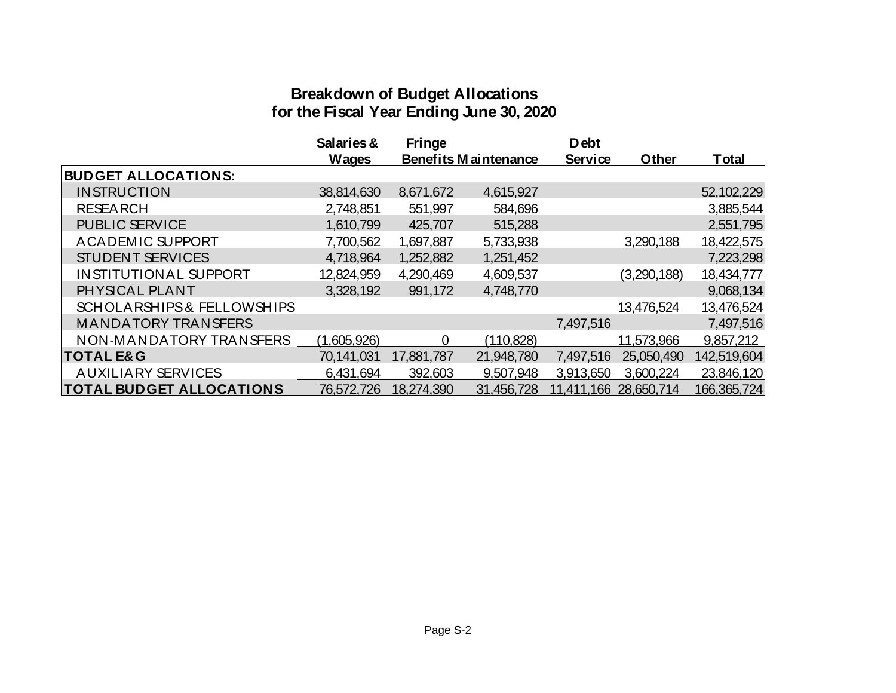## Breakdown of Budget Allocations
## for the Fiscal Year Ending June 30, 2020

| | Salaries & Wages | Fringe Benefits | Maintenance | Debt Service | Other | Total |
|---|---|---|---|---|---|---|
| **BUDGET ALLOCATIONS:** | | | | | | |
| INSTRUCTION | 38,814,630 | 8,671,672 | 4,615,927 | | | 52,102,229 |
| RESEARCH | 2,748,851 | 551,997 | 584,696 | | | 3,885,544 |
| PUBLIC SERVICE | 1,610,799 | 425,707 | 515,288 | | | 2,551,795 |
| ACADEMIC SUPPORT | 7,700,562 | 1,697,887 | 5,733,938 | | 3,290,188 | 18,422,575 |
| STUDENT SERVICES | 4,718,964 | 1,252,882 | 1,251,452 | | | 7,223,298 |
| INSTITUTIONAL SUPPORT | 12,824,959 | 4,290,469 | 4,609,537 | | (3,290,188) | 18,434,777 |
| PHYSICAL PLANT | 3,328,192 | 991,172 | 4,748,770 | | | 9,068,134 |
| SCHOLARSHIPS & FELLOWSHIPS | | | | | 13,476,524 | 13,476,524 |
| MANDATORY TRANSFERS | | | | 7,497,516 | | 7,497,516 |
| NON-MANDATORY TRANSFERS | (1,605,926) | 0 | (110,828) | | 11,573,966 | 9,857,212 |
| **TOTAL E&G** | 70,141,031 | 17,881,787 | 21,948,780 | 7,497,516 | 25,050,490 | 142,519,604 |
| AUXILIARY SERVICES | 6,431,694 | 392,603 | 9,507,948 | 3,913,650 | 3,600,224 | 23,846,120 |
| **TOTAL BUDGET ALLOCATIONS** | 76,572,726 | 18,274,390 | 31,456,728 | 11,411,166 | 28,650,714 | 166,365,724 |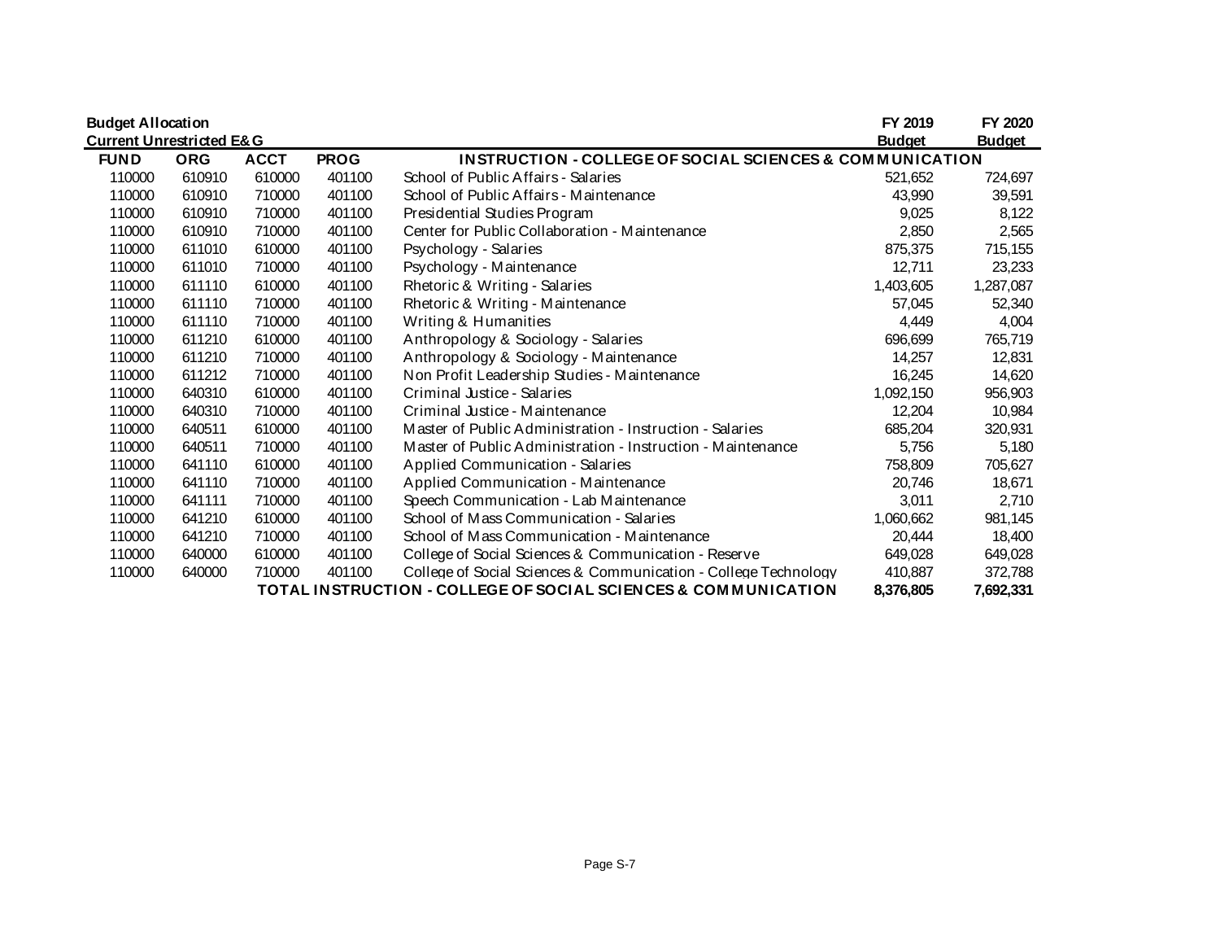**Budget Allocation**
**Current Unrestricted E&G**

| FUND | ORG | ACCT | PROG | INSTRUCTION - COLLEGE OF SOCIAL SCIENCES & COMMUNICATION | FY 2019 Budget | FY 2020 Budget |
|---|---|---|---|---|---|---|
| 110000 | 610910 | 610000 | 401100 | School of Public Affairs - Salaries | 521,652 | 724,697 |
| 110000 | 610910 | 710000 | 401100 | School of Public Affairs - Maintenance | 43,990 | 39,591 |
| 110000 | 610910 | 710000 | 401100 | Presidential Studies Program | 9,025 | 8,122 |
| 110000 | 610910 | 710000 | 401100 | Center for Public Collaboration - Maintenance | 2,850 | 2,565 |
| 110000 | 611010 | 610000 | 401100 | Psychology - Salaries | 875,375 | 715,155 |
| 110000 | 611010 | 710000 | 401100 | Psychology - Maintenance | 12,711 | 23,233 |
| 110000 | 611110 | 610000 | 401100 | Rhetoric & Writing - Salaries | 1,403,605 | 1,287,087 |
| 110000 | 611110 | 710000 | 401100 | Rhetoric & Writing - Maintenance | 57,045 | 52,340 |
| 110000 | 611110 | 710000 | 401100 | Writing & Humanities | 4,449 | 4,004 |
| 110000 | 611210 | 610000 | 401100 | Anthropology & Sociology - Salaries | 696,699 | 765,719 |
| 110000 | 611210 | 710000 | 401100 | Anthropology & Sociology - Maintenance | 14,257 | 12,831 |
| 110000 | 611212 | 710000 | 401100 | Non Profit Leadership Studies - Maintenance | 16,245 | 14,620 |
| 110000 | 640310 | 610000 | 401100 | Criminal Justice - Salaries | 1,092,150 | 956,903 |
| 110000 | 640310 | 710000 | 401100 | Criminal Justice - Maintenance | 12,204 | 10,984 |
| 110000 | 640511 | 610000 | 401100 | Master of Public Administration - Instruction - Salaries | 685,204 | 320,931 |
| 110000 | 640511 | 710000 | 401100 | Master of Public Administration - Instruction - Maintenance | 5,756 | 5,180 |
| 110000 | 641110 | 610000 | 401100 | Applied Communication - Salaries | 758,809 | 705,627 |
| 110000 | 641110 | 710000 | 401100 | Applied Communication - Maintenance | 20,746 | 18,671 |
| 110000 | 641111 | 710000 | 401100 | Speech Communication - Lab Maintenance | 3,011 | 2,710 |
| 110000 | 641210 | 610000 | 401100 | School of Mass Communication - Salaries | 1,060,662 | 981,145 |
| 110000 | 641210 | 710000 | 401100 | School of Mass Communication - Maintenance | 20,444 | 18,400 |
| 110000 | 640000 | 610000 | 401100 | College of Social Sciences & Communication - Reserve | 649,028 | 649,028 |
| 110000 | 640000 | 710000 | 401100 | College of Social Sciences & Communication - College Technology | 410,887 | 372,788 |
| | | | | **TOTAL INSTRUCTION - COLLEGE OF SOCIAL SCIENCES & COMMUNICATION** | **8,376,805** | **7,692,331** |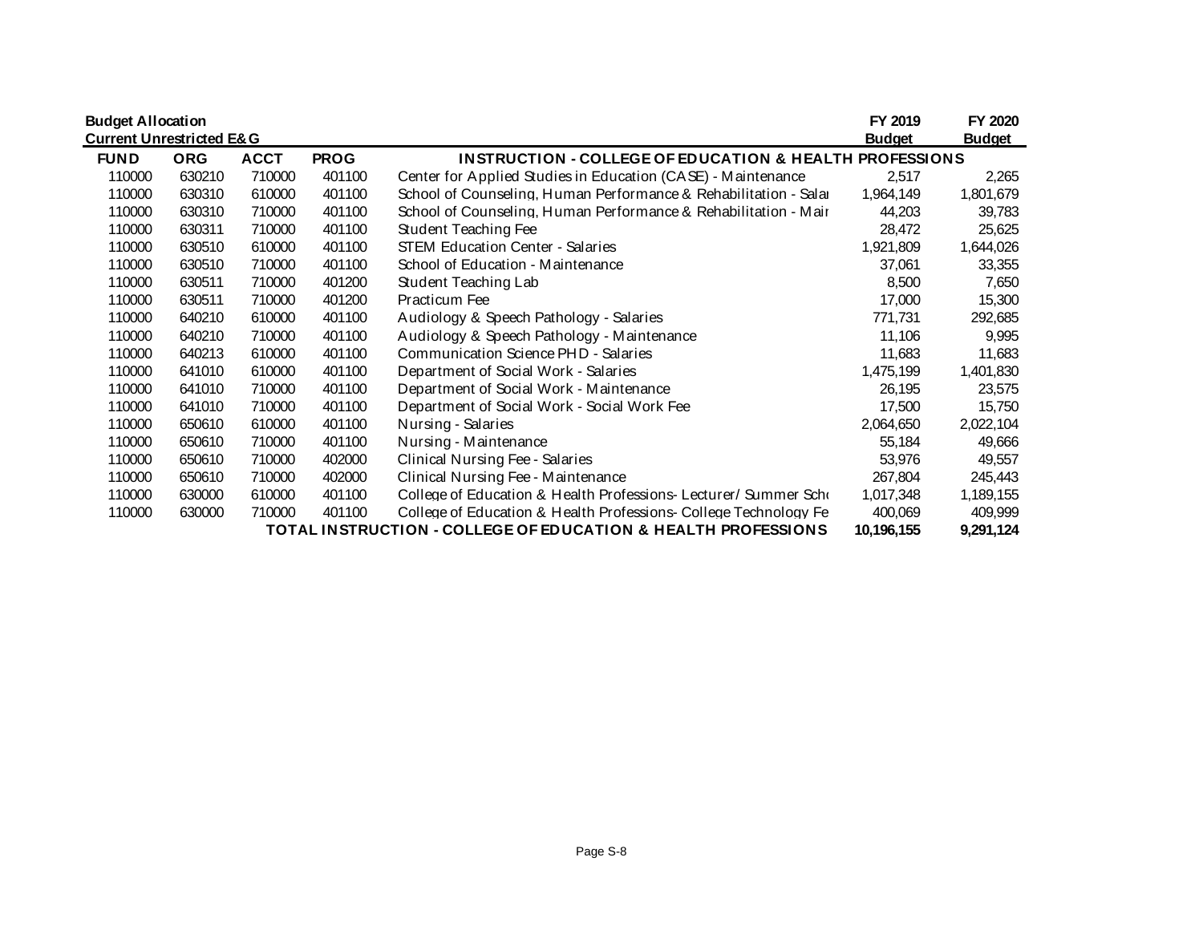| Budget Allocation | | | | | FY 2019 | FY 2020 |
|---|---|---|---|---|---|---|
| Current Unrestricted E&G | | | | | Budget | Budget |
| **FUND** | **ORG** | **ACCT** | **PROG** | **INSTRUCTION - COLLEGE OF EDUCATION & HEALTH PROFESSIONS** | | |
| 110000 | 630210 | 710000 | 401100 | Center for Applied Studies in Education (CASE) - Maintenance | 2,517 | 2,265 |
| 110000 | 630310 | 610000 | 401100 | School of Counseling, Human Performance & Rehabilitation - Salai | 1,964,149 | 1,801,679 |
| 110000 | 630310 | 710000 | 401100 | School of Counseling, Human Performance & Rehabilitation - Mair | 44,203 | 39,783 |
| 110000 | 630311 | 710000 | 401100 | Student Teaching Fee | 28,472 | 25,625 |
| 110000 | 630510 | 610000 | 401100 | STEM Education Center - Salaries | 1,921,809 | 1,644,026 |
| 110000 | 630510 | 710000 | 401100 | School of Education - Maintenance | 37,061 | 33,355 |
| 110000 | 630511 | 710000 | 401200 | Student Teaching Lab | 8,500 | 7,650 |
| 110000 | 630511 | 710000 | 401200 | Practicum Fee | 17,000 | 15,300 |
| 110000 | 640210 | 610000 | 401100 | Audiology & Speech Pathology - Salaries | 771,731 | 292,685 |
| 110000 | 640210 | 710000 | 401100 | Audiology & Speech Pathology - Maintenance | 11,106 | 9,995 |
| 110000 | 640213 | 610000 | 401100 | Communication Science PHD - Salaries | 11,683 | 11,683 |
| 110000 | 641010 | 610000 | 401100 | Department of Social Work - Salaries | 1,475,199 | 1,401,830 |
| 110000 | 641010 | 710000 | 401100 | Department of Social Work - Maintenance | 26,195 | 23,575 |
| 110000 | 641010 | 710000 | 401100 | Department of Social Work - Social Work Fee | 17,500 | 15,750 |
| 110000 | 650610 | 610000 | 401100 | Nursing - Salaries | 2,064,650 | 2,022,104 |
| 110000 | 650610 | 710000 | 401100 | Nursing - Maintenance | 55,184 | 49,666 |
| 110000 | 650610 | 710000 | 402000 | Clinical Nursing Fee - Salaries | 53,976 | 49,557 |
| 110000 | 650610 | 710000 | 402000 | Clinical Nursing Fee - Maintenance | 267,804 | 245,443 |
| 110000 | 630000 | 610000 | 401100 | College of Education & Health Professions- Lecturer/ Summer Scho | 1,017,348 | 1,189,155 |
| 110000 | 630000 | 710000 | 401100 | College of Education & Health Professions- College Technology Fe | 400,069 | 409,999 |
| | | | | **TOTAL INSTRUCTION - COLLEGE OF EDUCATION & HEALTH PROFESSIONS** | **10,196,155** | **9,291,124** |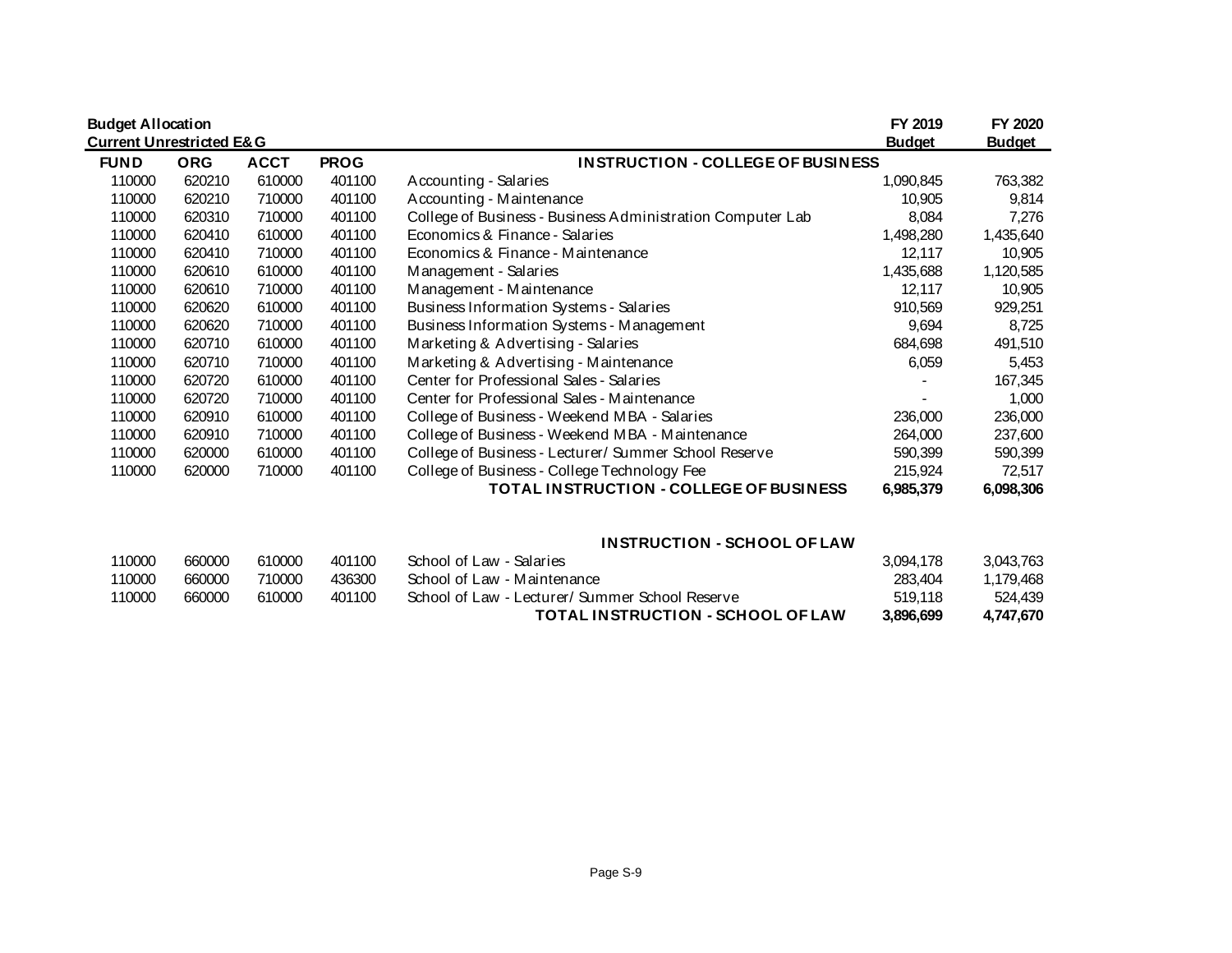**Budget Allocation**
**Current Unrestricted E&G**

| FUND | ORG | ACCT | PROG | | FY 2019 Budget | FY 2020 Budget |
|---|---|---|---|---|---|---|
| | | | | **INSTRUCTION - COLLEGE OF BUSINESS** | | |
| 110000 | 620210 | 610000 | 401100 | Accounting - Salaries | 1,090,845 | 763,382 |
| 110000 | 620210 | 710000 | 401100 | Accounting - Maintenance | 10,905 | 9,814 |
| 110000 | 620310 | 710000 | 401100 | College of Business - Business Administration Computer Lab | 8,084 | 7,276 |
| 110000 | 620410 | 610000 | 401100 | Economics & Finance - Salaries | 1,498,280 | 1,435,640 |
| 110000 | 620410 | 710000 | 401100 | Economics & Finance - Maintenance | 12,117 | 10,905 |
| 110000 | 620610 | 610000 | 401100 | Management - Salaries | 1,435,688 | 1,120,585 |
| 110000 | 620610 | 710000 | 401100 | Management - Maintenance | 12,117 | 10,905 |
| 110000 | 620620 | 610000 | 401100 | Business Information Systems - Salaries | 910,569 | 929,251 |
| 110000 | 620620 | 710000 | 401100 | Business Information Systems - Management | 9,694 | 8,725 |
| 110000 | 620710 | 610000 | 401100 | Marketing & Advertising - Salaries | 684,698 | 491,510 |
| 110000 | 620710 | 710000 | 401100 | Marketing & Advertising - Maintenance | 6,059 | 5,453 |
| 110000 | 620720 | 610000 | 401100 | Center for Professional Sales - Salaries | - | 167,345 |
| 110000 | 620720 | 710000 | 401100 | Center for Professional Sales - Maintenance | - | 1,000 |
| 110000 | 620910 | 610000 | 401100 | College of Business - Weekend MBA - Salaries | 236,000 | 236,000 |
| 110000 | 620910 | 710000 | 401100 | College of Business - Weekend MBA - Maintenance | 264,000 | 237,600 |
| 110000 | 620000 | 610000 | 401100 | College of Business - Lecturer/ Summer School Reserve | 590,399 | 590,399 |
| 110000 | 620000 | 710000 | 401100 | College of Business - College Technology Fee | 215,924 | 72,517 |
| | | | | **TOTAL INSTRUCTION - COLLEGE OF BUSINESS** | **6,985,379** | **6,098,306** |
| | | | | | | |
| | | | | **INSTRUCTION - SCHOOL OF LAW** | | |
| 110000 | 660000 | 610000 | 401100 | School of Law - Salaries | 3,094,178 | 3,043,763 |
| 110000 | 660000 | 710000 | 436300 | School of Law - Maintenance | 283,404 | 1,179,468 |
| 110000 | 660000 | 610000 | 401100 | School of Law - Lecturer/ Summer School Reserve | 519,118 | 524,439 |
| | | | | **TOTAL INSTRUCTION - SCHOOL OF LAW** | **3,896,699** | **4,747,670** |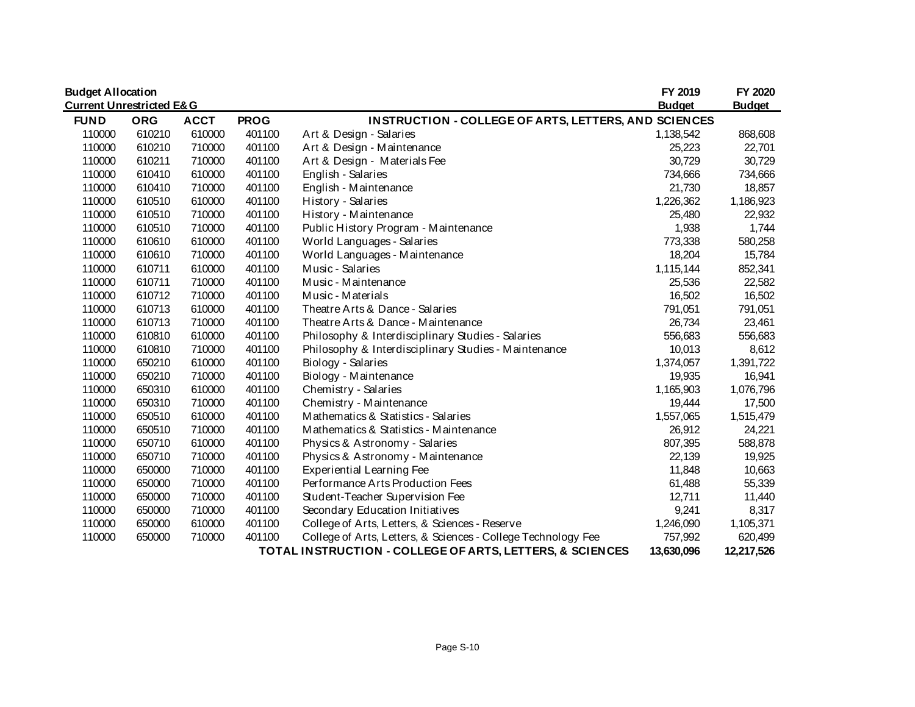**Budget Allocation**
**Current Unrestricted E&G**

| FUND | ORG | ACCT | PROG | INSTRUCTION - COLLEGE OF ARTS, LETTERS, AND SCIENCES | FY 2019 Budget | FY 2020 Budget |
|---|---|---|---|---|---|---|
| 110000 | 610210 | 610000 | 401100 | Art & Design - Salaries | 1,138,542 | 868,608 |
| 110000 | 610210 | 710000 | 401100 | Art & Design - Maintenance | 25,223 | 22,701 |
| 110000 | 610211 | 710000 | 401100 | Art & Design - Materials Fee | 30,729 | 30,729 |
| 110000 | 610410 | 610000 | 401100 | English - Salaries | 734,666 | 734,666 |
| 110000 | 610410 | 710000 | 401100 | English - Maintenance | 21,730 | 18,857 |
| 110000 | 610510 | 610000 | 401100 | History - Salaries | 1,226,362 | 1,186,923 |
| 110000 | 610510 | 710000 | 401100 | History - Maintenance | 25,480 | 22,932 |
| 110000 | 610510 | 710000 | 401100 | Public History Program - Maintenance | 1,938 | 1,744 |
| 110000 | 610610 | 610000 | 401100 | World Languages - Salaries | 773,338 | 580,258 |
| 110000 | 610610 | 710000 | 401100 | World Languages - Maintenance | 18,204 | 15,784 |
| 110000 | 610711 | 610000 | 401100 | Music - Salaries | 1,115,144 | 852,341 |
| 110000 | 610711 | 710000 | 401100 | Music - Maintenance | 25,536 | 22,582 |
| 110000 | 610712 | 710000 | 401100 | Music - Materials | 16,502 | 16,502 |
| 110000 | 610713 | 610000 | 401100 | Theatre Arts & Dance - Salaries | 791,051 | 791,051 |
| 110000 | 610713 | 710000 | 401100 | Theatre Arts & Dance - Maintenance | 26,734 | 23,461 |
| 110000 | 610810 | 610000 | 401100 | Philosophy & Interdisciplinary Studies - Salaries | 556,683 | 556,683 |
| 110000 | 610810 | 710000 | 401100 | Philosophy & Interdisciplinary Studies - Maintenance | 10,013 | 8,612 |
| 110000 | 650210 | 610000 | 401100 | Biology - Salaries | 1,374,057 | 1,391,722 |
| 110000 | 650210 | 710000 | 401100 | Biology - Maintenance | 19,935 | 16,941 |
| 110000 | 650310 | 610000 | 401100 | Chemistry - Salaries | 1,165,903 | 1,076,796 |
| 110000 | 650310 | 710000 | 401100 | Chemistry - Maintenance | 19,444 | 17,500 |
| 110000 | 650510 | 610000 | 401100 | Mathematics & Statistics - Salaries | 1,557,065 | 1,515,479 |
| 110000 | 650510 | 710000 | 401100 | Mathematics & Statistics - Maintenance | 26,912 | 24,221 |
| 110000 | 650710 | 610000 | 401100 | Physics & Astronomy - Salaries | 807,395 | 588,878 |
| 110000 | 650710 | 710000 | 401100 | Physics & Astronomy - Maintenance | 22,139 | 19,925 |
| 110000 | 650000 | 710000 | 401100 | Experiential Learning Fee | 11,848 | 10,663 |
| 110000 | 650000 | 710000 | 401100 | Performance Arts Production Fees | 61,488 | 55,339 |
| 110000 | 650000 | 710000 | 401100 | Student-Teacher Supervision Fee | 12,711 | 11,440 |
| 110000 | 650000 | 710000 | 401100 | Secondary Education Initiatives | 9,241 | 8,317 |
| 110000 | 650000 | 610000 | 401100 | College of Arts, Letters, & Sciences - Reserve | 1,246,090 | 1,105,371 |
| 110000 | 650000 | 710000 | 401100 | College of Arts, Letters, & Sciences - College Technology Fee | 757,992 | 620,499 |
| | | | | **TOTAL INSTRUCTION - COLLEGE OF ARTS, LETTERS, & SCIENCES** | **13,630,096** | **12,217,526** |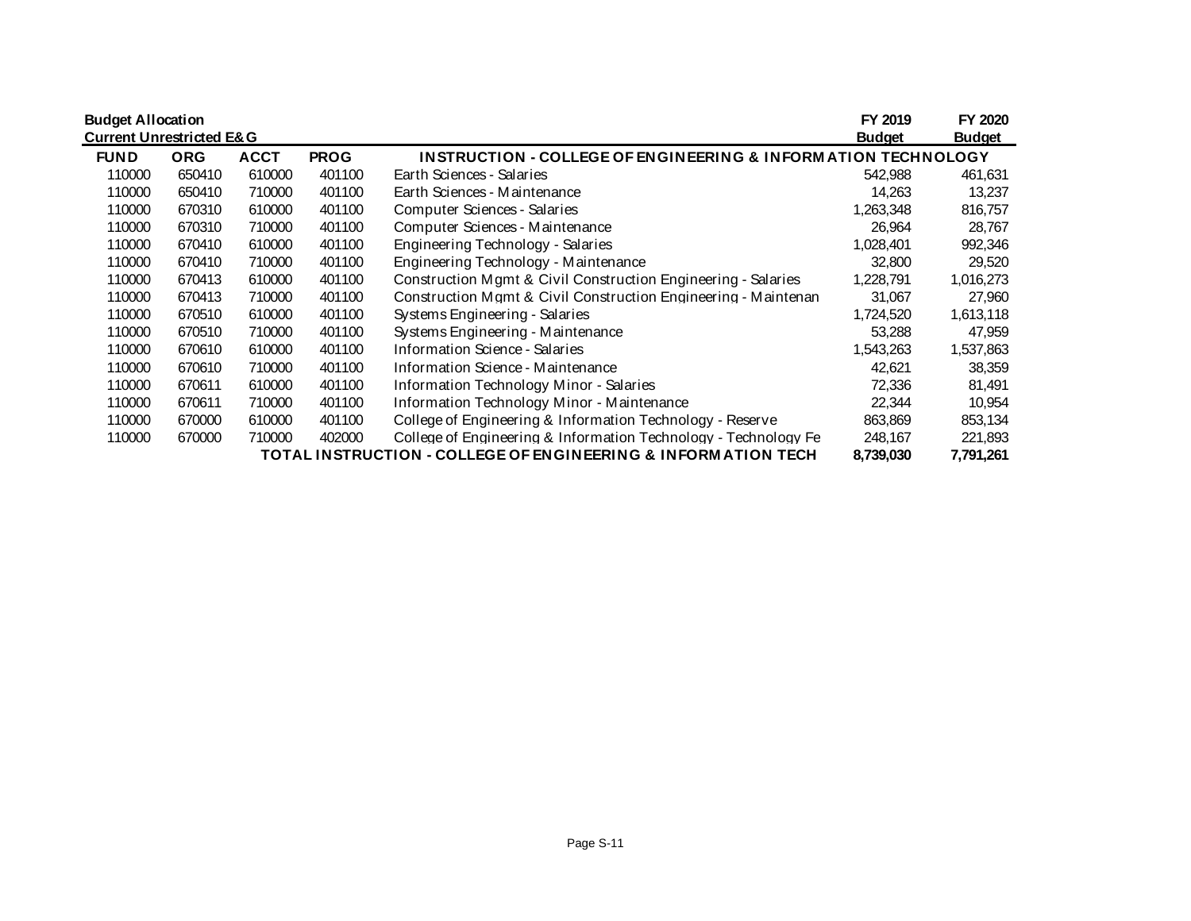| Budget Allocation | | | | | FY 2019 | FY 2020 |
|---|---|---|---|---|---|---|
| Current Unrestricted E&G | | | | | Budget | Budget |
| **FUND** | **ORG** | **ACCT** | **PROG** | **INSTRUCTION - COLLEGE OF ENGINEERING & INFORMATION TECHNOLOGY** | | |
| 110000 | 650410 | 610000 | 401100 | Earth Sciences - Salaries | 542,988 | 461,631 |
| 110000 | 650410 | 710000 | 401100 | Earth Sciences - Maintenance | 14,263 | 13,237 |
| 110000 | 670310 | 610000 | 401100 | Computer Sciences - Salaries | 1,263,348 | 816,757 |
| 110000 | 670310 | 710000 | 401100 | Computer Sciences - Maintenance | 26,964 | 28,767 |
| 110000 | 670410 | 610000 | 401100 | Engineering Technology - Salaries | 1,028,401 | 992,346 |
| 110000 | 670410 | 710000 | 401100 | Engineering Technology - Maintenance | 32,800 | 29,520 |
| 110000 | 670413 | 610000 | 401100 | Construction Mgmt & Civil Construction Engineering - Salaries | 1,228,791 | 1,016,273 |
| 110000 | 670413 | 710000 | 401100 | Construction Mgmt & Civil Construction Engineering - Maintenan | 31,067 | 27,960 |
| 110000 | 670510 | 610000 | 401100 | Systems Engineering - Salaries | 1,724,520 | 1,613,118 |
| 110000 | 670510 | 710000 | 401100 | Systems Engineering - Maintenance | 53,288 | 47,959 |
| 110000 | 670610 | 610000 | 401100 | Information Science - Salaries | 1,543,263 | 1,537,863 |
| 110000 | 670610 | 710000 | 401100 | Information Science - Maintenance | 42,621 | 38,359 |
| 110000 | 670611 | 610000 | 401100 | Information Technology Minor - Salaries | 72,336 | 81,491 |
| 110000 | 670611 | 710000 | 401100 | Information Technology Minor - Maintenance | 22,344 | 10,954 |
| 110000 | 670000 | 610000 | 401100 | College of Engineering & Information Technology - Reserve | 863,869 | 853,134 |
| 110000 | 670000 | 710000 | 402000 | College of Engineering & Information Technology - Technology Fe | 248,167 | 221,893 |
| | | | | **TOTAL INSTRUCTION - COLLEGE OF ENGINEERING & INFORMATION TECH** | **8,739,030** | **7,791,261** |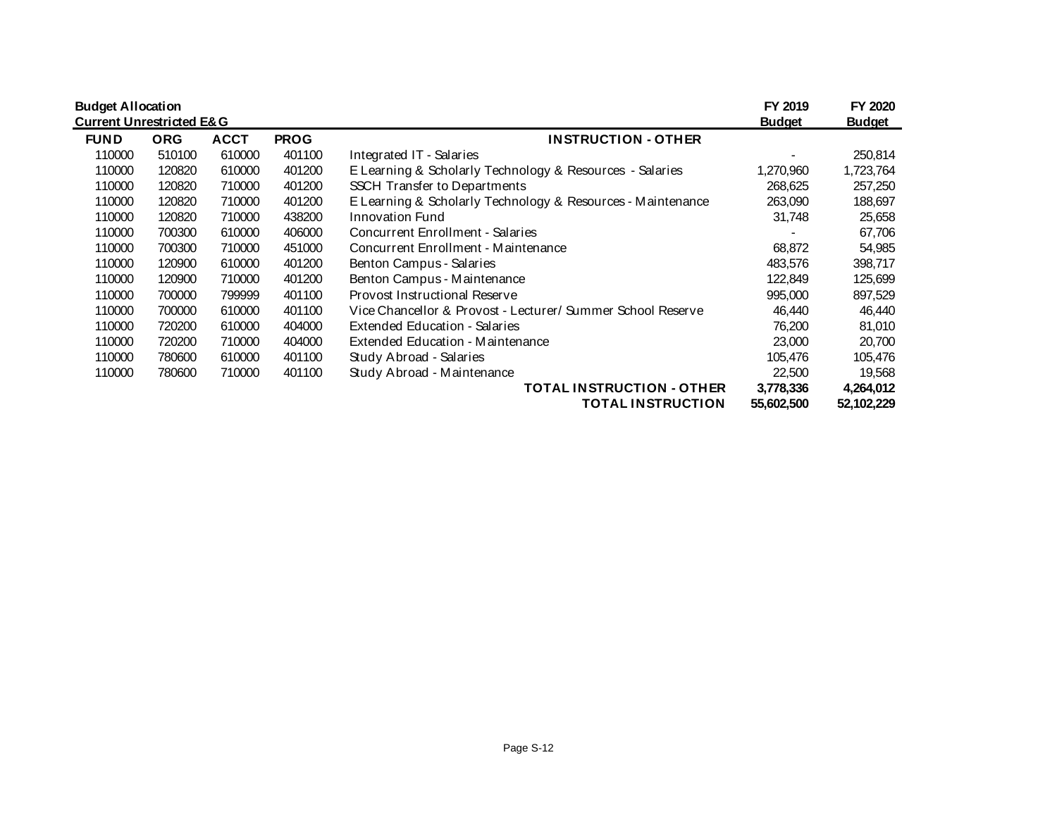**Budget Allocation**
**Current Unrestricted E&G**

| FUND | ORG | ACCT | PROG | INSTRUCTION - OTHER | FY 2019 Budget | FY 2020 Budget |
|---|---|---|---|---|---|---|
| 110000 | 510100 | 610000 | 401100 | Integrated IT - Salaries | - | 250,814 |
| 110000 | 120820 | 610000 | 401200 | E Learning & Scholarly Technology & Resources - Salaries | 1,270,960 | 1,723,764 |
| 110000 | 120820 | 710000 | 401200 | SSCH Transfer to Departments | 268,625 | 257,250 |
| 110000 | 120820 | 710000 | 401200 | E Learning & Scholarly Technology & Resources - Maintenance | 263,090 | 188,697 |
| 110000 | 120820 | 710000 | 438200 | Innovation Fund | 31,748 | 25,658 |
| 110000 | 700300 | 610000 | 406000 | Concurrent Enrollment - Salaries | - | 67,706 |
| 110000 | 700300 | 710000 | 451000 | Concurrent Enrollment - Maintenance | 68,872 | 54,985 |
| 110000 | 120900 | 610000 | 401200 | Benton Campus - Salaries | 483,576 | 398,717 |
| 110000 | 120900 | 710000 | 401200 | Benton Campus - Maintenance | 122,849 | 125,699 |
| 110000 | 700000 | 799999 | 401100 | Provost Instructional Reserve | 995,000 | 897,529 |
| 110000 | 700000 | 610000 | 401100 | Vice Chancellor & Provost - Lecturer/ Summer School Reserve | 46,440 | 46,440 |
| 110000 | 720200 | 610000 | 404000 | Extended Education - Salaries | 76,200 | 81,010 |
| 110000 | 720200 | 710000 | 404000 | Extended Education - Maintenance | 23,000 | 20,700 |
| 110000 | 780600 | 610000 | 401100 | Study Abroad - Salaries | 105,476 | 105,476 |
| 110000 | 780600 | 710000 | 401100 | Study Abroad - Maintenance | 22,500 | 19,568 |
| | | | | **TOTAL INSTRUCTION - OTHER** | **3,778,336** | **4,264,012** |
| | | | | **TOTAL INSTRUCTION** | **55,602,500** | **52,102,229** |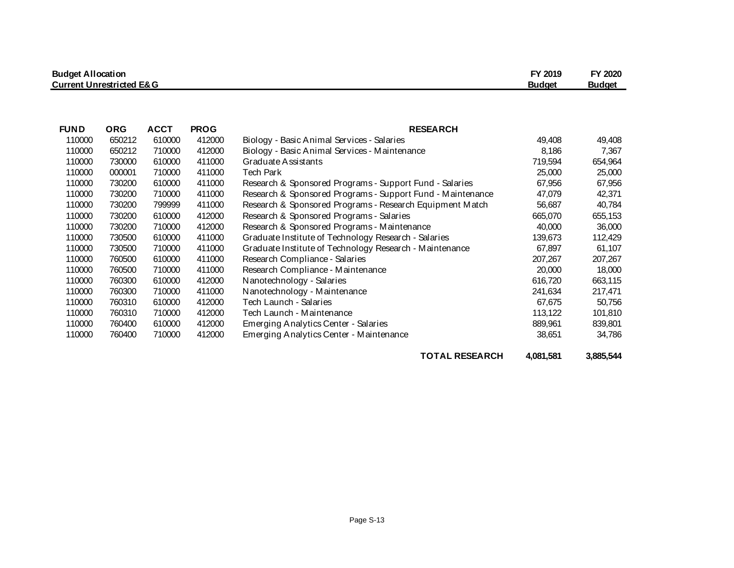**Budget Allocation**
**Current Unrestricted E&G**

| FUND | ORG | ACCT | PROG | RESEARCH | FY 2019 Budget | FY 2020 Budget |
|---|---|---|---|---|---|---|
| 110000 | 650212 | 610000 | 412000 | Biology - Basic Animal Services - Salaries | 49,408 | 49,408 |
| 110000 | 650212 | 710000 | 412000 | Biology - Basic Animal Services - Maintenance | 8,186 | 7,367 |
| 110000 | 730000 | 610000 | 411000 | Graduate Assistants | 719,594 | 654,964 |
| 110000 | 000001 | 710000 | 411000 | Tech Park | 25,000 | 25,000 |
| 110000 | 730200 | 610000 | 411000 | Research & Sponsored Programs - Support Fund - Salaries | 67,956 | 67,956 |
| 110000 | 730200 | 710000 | 411000 | Research & Sponsored Programs - Support Fund - Maintenance | 47,079 | 42,371 |
| 110000 | 730200 | 799999 | 411000 | Research & Sponsored Programs - Research Equipment Match | 56,687 | 40,784 |
| 110000 | 730200 | 610000 | 412000 | Research & Sponsored Programs - Salaries | 665,070 | 655,153 |
| 110000 | 730200 | 710000 | 412000 | Research & Sponsored Programs - Maintenance | 40,000 | 36,000 |
| 110000 | 730500 | 610000 | 411000 | Graduate Institute of Technology Research - Salaries | 139,673 | 112,429 |
| 110000 | 730500 | 710000 | 411000 | Graduate Institute of Technology Research - Maintenance | 67,897 | 61,107 |
| 110000 | 760500 | 610000 | 411000 | Research Compliance - Salaries | 207,267 | 207,267 |
| 110000 | 760500 | 710000 | 411000 | Research Compliance - Maintenance | 20,000 | 18,000 |
| 110000 | 760300 | 610000 | 412000 | Nanotechnology - Salaries | 616,720 | 663,115 |
| 110000 | 760300 | 710000 | 411000 | Nanotechnology - Maintenance | 241,634 | 217,471 |
| 110000 | 760310 | 610000 | 412000 | Tech Launch - Salaries | 67,675 | 50,756 |
| 110000 | 760310 | 710000 | 412000 | Tech Launch - Maintenance | 113,122 | 101,810 |
| 110000 | 760400 | 610000 | 412000 | Emerging Analytics Center - Salaries | 889,961 | 839,801 |
| 110000 | 760400 | 710000 | 412000 | Emerging Analytics Center - Maintenance | 38,651 | 34,786 |
| | | | | **TOTAL RESEARCH** | **4,081,581** | **3,885,544** |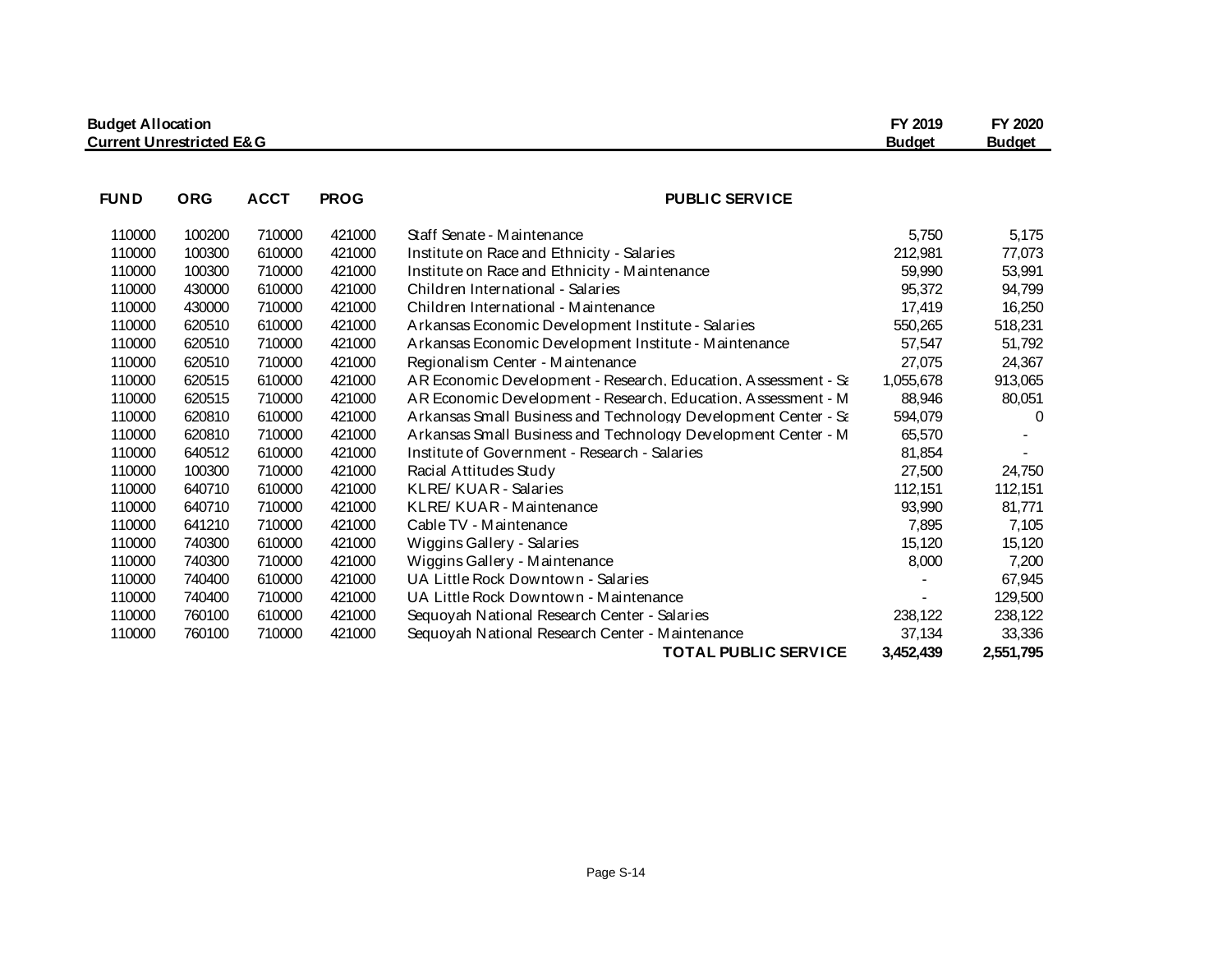| Budget Allocation<br>Current Unrestricted E&G | | | | | FY 2019<br>Budget | FY 2020<br>Budget |
|---|---|---|---|---|---|---|
| **FUND** | **ORG** | **ACCT** | **PROG** | **PUBLIC SERVICE** | | |
| 110000 | 100200 | 710000 | 421000 | Staff Senate - Maintenance | 5,750 | 5,175 |
| 110000 | 100300 | 610000 | 421000 | Institute on Race and Ethnicity - Salaries | 212,981 | 77,073 |
| 110000 | 100300 | 710000 | 421000 | Institute on Race and Ethnicity - Maintenance | 59,990 | 53,991 |
| 110000 | 430000 | 610000 | 421000 | Children International - Salaries | 95,372 | 94,799 |
| 110000 | 430000 | 710000 | 421000 | Children International - Maintenance | 17,419 | 16,250 |
| 110000 | 620510 | 610000 | 421000 | Arkansas Economic Development Institute - Salaries | 550,265 | 518,231 |
| 110000 | 620510 | 710000 | 421000 | Arkansas Economic Development Institute - Maintenance | 57,547 | 51,792 |
| 110000 | 620510 | 710000 | 421000 | Regionalism Center - Maintenance | 27,075 | 24,367 |
| 110000 | 620515 | 610000 | 421000 | AR Economic Development - Research, Education, Assessment - Sa | 1,055,678 | 913,065 |
| 110000 | 620515 | 710000 | 421000 | AR Economic Development - Research, Education, Assessment - M | 88,946 | 80,051 |
| 110000 | 620810 | 610000 | 421000 | Arkansas Small Business and Technology Development Center - Sa | 594,079 | 0 |
| 110000 | 620810 | 710000 | 421000 | Arkansas Small Business and Technology Development Center - M | 65,570 | - |
| 110000 | 640512 | 610000 | 421000 | Institute of Government - Research - Salaries | 81,854 | - |
| 110000 | 100300 | 710000 | 421000 | Racial Attitudes Study | 27,500 | 24,750 |
| 110000 | 640710 | 610000 | 421000 | KLRE/ KUAR - Salaries | 112,151 | 112,151 |
| 110000 | 640710 | 710000 | 421000 | KLRE/ KUAR - Maintenance | 93,990 | 81,771 |
| 110000 | 641210 | 710000 | 421000 | Cable TV - Maintenance | 7,895 | 7,105 |
| 110000 | 740300 | 610000 | 421000 | Wiggins Gallery - Salaries | 15,120 | 15,120 |
| 110000 | 740300 | 710000 | 421000 | Wiggins Gallery - Maintenance | 8,000 | 7,200 |
| 110000 | 740400 | 610000 | 421000 | UA Little Rock Downtown - Salaries | - | 67,945 |
| 110000 | 740400 | 710000 | 421000 | UA Little Rock Downtown - Maintenance | - | 129,500 |
| 110000 | 760100 | 610000 | 421000 | Sequoyah National Research Center - Salaries | 238,122 | 238,122 |
| 110000 | 760100 | 710000 | 421000 | Sequoyah National Research Center - Maintenance | 37,134 | 33,336 |
| | | | | **TOTAL PUBLIC SERVICE** | **3,452,439** | **2,551,795** |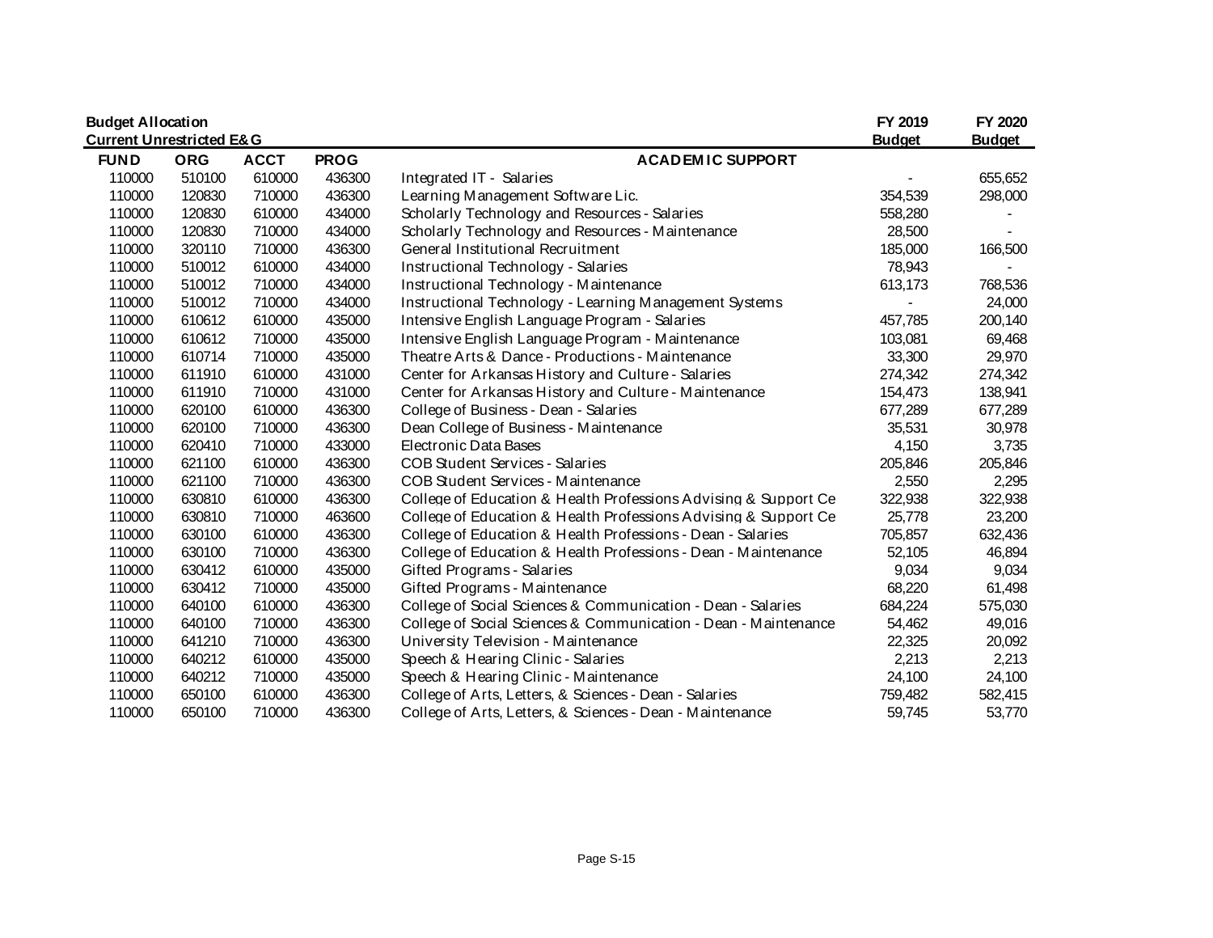**Budget Allocation**
**Current Unrestricted E&G**

| FUND | ORG | ACCT | PROG | ACADEMIC SUPPORT | FY 2019 Budget | FY 2020 Budget |
|---|---|---|---|---|---|---|
| 110000 | 510100 | 610000 | 436300 | Integrated IT - Salaries | - | 655,652 |
| 110000 | 120830 | 710000 | 436300 | Learning Management Software Lic. | 354,539 | 298,000 |
| 110000 | 120830 | 610000 | 434000 | Scholarly Technology and Resources - Salaries | 558,280 | - |
| 110000 | 120830 | 710000 | 434000 | Scholarly Technology and Resources - Maintenance | 28,500 | - |
| 110000 | 320110 | 710000 | 436300 | General Institutional Recruitment | 185,000 | 166,500 |
| 110000 | 510012 | 610000 | 434000 | Instructional Technology - Salaries | 78,943 | - |
| 110000 | 510012 | 710000 | 434000 | Instructional Technology - Maintenance | 613,173 | 768,536 |
| 110000 | 510012 | 710000 | 434000 | Instructional Technology - Learning Management Systems | - | 24,000 |
| 110000 | 610612 | 610000 | 435000 | Intensive English Language Program - Salaries | 457,785 | 200,140 |
| 110000 | 610612 | 710000 | 435000 | Intensive English Language Program - Maintenance | 103,081 | 69,468 |
| 110000 | 610714 | 710000 | 435000 | Theatre Arts & Dance - Productions - Maintenance | 33,300 | 29,970 |
| 110000 | 611910 | 610000 | 431000 | Center for Arkansas History and Culture - Salaries | 274,342 | 274,342 |
| 110000 | 611910 | 710000 | 431000 | Center for Arkansas History and Culture - Maintenance | 154,473 | 138,941 |
| 110000 | 620100 | 610000 | 436300 | College of Business - Dean - Salaries | 677,289 | 677,289 |
| 110000 | 620100 | 710000 | 436300 | Dean College of Business - Maintenance | 35,531 | 30,978 |
| 110000 | 620410 | 710000 | 433000 | Electronic Data Bases | 4,150 | 3,735 |
| 110000 | 621100 | 610000 | 436300 | COB Student Services - Salaries | 205,846 | 205,846 |
| 110000 | 621100 | 710000 | 436300 | COB Student Services - Maintenance | 2,550 | 2,295 |
| 110000 | 630810 | 610000 | 436300 | College of Education & Health Professions Advising & Support Ce | 322,938 | 322,938 |
| 110000 | 630810 | 710000 | 463600 | College of Education & Health Professions Advising & Support Ce | 25,778 | 23,200 |
| 110000 | 630100 | 610000 | 436300 | College of Education & Health Professions - Dean - Salaries | 705,857 | 632,436 |
| 110000 | 630100 | 710000 | 436300 | College of Education & Health Professions - Dean - Maintenance | 52,105 | 46,894 |
| 110000 | 630412 | 610000 | 435000 | Gifted Programs - Salaries | 9,034 | 9,034 |
| 110000 | 630412 | 710000 | 435000 | Gifted Programs - Maintenance | 68,220 | 61,498 |
| 110000 | 640100 | 610000 | 436300 | College of Social Sciences & Communication - Dean - Salaries | 684,224 | 575,030 |
| 110000 | 640100 | 710000 | 436300 | College of Social Sciences & Communication - Dean - Maintenance | 54,462 | 49,016 |
| 110000 | 641210 | 710000 | 436300 | University Television - Maintenance | 22,325 | 20,092 |
| 110000 | 640212 | 610000 | 435000 | Speech & Hearing Clinic - Salaries | 2,213 | 2,213 |
| 110000 | 640212 | 710000 | 435000 | Speech & Hearing Clinic - Maintenance | 24,100 | 24,100 |
| 110000 | 650100 | 610000 | 436300 | College of Arts, Letters, & Sciences - Dean - Salaries | 759,482 | 582,415 |
| 110000 | 650100 | 710000 | 436300 | College of Arts, Letters, & Sciences - Dean - Maintenance | 59,745 | 53,770 |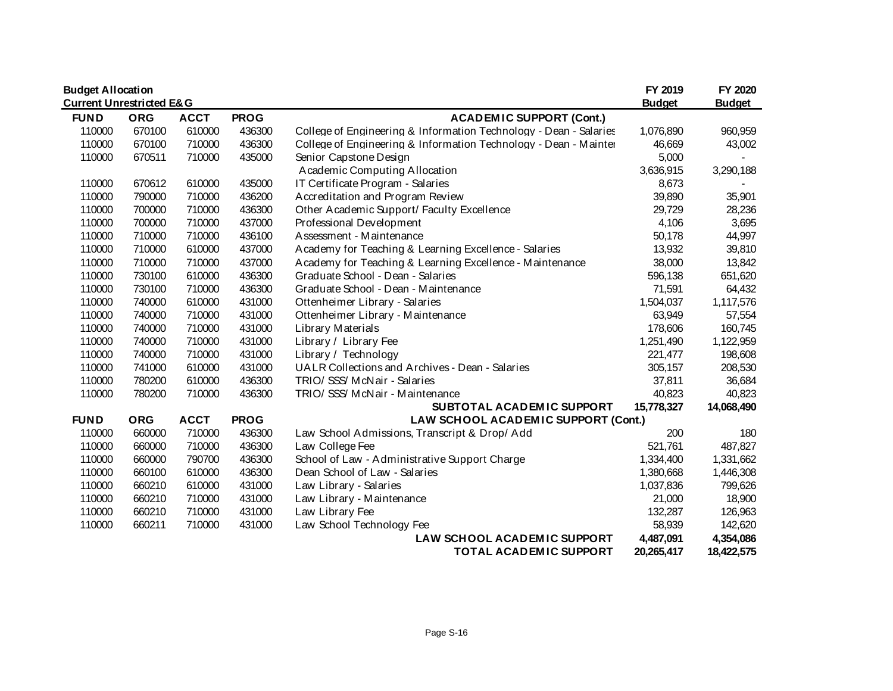**Budget Allocation**
**Current Unrestricted E&G**

| FUND | ORG | ACCT | PROG | ACADEMIC SUPPORT (Cont.) | FY 2019 Budget | FY 2020 Budget |
|---|---|---|---|---|---|---|
| 110000 | 670100 | 610000 | 436300 | College of Engineering & Information Technology - Dean - Salaries | 1,076,890 | 960,959 |
| 110000 | 670100 | 710000 | 436300 | College of Engineering & Information Technology - Dean - Mainter | 46,669 | 43,002 |
| 110000 | 670511 | 710000 | 435000 | Senior Capstone Design | 5,000 | - |
| | | | | Academic Computing Allocation | 3,636,915 | 3,290,188 |
| 110000 | 670612 | 610000 | 435000 | IT Certificate Program - Salaries | 8,673 | - |
| 110000 | 790000 | 710000 | 436200 | Accreditation and Program Review | 39,890 | 35,901 |
| 110000 | 700000 | 710000 | 436300 | Other Academic Support/ Faculty Excellence | 29,729 | 28,236 |
| 110000 | 700000 | 710000 | 437000 | Professional Development | 4,106 | 3,695 |
| 110000 | 710000 | 710000 | 436100 | Assessment - Maintenance | 50,178 | 44,997 |
| 110000 | 710000 | 610000 | 437000 | Academy for Teaching & Learning Excellence - Salaries | 13,932 | 39,810 |
| 110000 | 710000 | 710000 | 437000 | Academy for Teaching & Learning Excellence - Maintenance | 38,000 | 13,842 |
| 110000 | 730100 | 610000 | 436300 | Graduate School - Dean - Salaries | 596,138 | 651,620 |
| 110000 | 730100 | 710000 | 436300 | Graduate School - Dean - Maintenance | 71,591 | 64,432 |
| 110000 | 740000 | 610000 | 431000 | Ottenheimer Library - Salaries | 1,504,037 | 1,117,576 |
| 110000 | 740000 | 710000 | 431000 | Ottenheimer Library - Maintenance | 63,949 | 57,554 |
| 110000 | 740000 | 710000 | 431000 | Library Materials | 178,606 | 160,745 |
| 110000 | 740000 | 710000 | 431000 | Library / Library Fee | 1,251,490 | 1,122,959 |
| 110000 | 740000 | 710000 | 431000 | Library / Technology | 221,477 | 198,608 |
| 110000 | 741000 | 610000 | 431000 | UALR Collections and Archives - Dean - Salaries | 305,157 | 208,530 |
| 110000 | 780200 | 610000 | 436300 | TRIO/ SSS/ McNair - Salaries | 37,811 | 36,684 |
| 110000 | 780200 | 710000 | 436300 | TRIO/ SSS/ McNair - Maintenance | 40,823 | 40,823 |
| | | | | **SUBTOTAL ACADEMIC SUPPORT** | **15,778,327** | **14,068,490** |
| **FUND** | **ORG** | **ACCT** | **PROG** | **LAW SCHOOL ACADEMIC SUPPORT (Cont.)** | | |
| 110000 | 660000 | 710000 | 436300 | Law School Admissions, Transcript & Drop/ Add | 200 | 180 |
| 110000 | 660000 | 710000 | 436300 | Law College Fee | 521,761 | 487,827 |
| 110000 | 660000 | 790700 | 436300 | School of Law - Administrative Support Charge | 1,334,400 | 1,331,662 |
| 110000 | 660100 | 610000 | 436300 | Dean School of Law - Salaries | 1,380,668 | 1,446,308 |
| 110000 | 660210 | 610000 | 431000 | Law Library - Salaries | 1,037,836 | 799,626 |
| 110000 | 660210 | 710000 | 431000 | Law Library - Maintenance | 21,000 | 18,900 |
| 110000 | 660210 | 710000 | 431000 | Law Library Fee | 132,287 | 126,963 |
| 110000 | 660211 | 710000 | 431000 | Law School Technology Fee | 58,939 | 142,620 |
| | | | | **LAW SCHOOL ACADEMIC SUPPORT** | **4,487,091** | **4,354,086** |
| | | | | **TOTAL ACADEMIC SUPPORT** | **20,265,417** | **18,422,575** |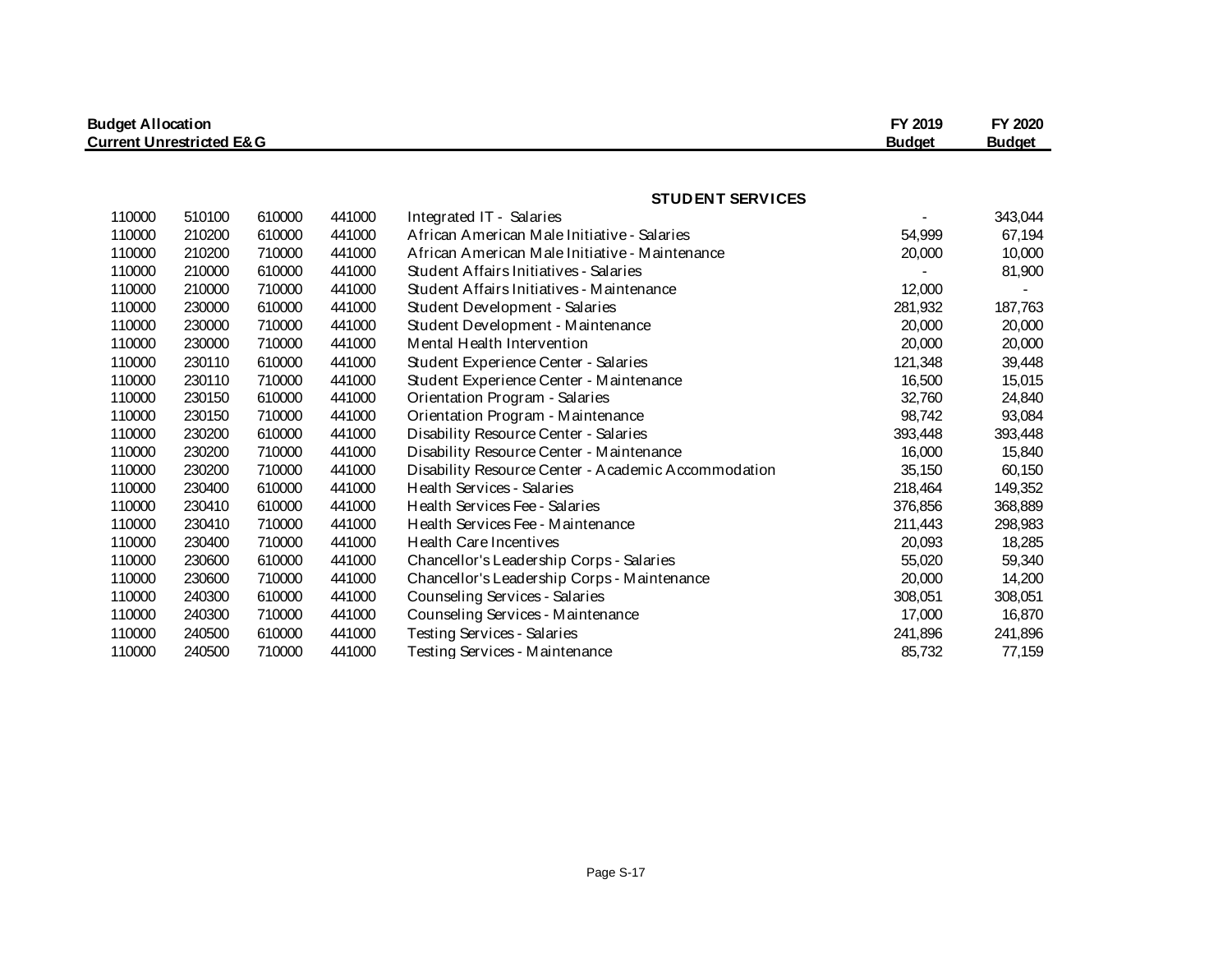| Budget Allocation<br>Current Unrestricted E&G | | | | | FY 2019<br>Budget | FY 2020<br>Budget |
|---|---|---|---|---|---|---|
| | | | | **STUDENT SERVICES** | | |
| 110000 | 510100 | 610000 | 441000 | Integrated IT - Salaries | - | 343,044 |
| 110000 | 210200 | 610000 | 441000 | African American Male Initiative - Salaries | 54,999 | 67,194 |
| 110000 | 210200 | 710000 | 441000 | African American Male Initiative - Maintenance | 20,000 | 10,000 |
| 110000 | 210000 | 610000 | 441000 | Student Affairs Initiatives - Salaries | - | 81,900 |
| 110000 | 210000 | 710000 | 441000 | Student Affairs Initiatives - Maintenance | 12,000 | - |
| 110000 | 230000 | 610000 | 441000 | Student Development - Salaries | 281,932 | 187,763 |
| 110000 | 230000 | 710000 | 441000 | Student Development - Maintenance | 20,000 | 20,000 |
| 110000 | 230000 | 710000 | 441000 | Mental Health Intervention | 20,000 | 20,000 |
| 110000 | 230110 | 610000 | 441000 | Student Experience Center - Salaries | 121,348 | 39,448 |
| 110000 | 230110 | 710000 | 441000 | Student Experience Center - Maintenance | 16,500 | 15,015 |
| 110000 | 230150 | 610000 | 441000 | Orientation Program - Salaries | 32,760 | 24,840 |
| 110000 | 230150 | 710000 | 441000 | Orientation Program - Maintenance | 98,742 | 93,084 |
| 110000 | 230200 | 610000 | 441000 | Disability Resource Center - Salaries | 393,448 | 393,448 |
| 110000 | 230200 | 710000 | 441000 | Disability Resource Center - Maintenance | 16,000 | 15,840 |
| 110000 | 230200 | 710000 | 441000 | Disability Resource Center - Academic Accommodation | 35,150 | 60,150 |
| 110000 | 230400 | 610000 | 441000 | Health Services - Salaries | 218,464 | 149,352 |
| 110000 | 230410 | 610000 | 441000 | Health Services Fee - Salaries | 376,856 | 368,889 |
| 110000 | 230410 | 710000 | 441000 | Health Services Fee - Maintenance | 211,443 | 298,983 |
| 110000 | 230400 | 710000 | 441000 | Health Care Incentives | 20,093 | 18,285 |
| 110000 | 230600 | 610000 | 441000 | Chancellor's Leadership Corps - Salaries | 55,020 | 59,340 |
| 110000 | 230600 | 710000 | 441000 | Chancellor's Leadership Corps - Maintenance | 20,000 | 14,200 |
| 110000 | 240300 | 610000 | 441000 | Counseling Services - Salaries | 308,051 | 308,051 |
| 110000 | 240300 | 710000 | 441000 | Counseling Services - Maintenance | 17,000 | 16,870 |
| 110000 | 240500 | 610000 | 441000 | Testing Services - Salaries | 241,896 | 241,896 |
| 110000 | 240500 | 710000 | 441000 | Testing Services - Maintenance | 85,732 | 77,159 |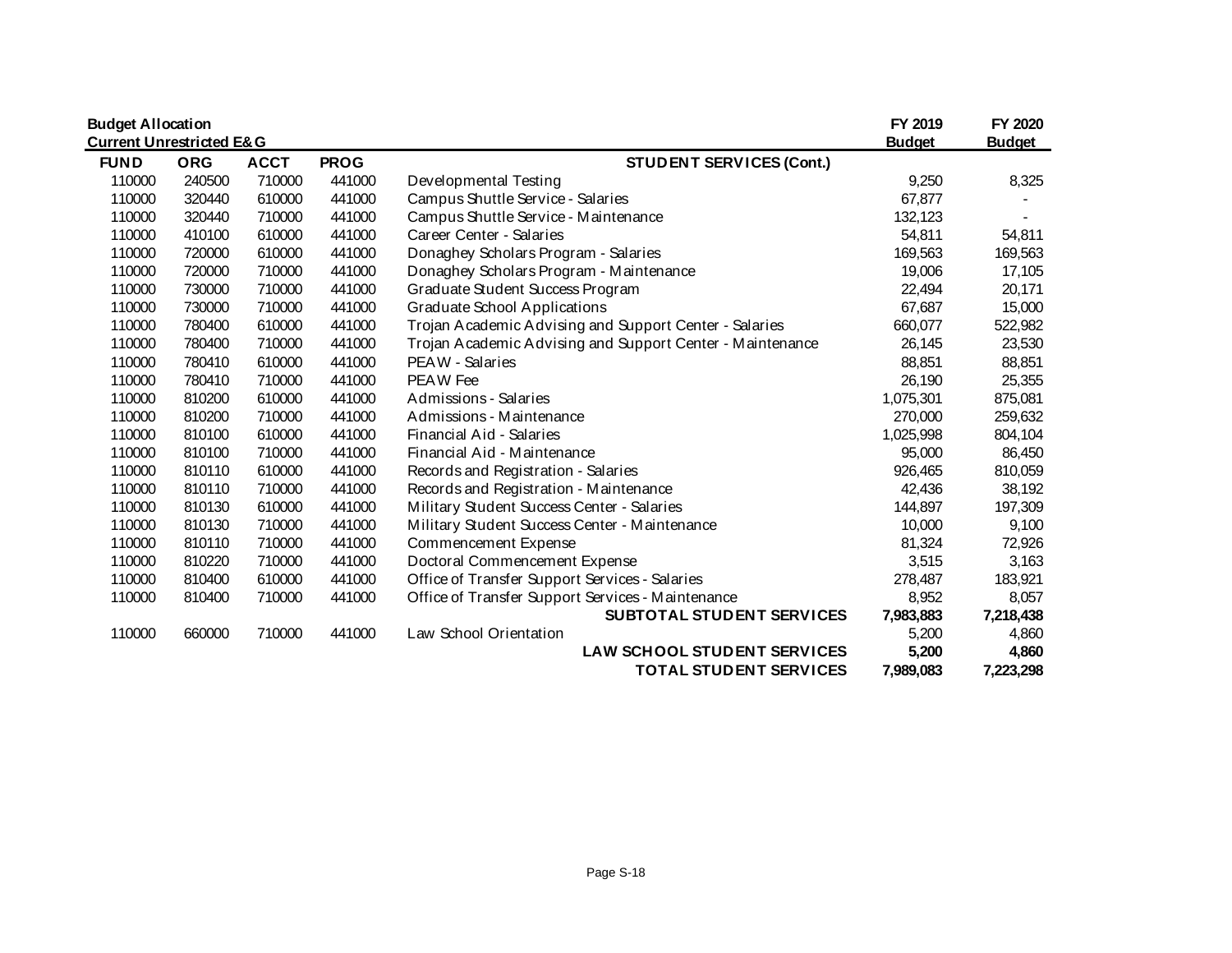**Budget Allocation**
**Current Unrestricted E&G**

| FUND | ORG | ACCT | PROG | STUDENT SERVICES (Cont.) | FY 2019 Budget | FY 2020 Budget |
|---|---|---|---|---|---|---|
| 110000 | 240500 | 710000 | 441000 | Developmental Testing | 9,250 | 8,325 |
| 110000 | 320440 | 610000 | 441000 | Campus Shuttle Service - Salaries | 67,877 | - |
| 110000 | 320440 | 710000 | 441000 | Campus Shuttle Service - Maintenance | 132,123 | - |
| 110000 | 410100 | 610000 | 441000 | Career Center - Salaries | 54,811 | 54,811 |
| 110000 | 720000 | 610000 | 441000 | Donaghey Scholars Program - Salaries | 169,563 | 169,563 |
| 110000 | 720000 | 710000 | 441000 | Donaghey Scholars Program - Maintenance | 19,006 | 17,105 |
| 110000 | 730000 | 710000 | 441000 | Graduate Student Success Program | 22,494 | 20,171 |
| 110000 | 730000 | 710000 | 441000 | Graduate School Applications | 67,687 | 15,000 |
| 110000 | 780400 | 610000 | 441000 | Trojan Academic Advising and Support Center - Salaries | 660,077 | 522,982 |
| 110000 | 780400 | 710000 | 441000 | Trojan Academic Advising and Support Center - Maintenance | 26,145 | 23,530 |
| 110000 | 780410 | 610000 | 441000 | PEAW - Salaries | 88,851 | 88,851 |
| 110000 | 780410 | 710000 | 441000 | PEAW Fee | 26,190 | 25,355 |
| 110000 | 810200 | 610000 | 441000 | Admissions - Salaries | 1,075,301 | 875,081 |
| 110000 | 810200 | 710000 | 441000 | Admissions - Maintenance | 270,000 | 259,632 |
| 110000 | 810100 | 610000 | 441000 | Financial Aid - Salaries | 1,025,998 | 804,104 |
| 110000 | 810100 | 710000 | 441000 | Financial Aid - Maintenance | 95,000 | 86,450 |
| 110000 | 810110 | 610000 | 441000 | Records and Registration - Salaries | 926,465 | 810,059 |
| 110000 | 810110 | 710000 | 441000 | Records and Registration - Maintenance | 42,436 | 38,192 |
| 110000 | 810130 | 610000 | 441000 | Military Student Success Center - Salaries | 144,897 | 197,309 |
| 110000 | 810130 | 710000 | 441000 | Military Student Success Center - Maintenance | 10,000 | 9,100 |
| 110000 | 810110 | 710000 | 441000 | Commencement Expense | 81,324 | 72,926 |
| 110000 | 810220 | 710000 | 441000 | Doctoral Commencement Expense | 3,515 | 3,163 |
| 110000 | 810400 | 610000 | 441000 | Office of Transfer Support Services - Salaries | 278,487 | 183,921 |
| 110000 | 810400 | 710000 | 441000 | Office of Transfer Support Services - Maintenance | 8,952 | 8,057 |
| | | | | **SUBTOTAL STUDENT SERVICES** | **7,983,883** | **7,218,438** |
| 110000 | 660000 | 710000 | 441000 | Law School Orientation | 5,200 | 4,860 |
| | | | | **LAW SCHOOL STUDENT SERVICES** | **5,200** | **4,860** |
| | | | | **TOTAL STUDENT SERVICES** | **7,989,083** | **7,223,298** |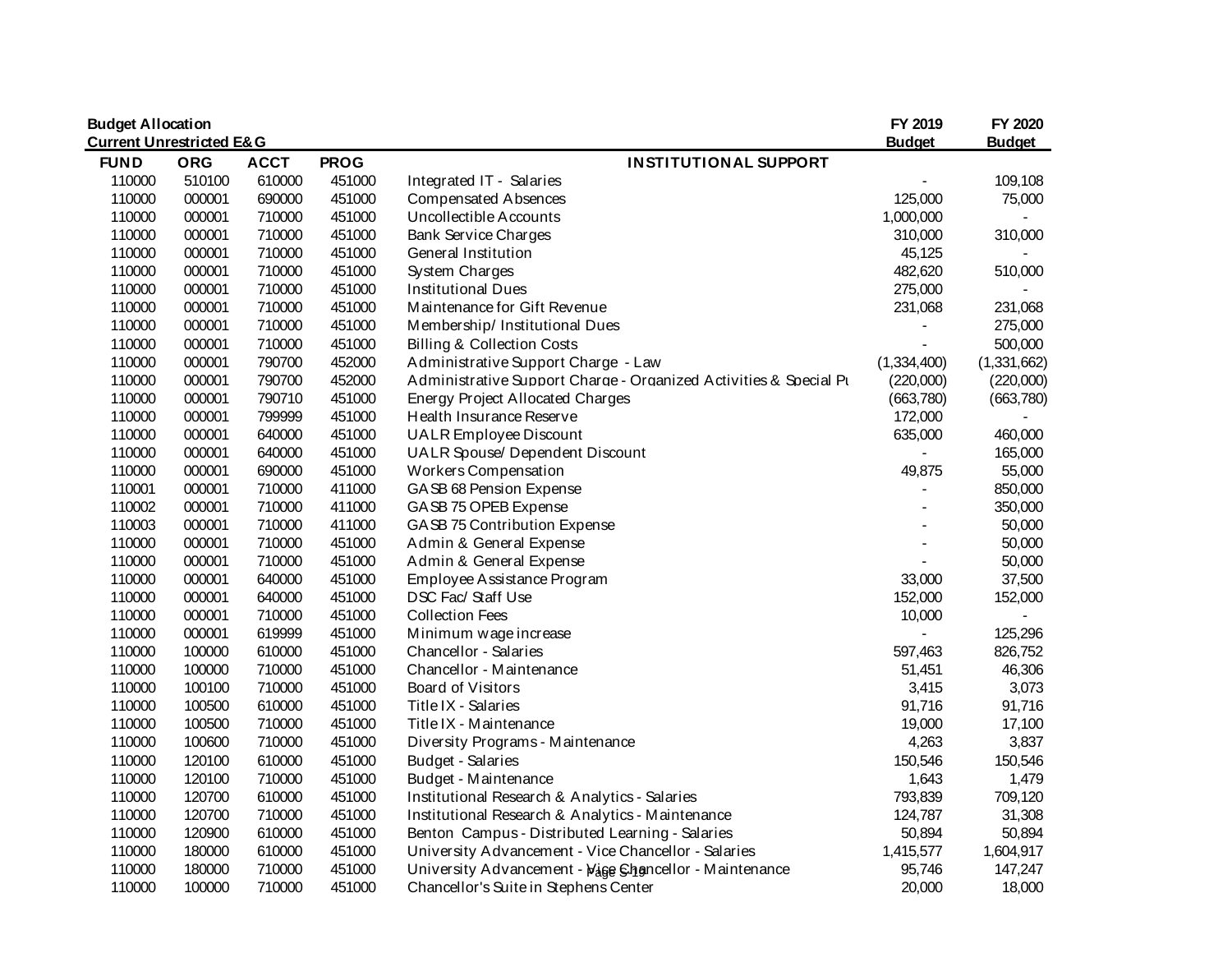**Budget Allocation**
**Current Unrestricted E&G**

| FUND | ORG | ACCT | PROG | INSTITUTIONAL SUPPORT | FY 2019 Budget | FY 2020 Budget |
|---|---|---|---|---|---|---|
| 110000 | 510100 | 610000 | 451000 | Integrated IT - Salaries | - | 109,108 |
| 110000 | 000001 | 690000 | 451000 | Compensated Absences | 125,000 | 75,000 |
| 110000 | 000001 | 710000 | 451000 | Uncollectible Accounts | 1,000,000 | - |
| 110000 | 000001 | 710000 | 451000 | Bank Service Charges | 310,000 | 310,000 |
| 110000 | 000001 | 710000 | 451000 | General Institution | 45,125 | - |
| 110000 | 000001 | 710000 | 451000 | System Charges | 482,620 | 510,000 |
| 110000 | 000001 | 710000 | 451000 | Institutional Dues | 275,000 | - |
| 110000 | 000001 | 710000 | 451000 | Maintenance for Gift Revenue | 231,068 | 231,068 |
| 110000 | 000001 | 710000 | 451000 | Membership/ Institutional Dues | - | 275,000 |
| 110000 | 000001 | 710000 | 451000 | Billing & Collection Costs | - | 500,000 |
| 110000 | 000001 | 790700 | 452000 | Administrative Support Charge - Law | (1,334,400) | (1,331,662) |
| 110000 | 000001 | 790700 | 452000 | Administrative Support Charge - Organized Activities & Special Pu | (220,000) | (220,000) |
| 110000 | 000001 | 790710 | 451000 | Energy Project Allocated Charges | (663,780) | (663,780) |
| 110000 | 000001 | 799999 | 451000 | Health Insurance Reserve | 172,000 | - |
| 110000 | 000001 | 640000 | 451000 | UALR Employee Discount | 635,000 | 460,000 |
| 110000 | 000001 | 640000 | 451000 | UALR Spouse/ Dependent Discount | - | 165,000 |
| 110000 | 000001 | 690000 | 451000 | Workers Compensation | 49,875 | 55,000 |
| 110001 | 000001 | 710000 | 411000 | GASB 68 Pension Expense | - | 850,000 |
| 110002 | 000001 | 710000 | 411000 | GASB 75 OPEB Expense | - | 350,000 |
| 110003 | 000001 | 710000 | 411000 | GASB 75 Contribution Expense | - | 50,000 |
| 110000 | 000001 | 710000 | 451000 | Admin & General Expense | - | 50,000 |
| 110000 | 000001 | 710000 | 451000 | Admin & General Expense | - | 50,000 |
| 110000 | 000001 | 640000 | 451000 | Employee Assistance Program | 33,000 | 37,500 |
| 110000 | 000001 | 640000 | 451000 | DSC Fac/ Staff Use | 152,000 | 152,000 |
| 110000 | 000001 | 710000 | 451000 | Collection Fees | 10,000 | - |
| 110000 | 000001 | 619999 | 451000 | Minimum wage increase | - | 125,296 |
| 110000 | 100000 | 610000 | 451000 | Chancellor - Salaries | 597,463 | 826,752 |
| 110000 | 100000 | 710000 | 451000 | Chancellor - Maintenance | 51,451 | 46,306 |
| 110000 | 100100 | 710000 | 451000 | Board of Visitors | 3,415 | 3,073 |
| 110000 | 100500 | 610000 | 451000 | Title IX - Salaries | 91,716 | 91,716 |
| 110000 | 100500 | 710000 | 451000 | Title IX - Maintenance | 19,000 | 17,100 |
| 110000 | 100600 | 710000 | 451000 | Diversity Programs - Maintenance | 4,263 | 3,837 |
| 110000 | 120100 | 610000 | 451000 | Budget - Salaries | 150,546 | 150,546 |
| 110000 | 120100 | 710000 | 451000 | Budget - Maintenance | 1,643 | 1,479 |
| 110000 | 120700 | 610000 | 451000 | Institutional Research & Analytics - Salaries | 793,839 | 709,120 |
| 110000 | 120700 | 710000 | 451000 | Institutional Research & Analytics - Maintenance | 124,787 | 31,308 |
| 110000 | 120900 | 610000 | 451000 | Benton Campus - Distributed Learning - Salaries | 50,894 | 50,894 |
| 110000 | 180000 | 610000 | 451000 | University Advancement - Vice Chancellor - Salaries | 1,415,577 | 1,604,917 |
| 110000 | 180000 | 710000 | 451000 | University Advancement - Vice Chancellor - Maintenance | 95,746 | 147,247 |
| 110000 | 100000 | 710000 | 451000 | Chancellor's Suite in Stephens Center | 20,000 | 18,000 |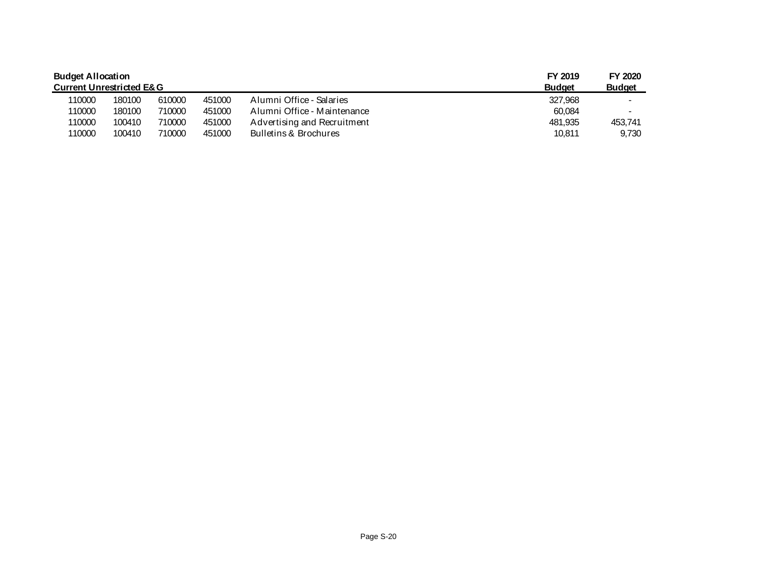| Budget Allocation<br>Current Unrestricted E&G | | | | | FY 2019<br>Budget | FY 2020<br>Budget |
|---|---|---|---|---|---|---|
| 110000 | 180100 | 610000 | 451000 | Alumni Office - Salaries | 327,968 | - |
| 110000 | 180100 | 710000 | 451000 | Alumni Office - Maintenance | 60,084 | - |
| 110000 | 100410 | 710000 | 451000 | Advertising and Recruitment | 481,935 | 453,741 |
| 110000 | 100410 | 710000 | 451000 | Bulletins & Brochures | 10,811 | 9,730 |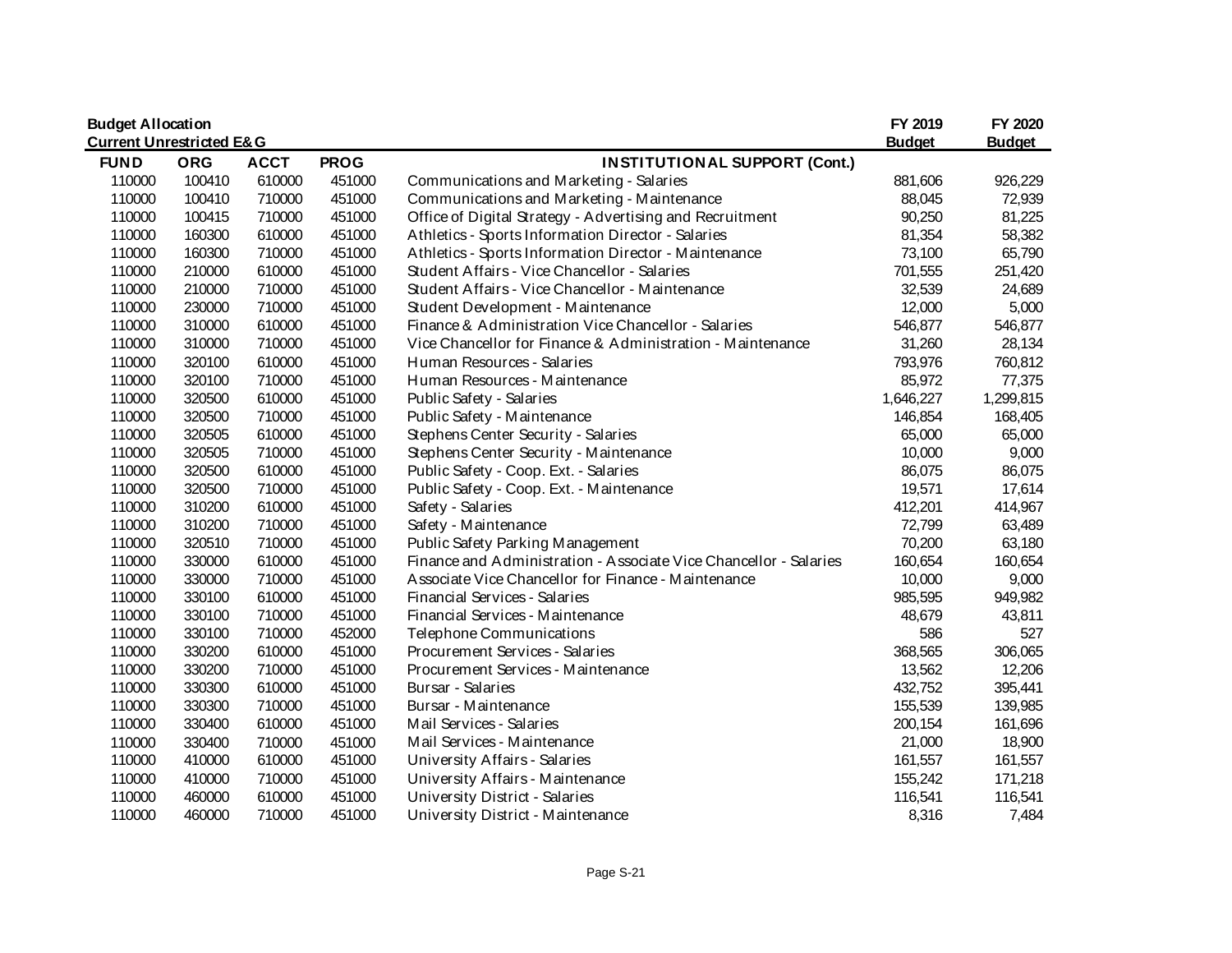**Budget Allocation**
**Current Unrestricted E&G**

| FUND | ORG | ACCT | PROG | INSTITUTIONAL SUPPORT (Cont.) | FY 2019 Budget | FY 2020 Budget |
|---|---|---|---|---|---|---|
| 110000 | 100410 | 610000 | 451000 | Communications and Marketing - Salaries | 881,606 | 926,229 |
| 110000 | 100410 | 710000 | 451000 | Communications and Marketing - Maintenance | 88,045 | 72,939 |
| 110000 | 100415 | 710000 | 451000 | Office of Digital Strategy - Advertising and Recruitment | 90,250 | 81,225 |
| 110000 | 160300 | 610000 | 451000 | Athletics - Sports Information Director - Salaries | 81,354 | 58,382 |
| 110000 | 160300 | 710000 | 451000 | Athletics - Sports Information Director - Maintenance | 73,100 | 65,790 |
| 110000 | 210000 | 610000 | 451000 | Student Affairs - Vice Chancellor - Salaries | 701,555 | 251,420 |
| 110000 | 210000 | 710000 | 451000 | Student Affairs - Vice Chancellor - Maintenance | 32,539 | 24,689 |
| 110000 | 230000 | 710000 | 451000 | Student Development - Maintenance | 12,000 | 5,000 |
| 110000 | 310000 | 610000 | 451000 | Finance & Administration Vice Chancellor - Salaries | 546,877 | 546,877 |
| 110000 | 310000 | 710000 | 451000 | Vice Chancellor for Finance & Administration - Maintenance | 31,260 | 28,134 |
| 110000 | 320100 | 610000 | 451000 | Human Resources - Salaries | 793,976 | 760,812 |
| 110000 | 320100 | 710000 | 451000 | Human Resources - Maintenance | 85,972 | 77,375 |
| 110000 | 320500 | 610000 | 451000 | Public Safety - Salaries | 1,646,227 | 1,299,815 |
| 110000 | 320500 | 710000 | 451000 | Public Safety - Maintenance | 146,854 | 168,405 |
| 110000 | 320505 | 610000 | 451000 | Stephens Center Security - Salaries | 65,000 | 65,000 |
| 110000 | 320505 | 710000 | 451000 | Stephens Center Security - Maintenance | 10,000 | 9,000 |
| 110000 | 320500 | 610000 | 451000 | Public Safety - Coop. Ext. - Salaries | 86,075 | 86,075 |
| 110000 | 320500 | 710000 | 451000 | Public Safety - Coop. Ext. - Maintenance | 19,571 | 17,614 |
| 110000 | 310200 | 610000 | 451000 | Safety - Salaries | 412,201 | 414,967 |
| 110000 | 310200 | 710000 | 451000 | Safety - Maintenance | 72,799 | 63,489 |
| 110000 | 320510 | 710000 | 451000 | Public Safety Parking Management | 70,200 | 63,180 |
| 110000 | 330000 | 610000 | 451000 | Finance and Administration - Associate Vice Chancellor - Salaries | 160,654 | 160,654 |
| 110000 | 330000 | 710000 | 451000 | Associate Vice Chancellor for Finance - Maintenance | 10,000 | 9,000 |
| 110000 | 330100 | 610000 | 451000 | Financial Services - Salaries | 985,595 | 949,982 |
| 110000 | 330100 | 710000 | 451000 | Financial Services - Maintenance | 48,679 | 43,811 |
| 110000 | 330100 | 710000 | 452000 | Telephone Communications | 586 | 527 |
| 110000 | 330200 | 610000 | 451000 | Procurement Services - Salaries | 368,565 | 306,065 |
| 110000 | 330200 | 710000 | 451000 | Procurement Services - Maintenance | 13,562 | 12,206 |
| 110000 | 330300 | 610000 | 451000 | Bursar - Salaries | 432,752 | 395,441 |
| 110000 | 330300 | 710000 | 451000 | Bursar - Maintenance | 155,539 | 139,985 |
| 110000 | 330400 | 610000 | 451000 | Mail Services - Salaries | 200,154 | 161,696 |
| 110000 | 330400 | 710000 | 451000 | Mail Services - Maintenance | 21,000 | 18,900 |
| 110000 | 410000 | 610000 | 451000 | University Affairs - Salaries | 161,557 | 161,557 |
| 110000 | 410000 | 710000 | 451000 | University Affairs - Maintenance | 155,242 | 171,218 |
| 110000 | 460000 | 610000 | 451000 | University District - Salaries | 116,541 | 116,541 |
| 110000 | 460000 | 710000 | 451000 | University District - Maintenance | 8,316 | 7,484 |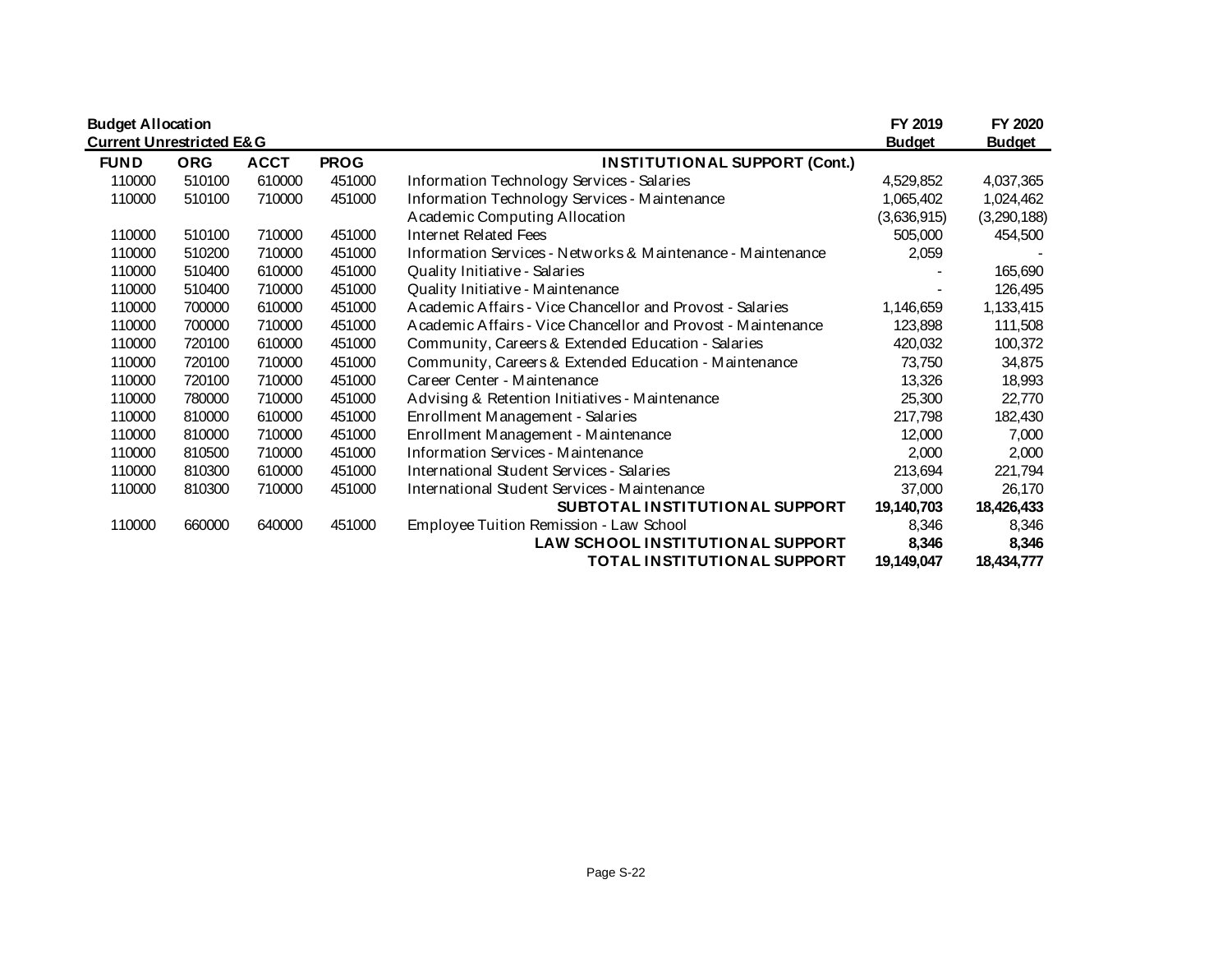**Budget Allocation**
**Current Unrestricted E&G**

| FUND | ORG | ACCT | PROG | INSTITUTIONAL SUPPORT (Cont.) | FY 2019 Budget | FY 2020 Budget |
|---|---|---|---|---|---|---|
| 110000 | 510100 | 610000 | 451000 | Information Technology Services - Salaries | 4,529,852 | 4,037,365 |
| 110000 | 510100 | 710000 | 451000 | Information Technology Services - Maintenance | 1,065,402 | 1,024,462 |
| | | | | Academic Computing Allocation | (3,636,915) | (3,290,188) |
| 110000 | 510100 | 710000 | 451000 | Internet Related Fees | 505,000 | 454,500 |
| 110000 | 510200 | 710000 | 451000 | Information Services - Networks & Maintenance - Maintenance | 2,059 | - |
| 110000 | 510400 | 610000 | 451000 | Quality Initiative - Salaries | - | 165,690 |
| 110000 | 510400 | 710000 | 451000 | Quality Initiative - Maintenance | - | 126,495 |
| 110000 | 700000 | 610000 | 451000 | Academic Affairs - Vice Chancellor and Provost - Salaries | 1,146,659 | 1,133,415 |
| 110000 | 700000 | 710000 | 451000 | Academic Affairs - Vice Chancellor and Provost - Maintenance | 123,898 | 111,508 |
| 110000 | 720100 | 610000 | 451000 | Community, Careers & Extended Education - Salaries | 420,032 | 100,372 |
| 110000 | 720100 | 710000 | 451000 | Community, Careers & Extended Education - Maintenance | 73,750 | 34,875 |
| 110000 | 720100 | 710000 | 451000 | Career Center - Maintenance | 13,326 | 18,993 |
| 110000 | 780000 | 710000 | 451000 | Advising & Retention Initiatives - Maintenance | 25,300 | 22,770 |
| 110000 | 810000 | 610000 | 451000 | Enrollment Management - Salaries | 217,798 | 182,430 |
| 110000 | 810000 | 710000 | 451000 | Enrollment Management - Maintenance | 12,000 | 7,000 |
| 110000 | 810500 | 710000 | 451000 | Information Services - Maintenance | 2,000 | 2,000 |
| 110000 | 810300 | 610000 | 451000 | International Student Services - Salaries | 213,694 | 221,794 |
| 110000 | 810300 | 710000 | 451000 | International Student Services - Maintenance | 37,000 | 26,170 |
| | | | | **SUBTOTAL INSTITUTIONAL SUPPORT** | **19,140,703** | **18,426,433** |
| 110000 | 660000 | 640000 | 451000 | Employee Tuition Remission - Law School | 8,346 | 8,346 |
| | | | | **LAW SCHOOL INSTITUTIONAL SUPPORT** | **8,346** | **8,346** |
| | | | | **TOTAL INSTITUTIONAL SUPPORT** | **19,149,047** | **18,434,777** |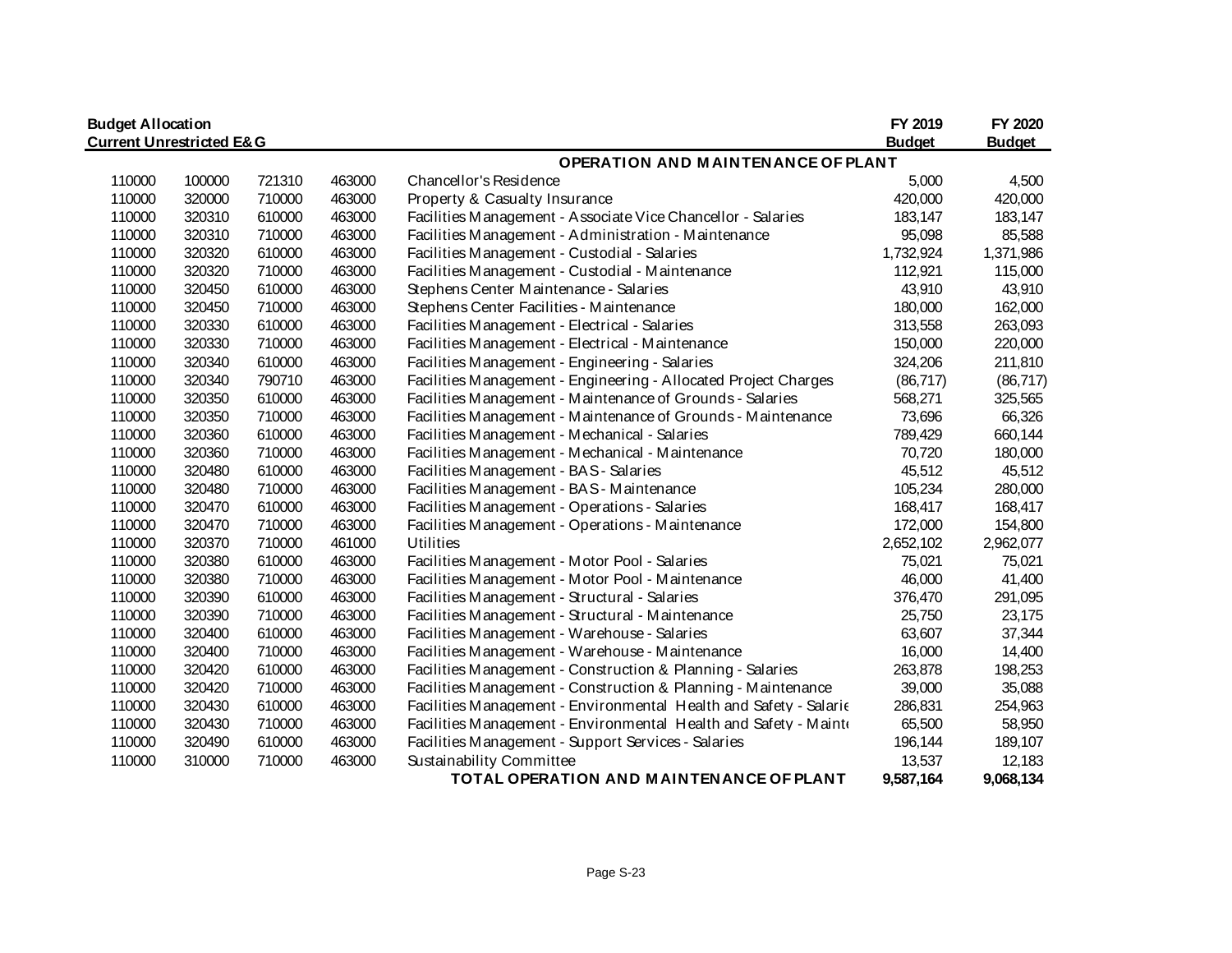| Budget Allocation<br>Current Unrestricted E&G | | | | | FY 2019<br>Budget | FY 2020<br>Budget |
|---|---|---|---|---|---|---|
| | | | | **OPERATION AND MAINTENANCE OF PLANT** | | |
| 110000 | 100000 | 721310 | 463000 | Chancellor's Residence | 5,000 | 4,500 |
| 110000 | 320000 | 710000 | 463000 | Property & Casualty Insurance | 420,000 | 420,000 |
| 110000 | 320310 | 610000 | 463000 | Facilities Management - Associate Vice Chancellor - Salaries | 183,147 | 183,147 |
| 110000 | 320310 | 710000 | 463000 | Facilities Management - Administration - Maintenance | 95,098 | 85,588 |
| 110000 | 320320 | 610000 | 463000 | Facilities Management - Custodial - Salaries | 1,732,924 | 1,371,986 |
| 110000 | 320320 | 710000 | 463000 | Facilities Management - Custodial - Maintenance | 112,921 | 115,000 |
| 110000 | 320450 | 610000 | 463000 | Stephens Center Maintenance - Salaries | 43,910 | 43,910 |
| 110000 | 320450 | 710000 | 463000 | Stephens Center Facilities - Maintenance | 180,000 | 162,000 |
| 110000 | 320330 | 610000 | 463000 | Facilities Management - Electrical - Salaries | 313,558 | 263,093 |
| 110000 | 320330 | 710000 | 463000 | Facilities Management - Electrical - Maintenance | 150,000 | 220,000 |
| 110000 | 320340 | 610000 | 463000 | Facilities Management - Engineering - Salaries | 324,206 | 211,810 |
| 110000 | 320340 | 790710 | 463000 | Facilities Management - Engineering - Allocated Project Charges | (86,717) | (86,717) |
| 110000 | 320350 | 610000 | 463000 | Facilities Management - Maintenance of Grounds - Salaries | 568,271 | 325,565 |
| 110000 | 320350 | 710000 | 463000 | Facilities Management - Maintenance of Grounds - Maintenance | 73,696 | 66,326 |
| 110000 | 320360 | 610000 | 463000 | Facilities Management - Mechanical - Salaries | 789,429 | 660,144 |
| 110000 | 320360 | 710000 | 463000 | Facilities Management - Mechanical - Maintenance | 70,720 | 180,000 |
| 110000 | 320480 | 610000 | 463000 | Facilities Management - BAS - Salaries | 45,512 | 45,512 |
| 110000 | 320480 | 710000 | 463000 | Facilities Management - BAS - Maintenance | 105,234 | 280,000 |
| 110000 | 320470 | 610000 | 463000 | Facilities Management - Operations - Salaries | 168,417 | 168,417 |
| 110000 | 320470 | 710000 | 463000 | Facilities Management - Operations - Maintenance | 172,000 | 154,800 |
| 110000 | 320370 | 710000 | 461000 | Utilities | 2,652,102 | 2,962,077 |
| 110000 | 320380 | 610000 | 463000 | Facilities Management - Motor Pool - Salaries | 75,021 | 75,021 |
| 110000 | 320380 | 710000 | 463000 | Facilities Management - Motor Pool - Maintenance | 46,000 | 41,400 |
| 110000 | 320390 | 610000 | 463000 | Facilities Management - Structural - Salaries | 376,470 | 291,095 |
| 110000 | 320390 | 710000 | 463000 | Facilities Management - Structural - Maintenance | 25,750 | 23,175 |
| 110000 | 320400 | 610000 | 463000 | Facilities Management - Warehouse - Salaries | 63,607 | 37,344 |
| 110000 | 320400 | 710000 | 463000 | Facilities Management - Warehouse - Maintenance | 16,000 | 14,400 |
| 110000 | 320420 | 610000 | 463000 | Facilities Management - Construction & Planning - Salaries | 263,878 | 198,253 |
| 110000 | 320420 | 710000 | 463000 | Facilities Management - Construction & Planning - Maintenance | 39,000 | 35,088 |
| 110000 | 320430 | 610000 | 463000 | Facilities Management - Environmental Health and Safety - Salarie | 286,831 | 254,963 |
| 110000 | 320430 | 710000 | 463000 | Facilities Management - Environmental Health and Safety - Mainte | 65,500 | 58,950 |
| 110000 | 320490 | 610000 | 463000 | Facilities Management - Support Services - Salaries | 196,144 | 189,107 |
| 110000 | 310000 | 710000 | 463000 | Sustainability Committee | 13,537 | 12,183 |
| | | | | **TOTAL OPERATION AND MAINTENANCE OF PLANT** | **9,587,164** | **9,068,134** |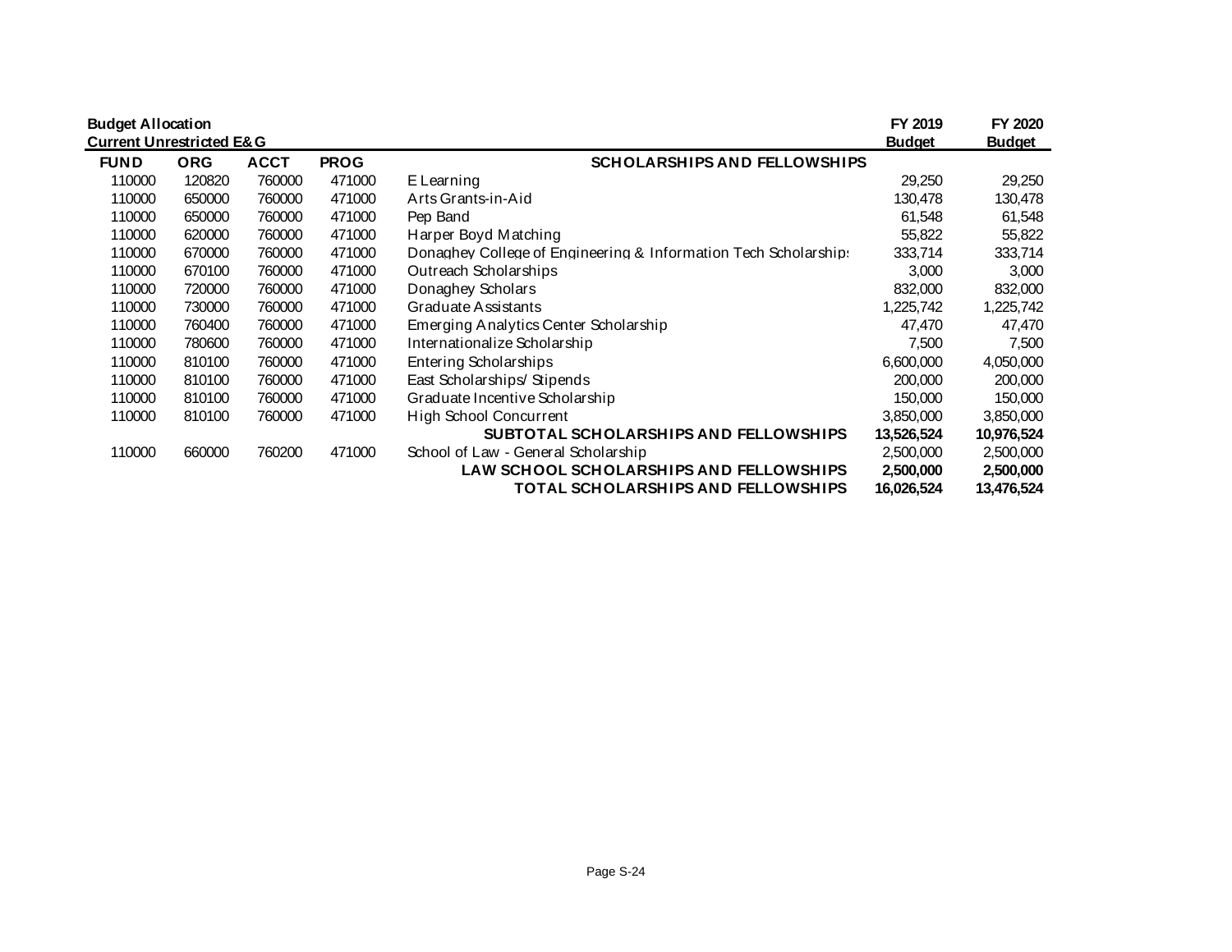| Budget Allocation<br>Current Unrestricted E&G | | | | | FY 2019<br>Budget | FY 2020<br>Budget |
|---|---|---|---|---|---|---|
| **FUND** | **ORG** | **ACCT** | **PROG** | **SCHOLARSHIPS AND FELLOWSHIPS** | | |
| 110000 | 120820 | 760000 | 471000 | E Learning | 29,250 | 29,250 |
| 110000 | 650000 | 760000 | 471000 | Arts Grants-in-Aid | 130,478 | 130,478 |
| 110000 | 650000 | 760000 | 471000 | Pep Band | 61,548 | 61,548 |
| 110000 | 620000 | 760000 | 471000 | Harper Boyd Matching | 55,822 | 55,822 |
| 110000 | 670000 | 760000 | 471000 | Donaghey College of Engineering & Information Tech Scholarships | 333,714 | 333,714 |
| 110000 | 670100 | 760000 | 471000 | Outreach Scholarships | 3,000 | 3,000 |
| 110000 | 720000 | 760000 | 471000 | Donaghey Scholars | 832,000 | 832,000 |
| 110000 | 730000 | 760000 | 471000 | Graduate Assistants | 1,225,742 | 1,225,742 |
| 110000 | 760400 | 760000 | 471000 | Emerging Analytics Center Scholarship | 47,470 | 47,470 |
| 110000 | 780600 | 760000 | 471000 | Internationalize Scholarship | 7,500 | 7,500 |
| 110000 | 810100 | 760000 | 471000 | Entering Scholarships | 6,600,000 | 4,050,000 |
| 110000 | 810100 | 760000 | 471000 | East Scholarships/ Stipends | 200,000 | 200,000 |
| 110000 | 810100 | 760000 | 471000 | Graduate Incentive Scholarship | 150,000 | 150,000 |
| 110000 | 810100 | 760000 | 471000 | High School Concurrent | 3,850,000 | 3,850,000 |
| | | | | **SUBTOTAL SCHOLARSHIPS AND FELLOWSHIPS** | **13,526,524** | **10,976,524** |
| 110000 | 660000 | 760200 | 471000 | School of Law - General Scholarship | 2,500,000 | 2,500,000 |
| | | | | **LAW SCHOOL SCHOLARSHIPS AND FELLOWSHIPS** | **2,500,000** | **2,500,000** |
| | | | | **TOTAL SCHOLARSHIPS AND FELLOWSHIPS** | **16,026,524** | **13,476,524** |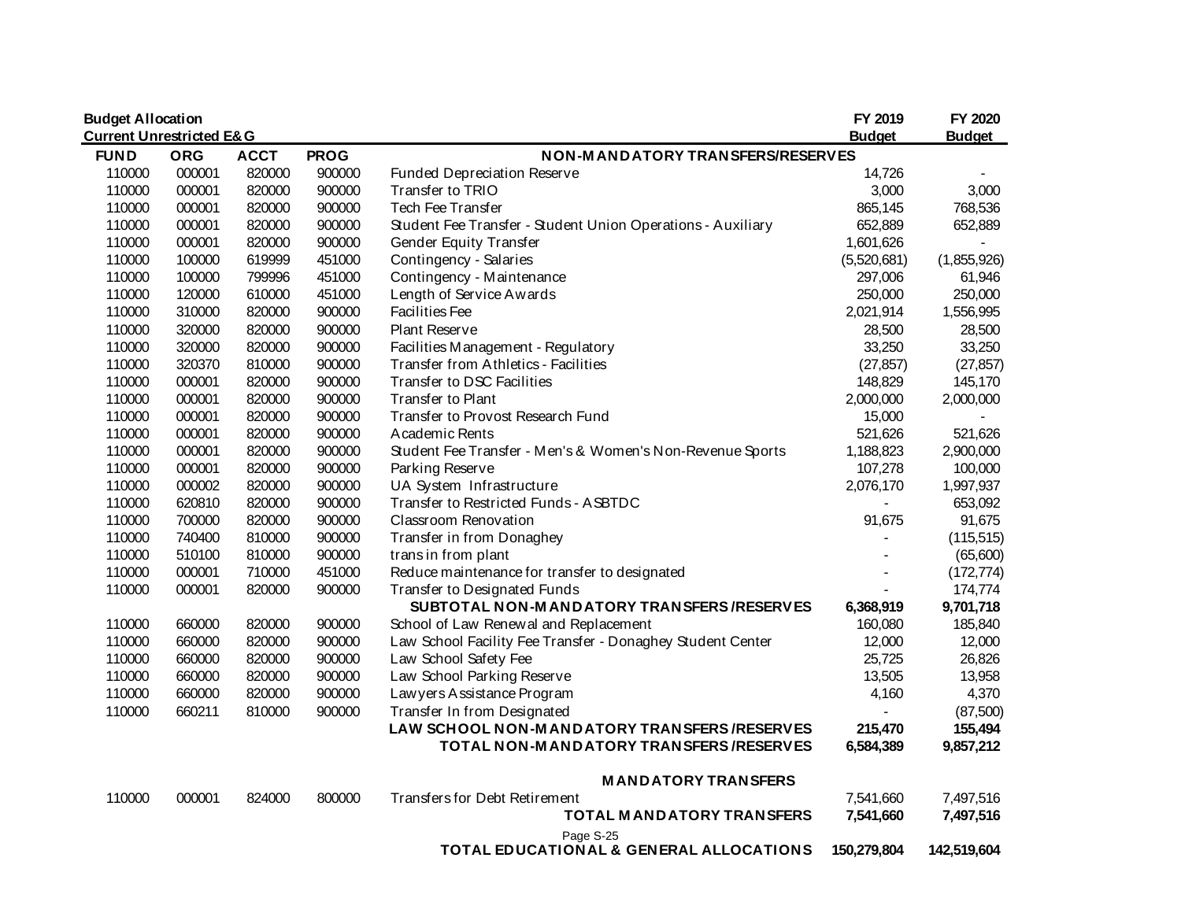**Budget Allocation**
**Current Unrestricted E&G**

| FUND | ORG | ACCT | PROG | NON-MANDATORY TRANSFERS/RESERVES | FY 2019 Budget | FY 2020 Budget |
|---|---|---|---|---|---|---|
| 110000 | 000001 | 820000 | 900000 | Funded Depreciation Reserve | 14,726 | - |
| 110000 | 000001 | 820000 | 900000 | Transfer to TRIO | 3,000 | 3,000 |
| 110000 | 000001 | 820000 | 900000 | Tech Fee Transfer | 865,145 | 768,536 |
| 110000 | 000001 | 820000 | 900000 | Student Fee Transfer - Student Union Operations - Auxiliary | 652,889 | 652,889 |
| 110000 | 000001 | 820000 | 900000 | Gender Equity Transfer | 1,601,626 | - |
| 110000 | 100000 | 619999 | 451000 | Contingency - Salaries | (5,520,681) | (1,855,926) |
| 110000 | 100000 | 799996 | 451000 | Contingency - Maintenance | 297,006 | 61,946 |
| 110000 | 120000 | 610000 | 451000 | Length of Service Awards | 250,000 | 250,000 |
| 110000 | 310000 | 820000 | 900000 | Facilities Fee | 2,021,914 | 1,556,995 |
| 110000 | 320000 | 820000 | 900000 | Plant Reserve | 28,500 | 28,500 |
| 110000 | 320000 | 820000 | 900000 | Facilities Management - Regulatory | 33,250 | 33,250 |
| 110000 | 320370 | 810000 | 900000 | Transfer from Athletics - Facilities | (27,857) | (27,857) |
| 110000 | 000001 | 820000 | 900000 | Transfer to DSC Facilities | 148,829 | 145,170 |
| 110000 | 000001 | 820000 | 900000 | Transfer to Plant | 2,000,000 | 2,000,000 |
| 110000 | 000001 | 820000 | 900000 | Transfer to Provost Research Fund | 15,000 | - |
| 110000 | 000001 | 820000 | 900000 | Academic Rents | 521,626 | 521,626 |
| 110000 | 000001 | 820000 | 900000 | Student Fee Transfer - Men's & Women's Non-Revenue Sports | 1,188,823 | 2,900,000 |
| 110000 | 000001 | 820000 | 900000 | Parking Reserve | 107,278 | 100,000 |
| 110000 | 000002 | 820000 | 900000 | UA System Infrastructure | 2,076,170 | 1,997,937 |
| 110000 | 620810 | 820000 | 900000 | Transfer to Restricted Funds - ASBTDC | - | 653,092 |
| 110000 | 700000 | 820000 | 900000 | Classroom Renovation | 91,675 | 91,675 |
| 110000 | 740400 | 810000 | 900000 | Transfer in from Donaghey | - | (115,515) |
| 110000 | 510100 | 810000 | 900000 | trans in from plant | - | (65,600) |
| 110000 | 000001 | 710000 | 451000 | Reduce maintenance for transfer to designated | - | (172,774) |
| 110000 | 000001 | 820000 | 900000 | Transfer to Designated Funds | - | 174,774 |
| | | | | **SUBTOTAL NON-MANDATORY TRANSFERS/RESERVES** | **6,368,919** | **9,701,718** |
| 110000 | 660000 | 820000 | 900000 | School of Law Renewal and Replacement | 160,080 | 185,840 |
| 110000 | 660000 | 820000 | 900000 | Law School Facility Fee Transfer - Donaghey Student Center | 12,000 | 12,000 |
| 110000 | 660000 | 820000 | 900000 | Law School Safety Fee | 25,725 | 26,826 |
| 110000 | 660000 | 820000 | 900000 | Law School Parking Reserve | 13,505 | 13,958 |
| 110000 | 660000 | 820000 | 900000 | Lawyers Assistance Program | 4,160 | 4,370 |
| 110000 | 660211 | 810000 | 900000 | Transfer In from Designated | - | (87,500) |
| | | | | **LAW SCHOOL NON-MANDATORY TRANSFERS/RESERVES** | **215,470** | **155,494** |
| | | | | **TOTAL NON-MANDATORY TRANSFERS/RESERVES** | **6,584,389** | **9,857,212** |
| | | | | **MANDATORY TRANSFERS** | | |
| 110000 | 000001 | 824000 | 800000 | Transfers for Debt Retirement | 7,541,660 | 7,497,516 |
| | | | | **TOTAL MANDATORY TRANSFERS** | **7,541,660** | **7,497,516** |
| | | | | **TOTAL EDUCATIONAL & GENERAL ALLOCATIONS** | **150,279,804** | **142,519,604** |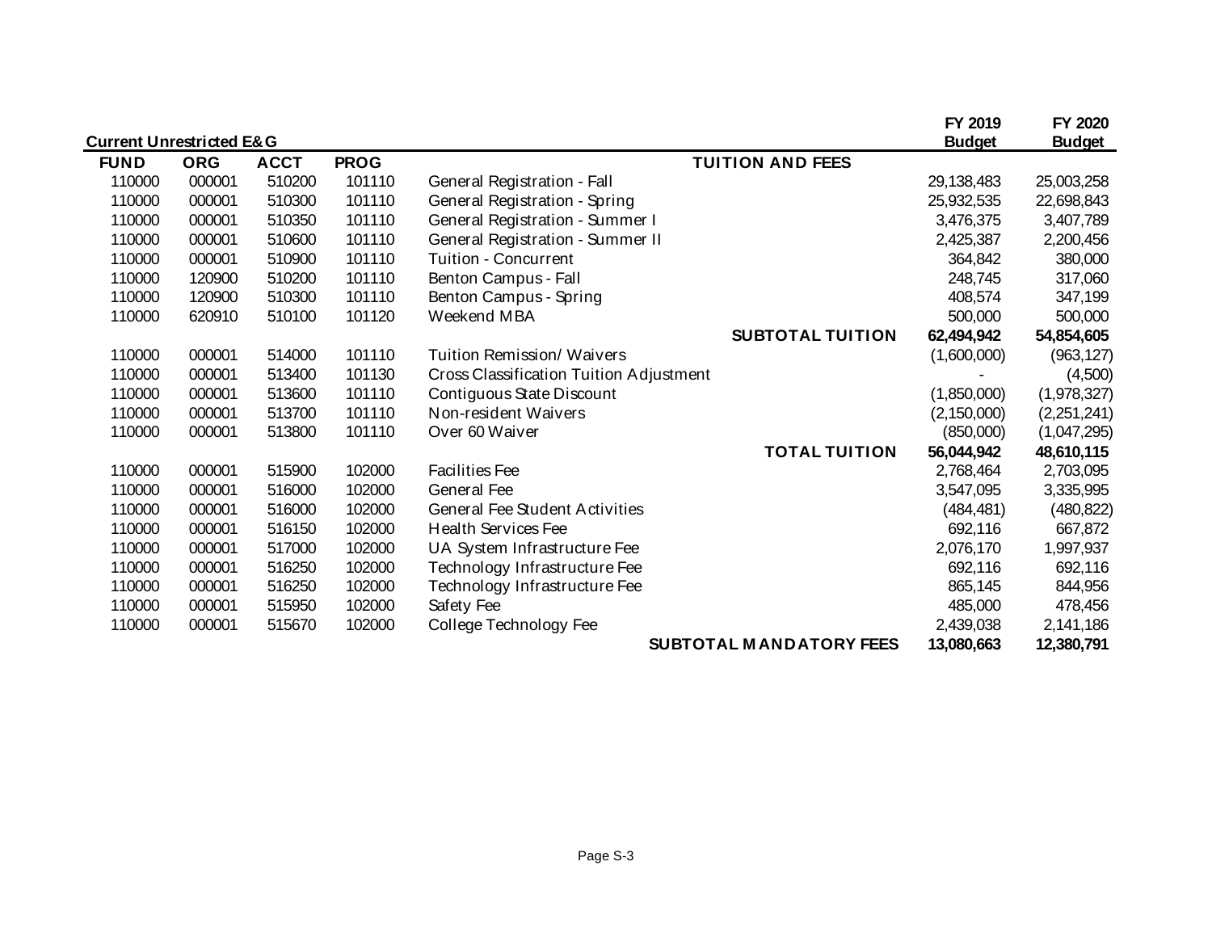| Current Unrestricted E&G | | | | | FY 2019 Budget | FY 2020 Budget |
|---|---|---|---|---|---|---|
| **FUND** | **ORG** | **ACCT** | **PROG** | **TUITION AND FEES** | | |
| 110000 | 000001 | 510200 | 101110 | General Registration - Fall | 29,138,483 | 25,003,258 |
| 110000 | 000001 | 510300 | 101110 | General Registration - Spring | 25,932,535 | 22,698,843 |
| 110000 | 000001 | 510350 | 101110 | General Registration - Summer I | 3,476,375 | 3,407,789 |
| 110000 | 000001 | 510600 | 101110 | General Registration - Summer II | 2,425,387 | 2,200,456 |
| 110000 | 000001 | 510900 | 101110 | Tuition - Concurrent | 364,842 | 380,000 |
| 110000 | 120900 | 510200 | 101110 | Benton Campus - Fall | 248,745 | 317,060 |
| 110000 | 120900 | 510300 | 101110 | Benton Campus - Spring | 408,574 | 347,199 |
| 110000 | 620910 | 510100 | 101120 | Weekend MBA | 500,000 | 500,000 |
| | | | | **SUBTOTAL TUITION** | **62,494,942** | **54,854,605** |
| 110000 | 000001 | 514000 | 101110 | Tuition Remission/ Waivers | (1,600,000) | (963,127) |
| 110000 | 000001 | 513400 | 101130 | Cross Classification Tuition Adjustment | - | (4,500) |
| 110000 | 000001 | 513600 | 101110 | Contiguous State Discount | (1,850,000) | (1,978,327) |
| 110000 | 000001 | 513700 | 101110 | Non-resident Waivers | (2,150,000) | (2,251,241) |
| 110000 | 000001 | 513800 | 101110 | Over 60 Waiver | (850,000) | (1,047,295) |
| | | | | **TOTAL TUITION** | **56,044,942** | **48,610,115** |
| 110000 | 000001 | 515900 | 102000 | Facilities Fee | 2,768,464 | 2,703,095 |
| 110000 | 000001 | 516000 | 102000 | General Fee | 3,547,095 | 3,335,995 |
| 110000 | 000001 | 516000 | 102000 | General Fee Student Activities | (484,481) | (480,822) |
| 110000 | 000001 | 516150 | 102000 | Health Services Fee | 692,116 | 667,872 |
| 110000 | 000001 | 517000 | 102000 | UA System Infrastructure Fee | 2,076,170 | 1,997,937 |
| 110000 | 000001 | 516250 | 102000 | Technology Infrastructure Fee | 692,116 | 692,116 |
| 110000 | 000001 | 516250 | 102000 | Technology Infrastructure Fee | 865,145 | 844,956 |
| 110000 | 000001 | 515950 | 102000 | Safety Fee | 485,000 | 478,456 |
| 110000 | 000001 | 515670 | 102000 | College Technology Fee | 2,439,038 | 2,141,186 |
| | | | | **SUBTOTAL MANDATORY FEES** | **13,080,663** | **12,380,791** |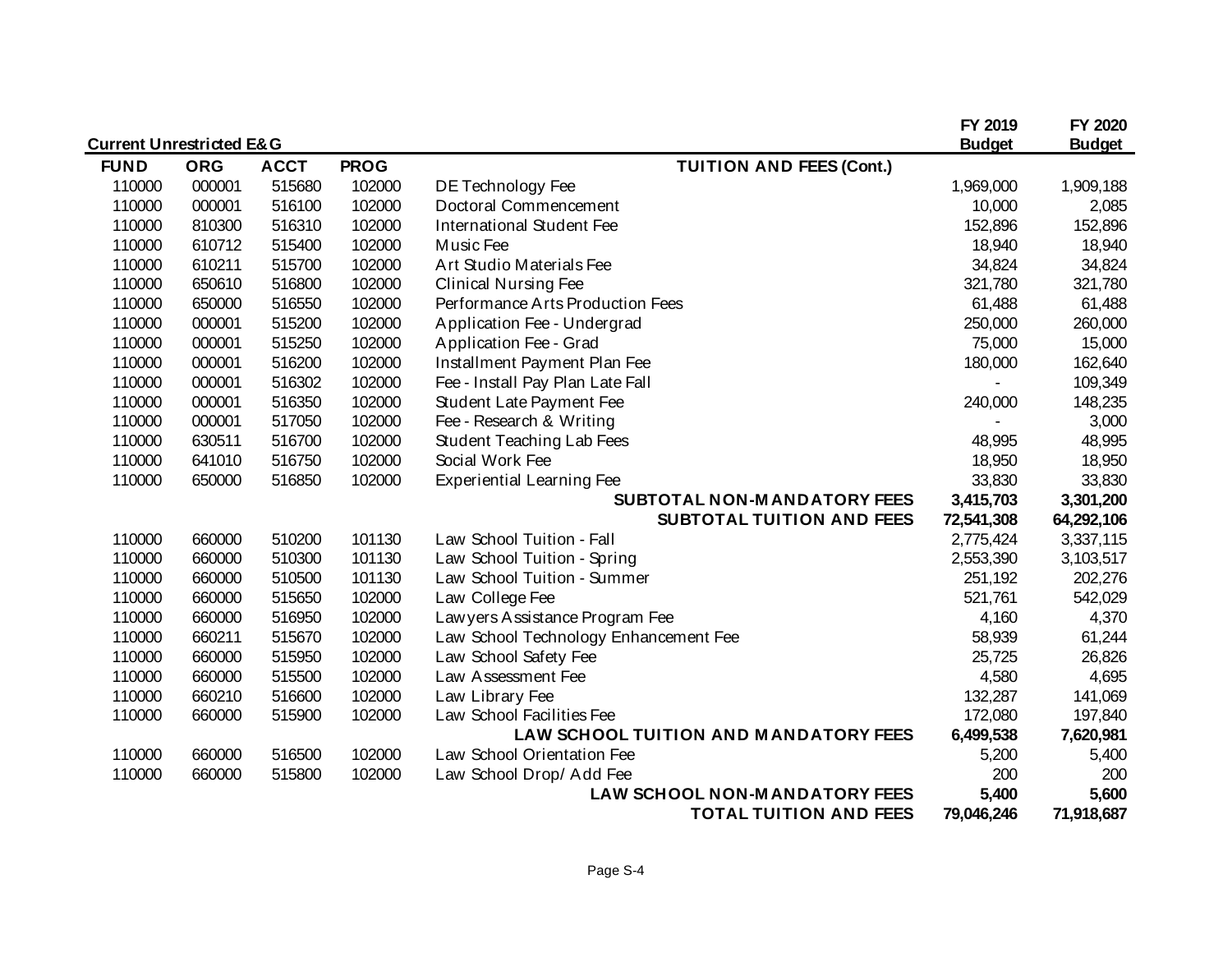**Current Unrestricted E&G**

| FUND | ORG | ACCT | PROG | TUITION AND FEES (Cont.) | FY 2019 Budget | FY 2020 Budget |
|---|---|---|---|---|---|---|
| 110000 | 000001 | 515680 | 102000 | DE Technology Fee | 1,969,000 | 1,909,188 |
| 110000 | 000001 | 516100 | 102000 | Doctoral Commencement | 10,000 | 2,085 |
| 110000 | 810300 | 516310 | 102000 | International Student Fee | 152,896 | 152,896 |
| 110000 | 610712 | 515400 | 102000 | Music Fee | 18,940 | 18,940 |
| 110000 | 610211 | 515700 | 102000 | Art Studio Materials Fee | 34,824 | 34,824 |
| 110000 | 650610 | 516800 | 102000 | Clinical Nursing Fee | 321,780 | 321,780 |
| 110000 | 650000 | 516550 | 102000 | Performance Arts Production Fees | 61,488 | 61,488 |
| 110000 | 000001 | 515200 | 102000 | Application Fee - Undergrad | 250,000 | 260,000 |
| 110000 | 000001 | 515250 | 102000 | Application Fee - Grad | 75,000 | 15,000 |
| 110000 | 000001 | 516200 | 102000 | Installment Payment Plan Fee | 180,000 | 162,640 |
| 110000 | 000001 | 516302 | 102000 | Fee - Install Pay Plan Late Fall | - | 109,349 |
| 110000 | 000001 | 516350 | 102000 | Student Late Payment Fee | 240,000 | 148,235 |
| 110000 | 000001 | 517050 | 102000 | Fee - Research & Writing | - | 3,000 |
| 110000 | 630511 | 516700 | 102000 | Student Teaching Lab Fees | 48,995 | 48,995 |
| 110000 | 641010 | 516750 | 102000 | Social Work Fee | 18,950 | 18,950 |
| 110000 | 650000 | 516850 | 102000 | Experiential Learning Fee | 33,830 | 33,830 |
| | | | | **SUBTOTAL NON-MANDATORY FEES** | **3,415,703** | **3,301,200** |
| | | | | **SUBTOTAL TUITION AND FEES** | **72,541,308** | **64,292,106** |
| 110000 | 660000 | 510200 | 101130 | Law School Tuition - Fall | 2,775,424 | 3,337,115 |
| 110000 | 660000 | 510300 | 101130 | Law School Tuition - Spring | 2,553,390 | 3,103,517 |
| 110000 | 660000 | 510500 | 101130 | Law School Tuition - Summer | 251,192 | 202,276 |
| 110000 | 660000 | 515650 | 102000 | Law College Fee | 521,761 | 542,029 |
| 110000 | 660000 | 516950 | 102000 | Lawyers Assistance Program Fee | 4,160 | 4,370 |
| 110000 | 660211 | 515670 | 102000 | Law School Technology Enhancement Fee | 58,939 | 61,244 |
| 110000 | 660000 | 515950 | 102000 | Law School Safety Fee | 25,725 | 26,826 |
| 110000 | 660000 | 515500 | 102000 | Law Assessment Fee | 4,580 | 4,695 |
| 110000 | 660210 | 516600 | 102000 | Law Library Fee | 132,287 | 141,069 |
| 110000 | 660000 | 515900 | 102000 | Law School Facilities Fee | 172,080 | 197,840 |
| | | | | **LAW SCHOOL TUITION AND MANDATORY FEES** | **6,499,538** | **7,620,981** |
| 110000 | 660000 | 516500 | 102000 | Law School Orientation Fee | 5,200 | 5,400 |
| 110000 | 660000 | 515800 | 102000 | Law School Drop/ Add Fee | 200 | 200 |
| | | | | **LAW SCHOOL NON-MANDATORY FEES** | **5,400** | **5,600** |
| | | | | **TOTAL TUITION AND FEES** | **79,046,246** | **71,918,687** |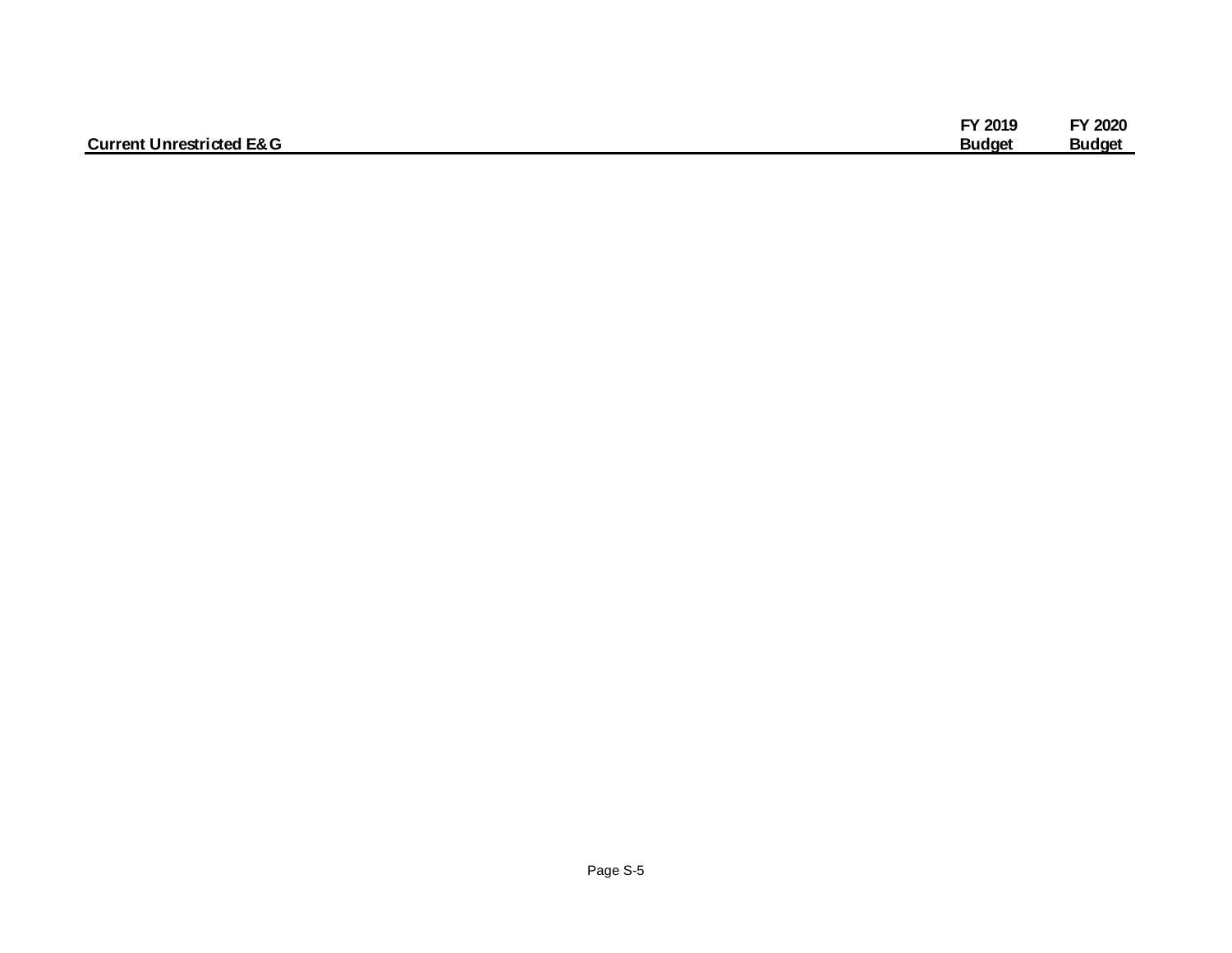| Current Unrestricted E&G | FY 2019 Budget | FY 2020 Budget |
| --- | --- | --- |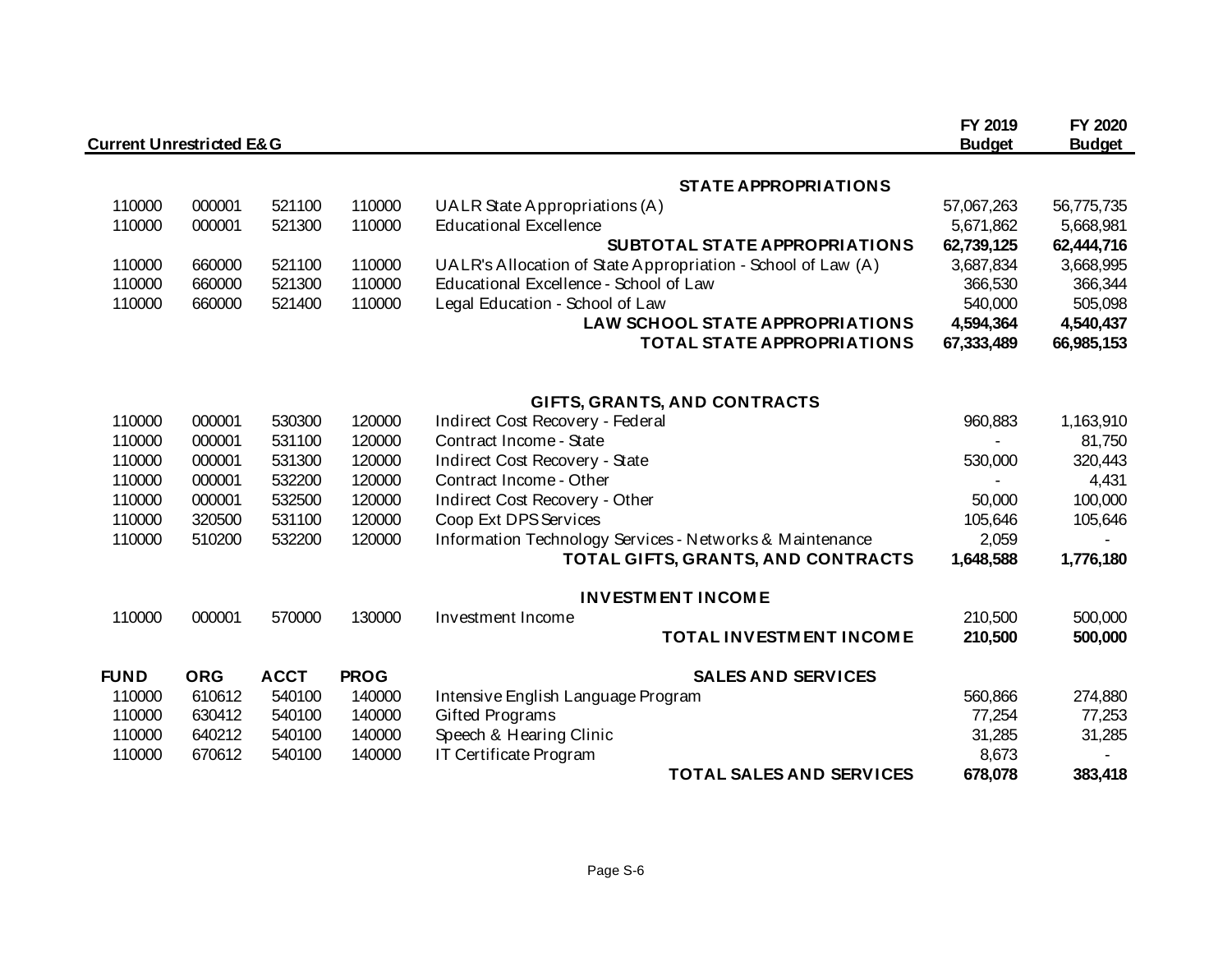## Current Unrestricted E&G

| FUND | ORG | ACCT | PROG | | FY 2019 Budget | FY 2020 Budget |
|---|---|---|---|---|---|---|
| | | | | **STATE APPROPRIATIONS** | | |
| 110000 | 000001 | 521100 | 110000 | UALR State Appropriations (A) | 57,067,263 | 56,775,735 |
| 110000 | 000001 | 521300 | 110000 | Educational Excellence | 5,671,862 | 5,668,981 |
| | | | | **SUBTOTAL STATE APPROPRIATIONS** | **62,739,125** | **62,444,716** |
| 110000 | 660000 | 521100 | 110000 | UALR's Allocation of State Appropriation - School of Law (A) | 3,687,834 | 3,668,995 |
| 110000 | 660000 | 521300 | 110000 | Educational Excellence - School of Law | 366,530 | 366,344 |
| 110000 | 660000 | 521400 | 110000 | Legal Education - School of Law | 540,000 | 505,098 |
| | | | | **LAW SCHOOL STATE APPROPRIATIONS** | **4,594,364** | **4,540,437** |
| | | | | **TOTAL STATE APPROPRIATIONS** | **67,333,489** | **66,985,153** |
| | | | | **GIFTS, GRANTS, AND CONTRACTS** | | |
| 110000 | 000001 | 530300 | 120000 | Indirect Cost Recovery - Federal | 960,883 | 1,163,910 |
| 110000 | 000001 | 531100 | 120000 | Contract Income - State | - | 81,750 |
| 110000 | 000001 | 531300 | 120000 | Indirect Cost Recovery - State | 530,000 | 320,443 |
| 110000 | 000001 | 532200 | 120000 | Contract Income - Other | - | 4,431 |
| 110000 | 000001 | 532500 | 120000 | Indirect Cost Recovery - Other | 50,000 | 100,000 |
| 110000 | 320500 | 531100 | 120000 | Coop Ext DPS Services | 105,646 | 105,646 |
| 110000 | 510200 | 532200 | 120000 | Information Technology Services - Networks & Maintenance | 2,059 | - |
| | | | | **TOTAL GIFTS, GRANTS, AND CONTRACTS** | **1,648,588** | **1,776,180** |
| | | | | **INVESTMENT INCOME** | | |
| 110000 | 000001 | 570000 | 130000 | Investment Income | 210,500 | 500,000 |
| | | | | **TOTAL INVESTMENT INCOME** | **210,500** | **500,000** |
| **FUND** | **ORG** | **ACCT** | **PROG** | **SALES AND SERVICES** | | |
| 110000 | 610612 | 540100 | 140000 | Intensive English Language Program | 560,866 | 274,880 |
| 110000 | 630412 | 540100 | 140000 | Gifted Programs | 77,254 | 77,253 |
| 110000 | 640212 | 540100 | 140000 | Speech & Hearing Clinic | 31,285 | 31,285 |
| 110000 | 670612 | 540100 | 140000 | IT Certificate Program | 8,673 | - |
| | | | | **TOTAL SALES AND SERVICES** | **678,078** | **383,418** |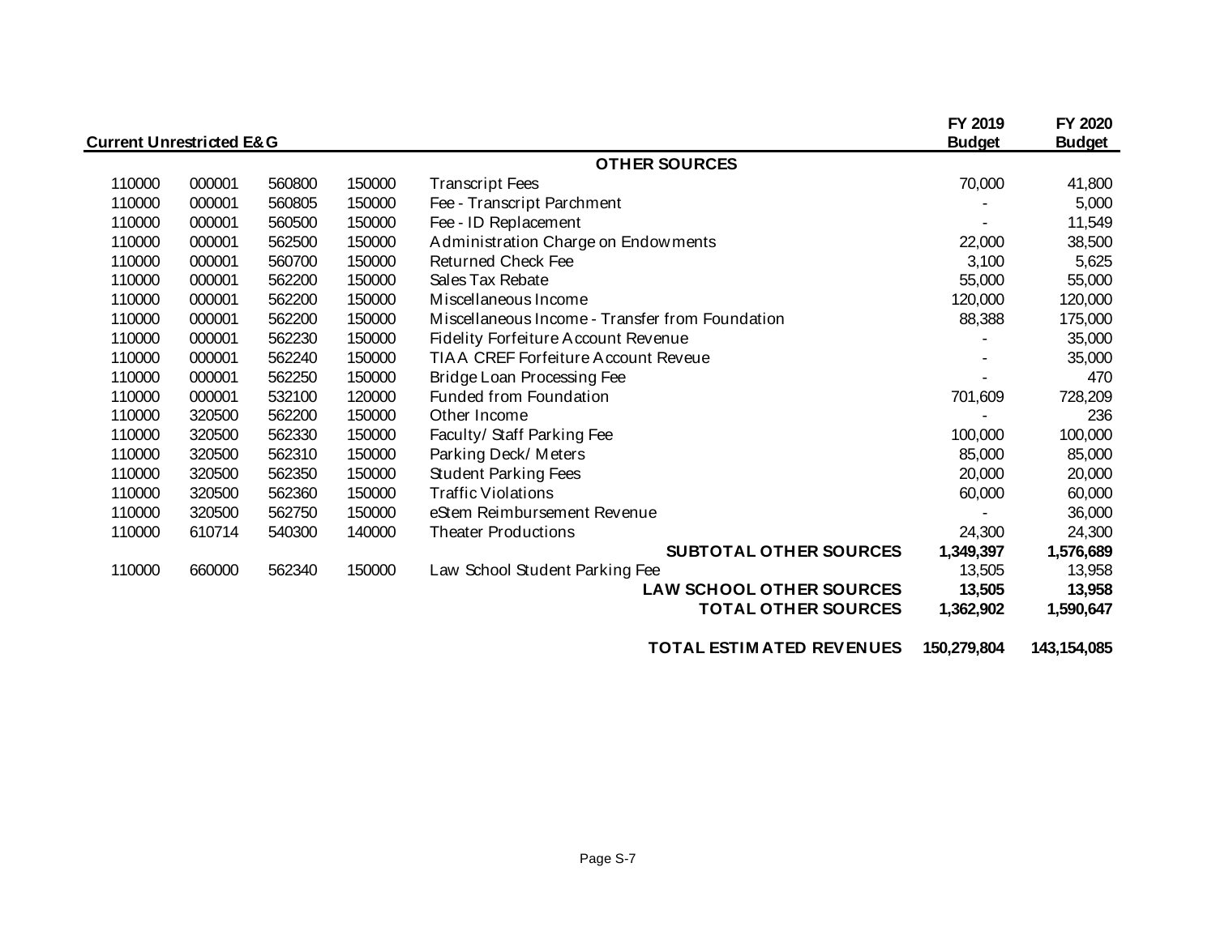| Current Unrestricted E&G | | | | | FY 2019 Budget | FY 2020 Budget |
|---|---|---|---|---|---|---|
| | | | | **OTHER SOURCES** | | |
| 110000 | 000001 | 560800 | 150000 | Transcript Fees | 70,000 | 41,800 |
| 110000 | 000001 | 560805 | 150000 | Fee - Transcript Parchment | - | 5,000 |
| 110000 | 000001 | 560500 | 150000 | Fee - ID Replacement | - | 11,549 |
| 110000 | 000001 | 562500 | 150000 | Administration Charge on Endowments | 22,000 | 38,500 |
| 110000 | 000001 | 560700 | 150000 | Returned Check Fee | 3,100 | 5,625 |
| 110000 | 000001 | 562200 | 150000 | Sales Tax Rebate | 55,000 | 55,000 |
| 110000 | 000001 | 562200 | 150000 | Miscellaneous Income | 120,000 | 120,000 |
| 110000 | 000001 | 562200 | 150000 | Miscellaneous Income - Transfer from Foundation | 88,388 | 175,000 |
| 110000 | 000001 | 562230 | 150000 | Fidelity Forfeiture Account Revenue | - | 35,000 |
| 110000 | 000001 | 562240 | 150000 | TIAA CREF Forfeiture Account Reveue | - | 35,000 |
| 110000 | 000001 | 562250 | 150000 | Bridge Loan Processing Fee | - | 470 |
| 110000 | 000001 | 532100 | 120000 | Funded from Foundation | 701,609 | 728,209 |
| 110000 | 320500 | 562200 | 150000 | Other Income | - | 236 |
| 110000 | 320500 | 562330 | 150000 | Faculty/ Staff Parking Fee | 100,000 | 100,000 |
| 110000 | 320500 | 562310 | 150000 | Parking Deck/ Meters | 85,000 | 85,000 |
| 110000 | 320500 | 562350 | 150000 | Student Parking Fees | 20,000 | 20,000 |
| 110000 | 320500 | 562360 | 150000 | Traffic Violations | 60,000 | 60,000 |
| 110000 | 320500 | 562750 | 150000 | eStem Reimbursement Revenue | - | 36,000 |
| 110000 | 610714 | 540300 | 140000 | Theater Productions | 24,300 | 24,300 |
| | | | | **SUBTOTAL OTHER SOURCES** | **1,349,397** | **1,576,689** |
| 110000 | 660000 | 562340 | 150000 | Law School Student Parking Fee | 13,505 | 13,958 |
| | | | | **LAW SCHOOL OTHER SOURCES** | **13,505** | **13,958** |
| | | | | **TOTAL OTHER SOURCES** | **1,362,902** | **1,590,647** |
| | | | | **TOTAL ESTIMATED REVENUES** | **150,279,804** | **143,154,085** |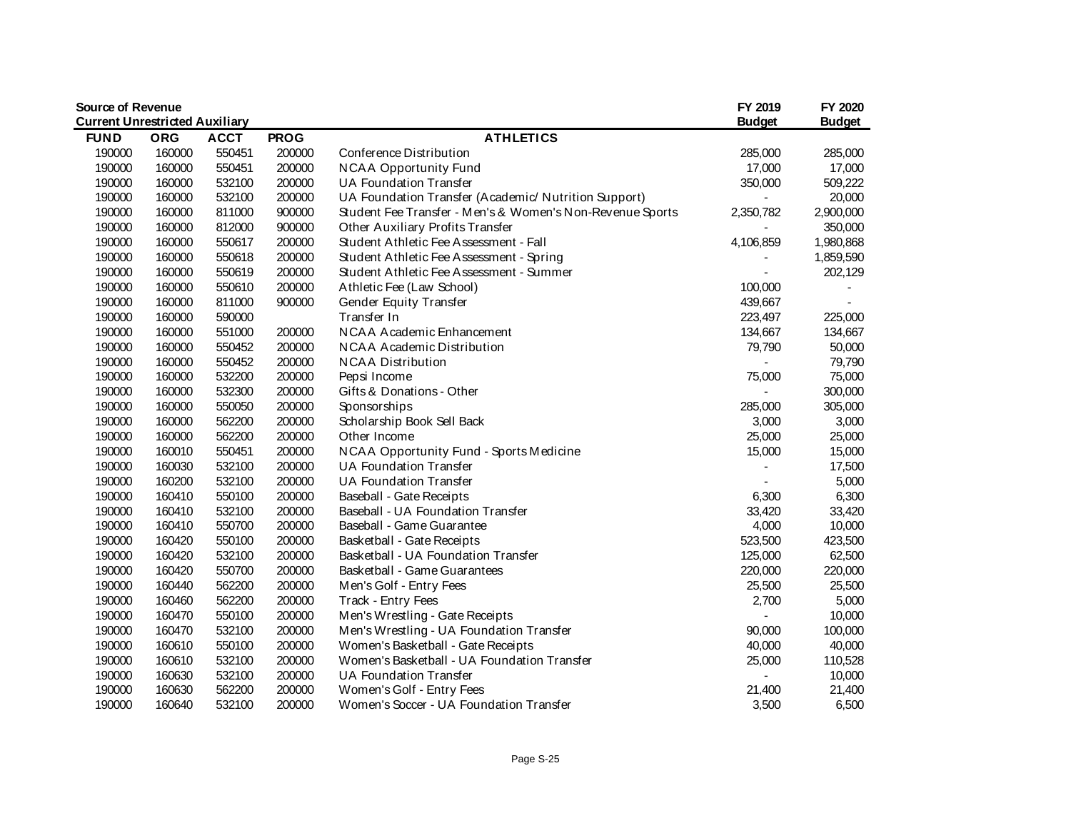| **Source of Revenue**<br>**Current Unrestricted Auxiliary** | | | | | **FY 2019 Budget** | **FY 2020 Budget** |
|---|---|---|---|---|---|---|
| **FUND** | **ORG** | **ACCT** | **PROG** | **ATHLETICS** | | |
| 190000 | 160000 | 550451 | 200000 | Conference Distribution | 285,000 | 285,000 |
| 190000 | 160000 | 550451 | 200000 | NCAA Opportunity Fund | 17,000 | 17,000 |
| 190000 | 160000 | 532100 | 200000 | UA Foundation Transfer | 350,000 | 509,222 |
| 190000 | 160000 | 532100 | 200000 | UA Foundation Transfer (Academic/ Nutrition Support) | - | 20,000 |
| 190000 | 160000 | 811000 | 900000 | Student Fee Transfer - Men's & Women's Non-Revenue Sports | 2,350,782 | 2,900,000 |
| 190000 | 160000 | 812000 | 900000 | Other Auxiliary Profits Transfer | - | 350,000 |
| 190000 | 160000 | 550617 | 200000 | Student Athletic Fee Assessment - Fall | 4,106,859 | 1,980,868 |
| 190000 | 160000 | 550618 | 200000 | Student Athletic Fee Assessment - Spring | - | 1,859,590 |
| 190000 | 160000 | 550619 | 200000 | Student Athletic Fee Assessment - Summer | - | 202,129 |
| 190000 | 160000 | 550610 | 200000 | Athletic Fee (Law School) | 100,000 | - |
| 190000 | 160000 | 811000 | 900000 | Gender Equity Transfer | 439,667 | - |
| 190000 | 160000 | 590000 | | Transfer In | 223,497 | 225,000 |
| 190000 | 160000 | 551000 | 200000 | NCAA Academic Enhancement | 134,667 | 134,667 |
| 190000 | 160000 | 550452 | 200000 | NCAA Academic Distribution | 79,790 | 50,000 |
| 190000 | 160000 | 550452 | 200000 | NCAA Distribution | - | 79,790 |
| 190000 | 160000 | 532200 | 200000 | Pepsi Income | 75,000 | 75,000 |
| 190000 | 160000 | 532300 | 200000 | Gifts & Donations - Other | - | 300,000 |
| 190000 | 160000 | 550050 | 200000 | Sponsorships | 285,000 | 305,000 |
| 190000 | 160000 | 562200 | 200000 | Scholarship Book Sell Back | 3,000 | 3,000 |
| 190000 | 160000 | 562200 | 200000 | Other Income | 25,000 | 25,000 |
| 190000 | 160010 | 550451 | 200000 | NCAA Opportunity Fund - Sports Medicine | 15,000 | 15,000 |
| 190000 | 160030 | 532100 | 200000 | UA Foundation Transfer | - | 17,500 |
| 190000 | 160200 | 532100 | 200000 | UA Foundation Transfer | - | 5,000 |
| 190000 | 160410 | 550100 | 200000 | Baseball - Gate Receipts | 6,300 | 6,300 |
| 190000 | 160410 | 532100 | 200000 | Baseball - UA Foundation Transfer | 33,420 | 33,420 |
| 190000 | 160410 | 550700 | 200000 | Baseball - Game Guarantee | 4,000 | 10,000 |
| 190000 | 160420 | 550100 | 200000 | Basketball - Gate Receipts | 523,500 | 423,500 |
| 190000 | 160420 | 532100 | 200000 | Basketball - UA Foundation Transfer | 125,000 | 62,500 |
| 190000 | 160420 | 550700 | 200000 | Basketball - Game Guarantees | 220,000 | 220,000 |
| 190000 | 160440 | 562200 | 200000 | Men's Golf - Entry Fees | 25,500 | 25,500 |
| 190000 | 160460 | 562200 | 200000 | Track - Entry Fees | 2,700 | 5,000 |
| 190000 | 160470 | 550100 | 200000 | Men's Wrestling - Gate Receipts | - | 10,000 |
| 190000 | 160470 | 532100 | 200000 | Men's Wrestling - UA Foundation Transfer | 90,000 | 100,000 |
| 190000 | 160610 | 550100 | 200000 | Women's Basketball - Gate Receipts | 40,000 | 40,000 |
| 190000 | 160610 | 532100 | 200000 | Women's Basketball - UA Foundation Transfer | 25,000 | 110,528 |
| 190000 | 160630 | 532100 | 200000 | UA Foundation Transfer | - | 10,000 |
| 190000 | 160630 | 562200 | 200000 | Women's Golf - Entry Fees | 21,400 | 21,400 |
| 190000 | 160640 | 532100 | 200000 | Women's Soccer - UA Foundation Transfer | 3,500 | 6,500 |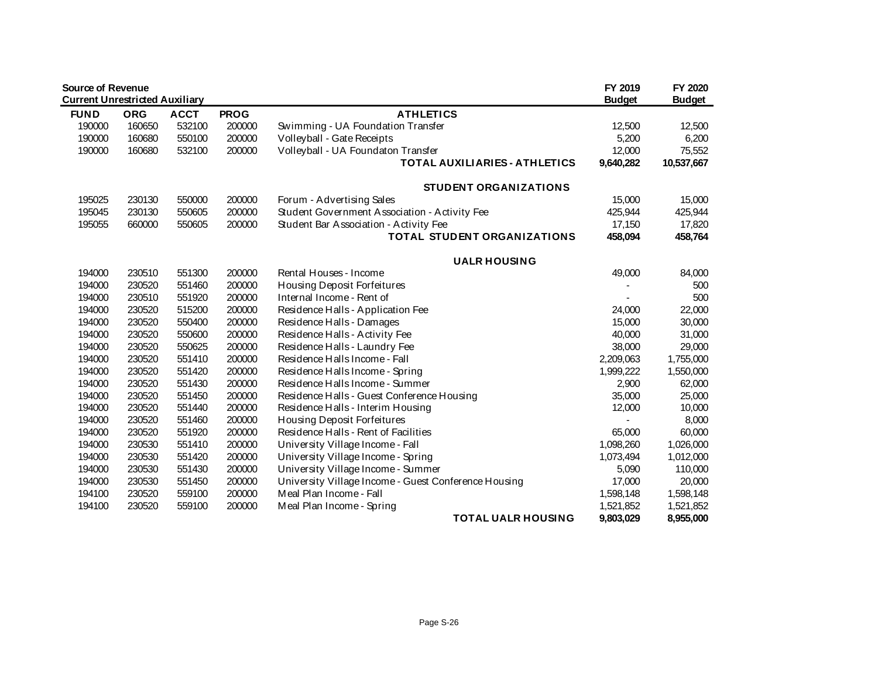| Source of Revenue<br>Current Unrestricted Auxiliary | | | | | FY 2019<br>Budget | FY 2020<br>Budget |
|---|---|---|---|---|---|---|
| **FUND** | **ORG** | **ACCT** | **PROG** | **ATHLETICS** | | |
| 190000 | 160650 | 532100 | 200000 | Swimming - UA Foundation Transfer | 12,500 | 12,500 |
| 190000 | 160680 | 550100 | 200000 | Volleyball - Gate Receipts | 5,200 | 6,200 |
| 190000 | 160680 | 532100 | 200000 | Volleyball - UA Foundaton Transfer | 12,000 | 75,552 |
| | | | | **TOTAL AUXILIARIES - ATHLETICS** | **9,640,282** | **10,537,667** |
| | | | | **STUDENT ORGANIZATIONS** | | |
| 195025 | 230130 | 550000 | 200000 | Forum - Advertising Sales | 15,000 | 15,000 |
| 195045 | 230130 | 550605 | 200000 | Student Government Association - Activity Fee | 425,944 | 425,944 |
| 195055 | 660000 | 550605 | 200000 | Student Bar Association - Activity Fee | 17,150 | 17,820 |
| | | | | **TOTAL STUDENT ORGANIZATIONS** | **458,094** | **458,764** |
| | | | | **UALR HOUSING** | | |
| 194000 | 230510 | 551300 | 200000 | Rental Houses - Income | 49,000 | 84,000 |
| 194000 | 230520 | 551460 | 200000 | Housing Deposit Forfeitures | - | 500 |
| 194000 | 230510 | 551920 | 200000 | Internal Income - Rent of | - | 500 |
| 194000 | 230520 | 515200 | 200000 | Residence Halls - Application Fee | 24,000 | 22,000 |
| 194000 | 230520 | 550400 | 200000 | Residence Halls - Damages | 15,000 | 30,000 |
| 194000 | 230520 | 550600 | 200000 | Residence Halls - Activity Fee | 40,000 | 31,000 |
| 194000 | 230520 | 550625 | 200000 | Residence Halls - Laundry Fee | 38,000 | 29,000 |
| 194000 | 230520 | 551410 | 200000 | Residence Halls Income - Fall | 2,209,063 | 1,755,000 |
| 194000 | 230520 | 551420 | 200000 | Residence Halls Income - Spring | 1,999,222 | 1,550,000 |
| 194000 | 230520 | 551430 | 200000 | Residence Halls Income - Summer | 2,900 | 62,000 |
| 194000 | 230520 | 551450 | 200000 | Residence Halls - Guest Conference Housing | 35,000 | 25,000 |
| 194000 | 230520 | 551440 | 200000 | Residence Halls - Interim Housing | 12,000 | 10,000 |
| 194000 | 230520 | 551460 | 200000 | Housing Deposit Forfeitures | - | 8,000 |
| 194000 | 230520 | 551920 | 200000 | Residence Halls - Rent of Facilities | 65,000 | 60,000 |
| 194000 | 230530 | 551410 | 200000 | University Village Income - Fall | 1,098,260 | 1,026,000 |
| 194000 | 230530 | 551420 | 200000 | University Village Income - Spring | 1,073,494 | 1,012,000 |
| 194000 | 230530 | 551430 | 200000 | University Village Income - Summer | 5,090 | 110,000 |
| 194000 | 230530 | 551450 | 200000 | University Village Income - Guest Conference Housing | 17,000 | 20,000 |
| 194100 | 230520 | 559100 | 200000 | Meal Plan Income - Fall | 1,598,148 | 1,598,148 |
| 194100 | 230520 | 559100 | 200000 | Meal Plan Income - Spring | 1,521,852 | 1,521,852 |
| | | | | **TOTAL UALR HOUSING** | **9,803,029** | **8,955,000** |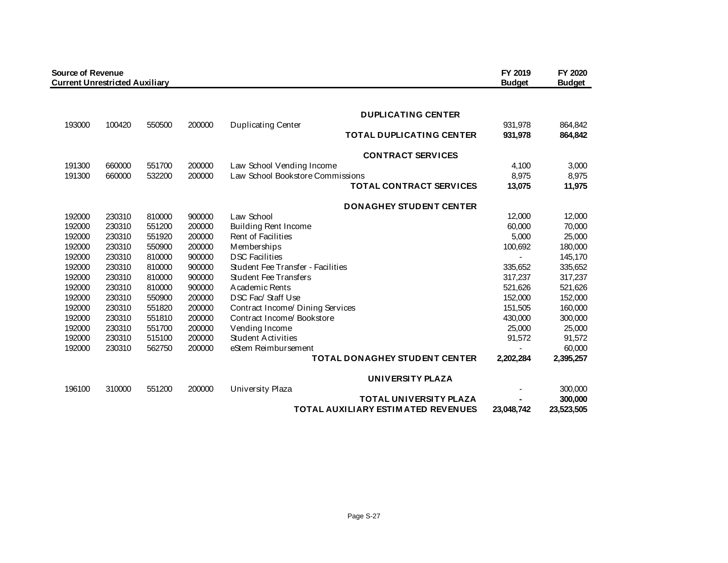| Source of Revenue<br>Current Unrestricted Auxiliary | | | | | FY 2019 Budget | FY 2020 Budget |
|---|---|---|---|---|---|---|
| | | | | **DUPLICATING CENTER** | | |
| 193000 | 100420 | 550500 | 200000 | Duplicating Center | 931,978 | 864,842 |
| | | | | **TOTAL DUPLICATING CENTER** | **931,978** | **864,842** |
| | | | | **CONTRACT SERVICES** | | |
| 191300 | 660000 | 551700 | 200000 | Law School Vending Income | 4,100 | 3,000 |
| 191300 | 660000 | 532200 | 200000 | Law School Bookstore Commissions | 8,975 | 8,975 |
| | | | | **TOTAL CONTRACT SERVICES** | **13,075** | **11,975** |
| | | | | **DONAGHEY STUDENT CENTER** | | |
| 192000 | 230310 | 810000 | 900000 | Law School | 12,000 | 12,000 |
| 192000 | 230310 | 551200 | 200000 | Building Rent Income | 60,000 | 70,000 |
| 192000 | 230310 | 551920 | 200000 | Rent of Facilities | 5,000 | 25,000 |
| 192000 | 230310 | 550900 | 200000 | Memberships | 100,692 | 180,000 |
| 192000 | 230310 | 810000 | 900000 | DSC Facilities | - | 145,170 |
| 192000 | 230310 | 810000 | 900000 | Student Fee Transfer - Facilities | 335,652 | 335,652 |
| 192000 | 230310 | 810000 | 900000 | Student Fee Transfers | 317,237 | 317,237 |
| 192000 | 230310 | 810000 | 900000 | Academic Rents | 521,626 | 521,626 |
| 192000 | 230310 | 550900 | 200000 | DSC Fac/ Staff Use | 152,000 | 152,000 |
| 192000 | 230310 | 551820 | 200000 | Contract Income/ Dining Services | 151,505 | 160,000 |
| 192000 | 230310 | 551810 | 200000 | Contract Income/ Bookstore | 430,000 | 300,000 |
| 192000 | 230310 | 551700 | 200000 | Vending Income | 25,000 | 25,000 |
| 192000 | 230310 | 515100 | 200000 | Student Activities | 91,572 | 91,572 |
| 192000 | 230310 | 562750 | 200000 | eStem Reimbursement | - | 60,000 |
| | | | | **TOTAL DONAGHEY STUDENT CENTER** | **2,202,284** | **2,395,257** |
| | | | | **UNIVERSITY PLAZA** | | |
| 196100 | 310000 | 551200 | 200000 | University Plaza | - | 300,000 |
| | | | | **TOTAL UNIVERSITY PLAZA** | **-** | **300,000** |
| | | | | **TOTAL AUXILIARY ESTIMATED REVENUES** | **23,048,742** | **23,523,505** |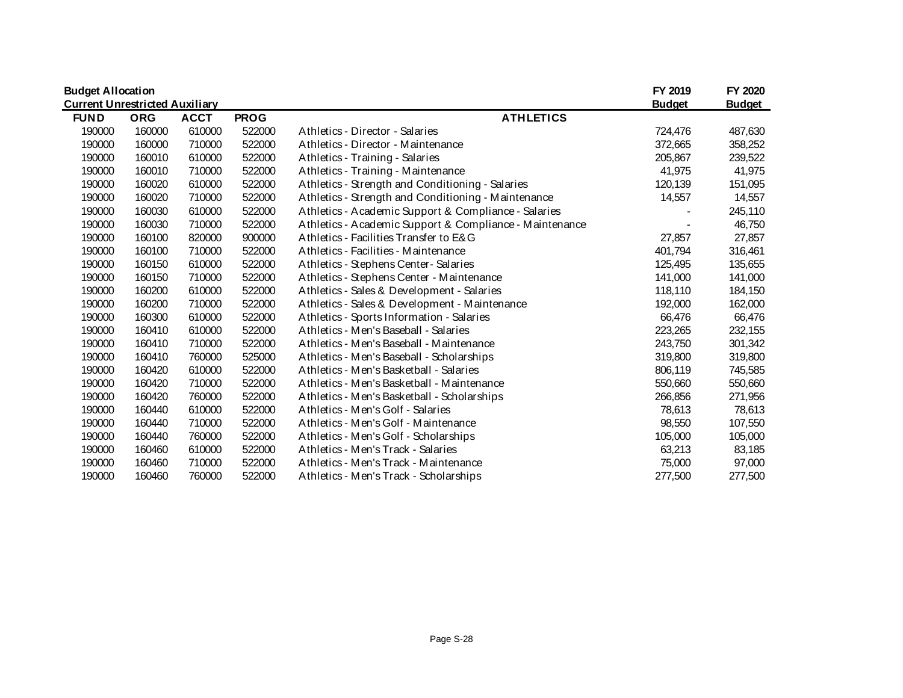**Budget Allocation**
**Current Unrestricted Auxiliary**

| FUND | ORG | ACCT | PROG | ATHLETICS | FY 2019 Budget | FY 2020 Budget |
|---|---|---|---|---|---|---|
| 190000 | 160000 | 610000 | 522000 | Athletics - Director - Salaries | 724,476 | 487,630 |
| 190000 | 160000 | 710000 | 522000 | Athletics - Director - Maintenance | 372,665 | 358,252 |
| 190000 | 160010 | 610000 | 522000 | Athletics - Training - Salaries | 205,867 | 239,522 |
| 190000 | 160010 | 710000 | 522000 | Athletics - Training - Maintenance | 41,975 | 41,975 |
| 190000 | 160020 | 610000 | 522000 | Athletics - Strength and Conditioning - Salaries | 120,139 | 151,095 |
| 190000 | 160020 | 710000 | 522000 | Athletics - Strength and Conditioning - Maintenance | 14,557 | 14,557 |
| 190000 | 160030 | 610000 | 522000 | Athletics - Academic Support & Compliance - Salaries | - | 245,110 |
| 190000 | 160030 | 710000 | 522000 | Athletics - Academic Support & Compliance - Maintenance | - | 46,750 |
| 190000 | 160100 | 820000 | 900000 | Athletics - Facilities Transfer to E&G | 27,857 | 27,857 |
| 190000 | 160100 | 710000 | 522000 | Athletics - Facilities - Maintenance | 401,794 | 316,461 |
| 190000 | 160150 | 610000 | 522000 | Athletics - Stephens Center- Salaries | 125,495 | 135,655 |
| 190000 | 160150 | 710000 | 522000 | Athletics - Stephens Center - Maintenance | 141,000 | 141,000 |
| 190000 | 160200 | 610000 | 522000 | Athletics - Sales & Development - Salaries | 118,110 | 184,150 |
| 190000 | 160200 | 710000 | 522000 | Athletics - Sales & Development - Maintenance | 192,000 | 162,000 |
| 190000 | 160300 | 610000 | 522000 | Athletics - Sports Information - Salaries | 66,476 | 66,476 |
| 190000 | 160410 | 610000 | 522000 | Athletics - Men's Baseball - Salaries | 223,265 | 232,155 |
| 190000 | 160410 | 710000 | 522000 | Athletics - Men's Baseball - Maintenance | 243,750 | 301,342 |
| 190000 | 160410 | 760000 | 525000 | Athletics - Men's Baseball - Scholarships | 319,800 | 319,800 |
| 190000 | 160420 | 610000 | 522000 | Athletics - Men's Basketball - Salaries | 806,119 | 745,585 |
| 190000 | 160420 | 710000 | 522000 | Athletics - Men's Basketball - Maintenance | 550,660 | 550,660 |
| 190000 | 160420 | 760000 | 522000 | Athletics - Men's Basketball - Scholarships | 266,856 | 271,956 |
| 190000 | 160440 | 610000 | 522000 | Athletics - Men's Golf - Salaries | 78,613 | 78,613 |
| 190000 | 160440 | 710000 | 522000 | Athletics - Men's Golf - Maintenance | 98,550 | 107,550 |
| 190000 | 160440 | 760000 | 522000 | Athletics - Men's Golf - Scholarships | 105,000 | 105,000 |
| 190000 | 160460 | 610000 | 522000 | Athletics - Men's Track - Salaries | 63,213 | 83,185 |
| 190000 | 160460 | 710000 | 522000 | Athletics - Men's Track - Maintenance | 75,000 | 97,000 |
| 190000 | 160460 | 760000 | 522000 | Athletics - Men's Track - Scholarships | 277,500 | 277,500 |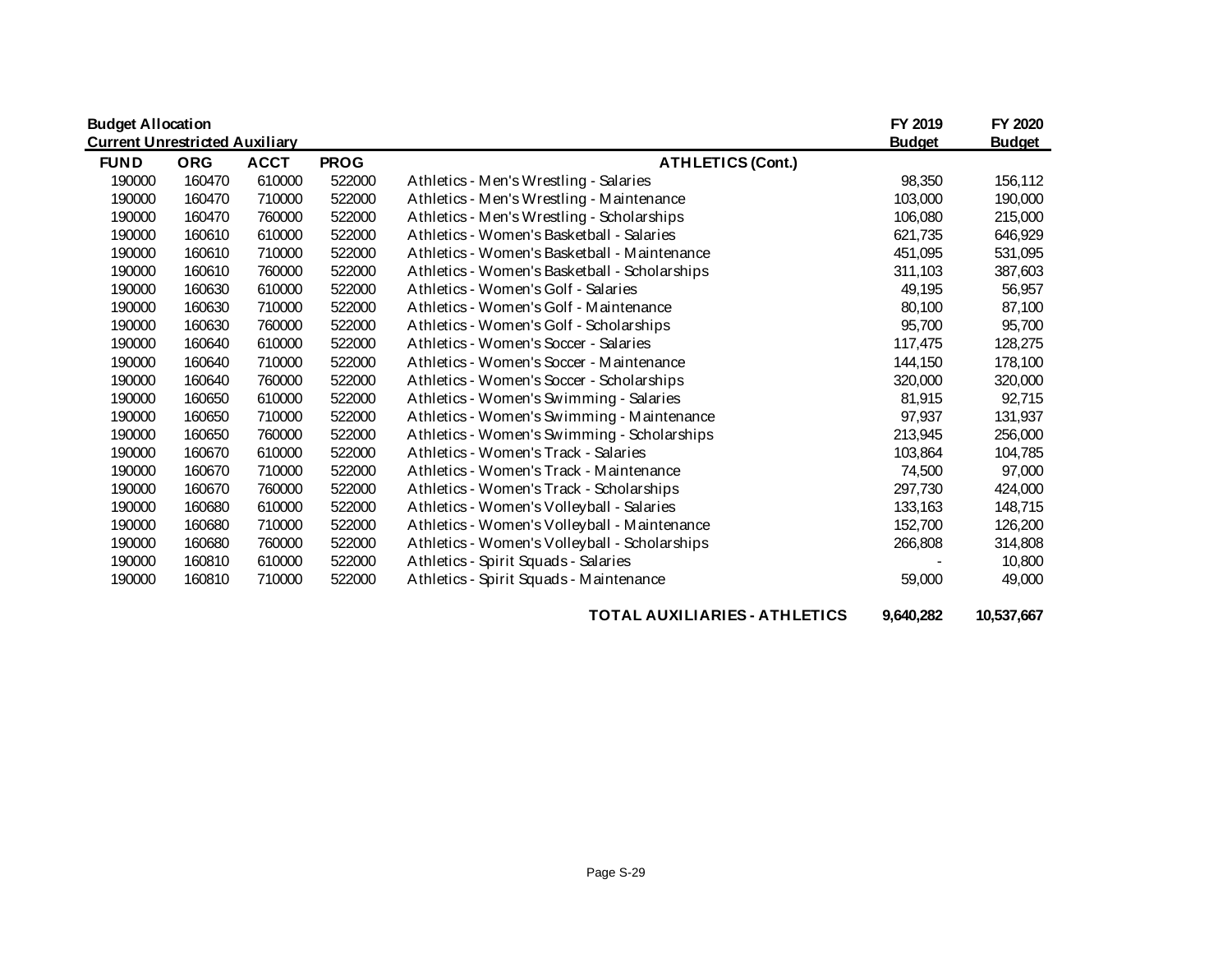**Budget Allocation**
**Current Unrestricted Auxiliary**

| FUND | ORG | ACCT | PROG | ATHLETICS (Cont.) | FY 2019 Budget | FY 2020 Budget |
|---|---|---|---|---|---|---|
| 190000 | 160470 | 610000 | 522000 | Athletics - Men's Wrestling - Salaries | 98,350 | 156,112 |
| 190000 | 160470 | 710000 | 522000 | Athletics - Men's Wrestling - Maintenance | 103,000 | 190,000 |
| 190000 | 160470 | 760000 | 522000 | Athletics - Men's Wrestling - Scholarships | 106,080 | 215,000 |
| 190000 | 160610 | 610000 | 522000 | Athletics - Women's Basketball - Salaries | 621,735 | 646,929 |
| 190000 | 160610 | 710000 | 522000 | Athletics - Women's Basketball - Maintenance | 451,095 | 531,095 |
| 190000 | 160610 | 760000 | 522000 | Athletics - Women's Basketball - Scholarships | 311,103 | 387,603 |
| 190000 | 160630 | 610000 | 522000 | Athletics - Women's Golf - Salaries | 49,195 | 56,957 |
| 190000 | 160630 | 710000 | 522000 | Athletics - Women's Golf - Maintenance | 80,100 | 87,100 |
| 190000 | 160630 | 760000 | 522000 | Athletics - Women's Golf - Scholarships | 95,700 | 95,700 |
| 190000 | 160640 | 610000 | 522000 | Athletics - Women's Soccer - Salaries | 117,475 | 128,275 |
| 190000 | 160640 | 710000 | 522000 | Athletics - Women's Soccer - Maintenance | 144,150 | 178,100 |
| 190000 | 160640 | 760000 | 522000 | Athletics - Women's Soccer - Scholarships | 320,000 | 320,000 |
| 190000 | 160650 | 610000 | 522000 | Athletics - Women's Swimming - Salaries | 81,915 | 92,715 |
| 190000 | 160650 | 710000 | 522000 | Athletics - Women's Swimming - Maintenance | 97,937 | 131,937 |
| 190000 | 160650 | 760000 | 522000 | Athletics - Women's Swimming - Scholarships | 213,945 | 256,000 |
| 190000 | 160670 | 610000 | 522000 | Athletics - Women's Track - Salaries | 103,864 | 104,785 |
| 190000 | 160670 | 710000 | 522000 | Athletics - Women's Track - Maintenance | 74,500 | 97,000 |
| 190000 | 160670 | 760000 | 522000 | Athletics - Women's Track - Scholarships | 297,730 | 424,000 |
| 190000 | 160680 | 610000 | 522000 | Athletics - Women's Volleyball - Salaries | 133,163 | 148,715 |
| 190000 | 160680 | 710000 | 522000 | Athletics - Women's Volleyball - Maintenance | 152,700 | 126,200 |
| 190000 | 160680 | 760000 | 522000 | Athletics - Women's Volleyball - Scholarships | 266,808 | 314,808 |
| 190000 | 160810 | 610000 | 522000 | Athletics - Spirit Squads - Salaries | - | 10,800 |
| 190000 | 160810 | 710000 | 522000 | Athletics - Spirit Squads - Maintenance | 59,000 | 49,000 |
| | | | | **TOTAL AUXILIARIES - ATHLETICS** | **9,640,282** | **10,537,667** |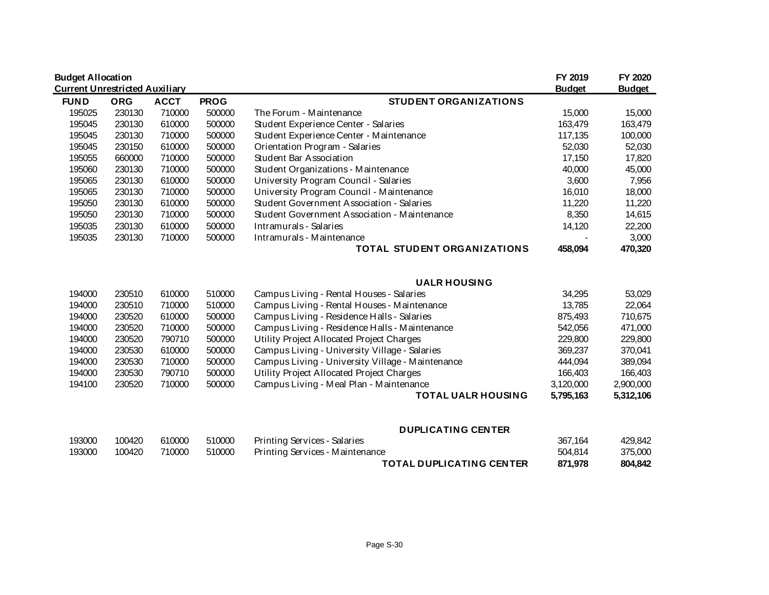**Budget Allocation**
**Current Unrestricted Auxiliary**

| FUND | ORG | ACCT | PROG | | FY 2019 Budget | FY 2020 Budget |
|---|---|---|---|---|---|---|
| | | | | **STUDENT ORGANIZATIONS** | | |
| 195025 | 230130 | 710000 | 500000 | The Forum - Maintenance | 15,000 | 15,000 |
| 195045 | 230130 | 610000 | 500000 | Student Experience Center - Salaries | 163,479 | 163,479 |
| 195045 | 230130 | 710000 | 500000 | Student Experience Center - Maintenance | 117,135 | 100,000 |
| 195045 | 230150 | 610000 | 500000 | Orientation Program - Salaries | 52,030 | 52,030 |
| 195055 | 660000 | 710000 | 500000 | Student Bar Association | 17,150 | 17,820 |
| 195060 | 230130 | 710000 | 500000 | Student Organizations - Maintenance | 40,000 | 45,000 |
| 195065 | 230130 | 610000 | 500000 | University Program Council - Salaries | 3,600 | 7,956 |
| 195065 | 230130 | 710000 | 500000 | University Program Council - Maintenance | 16,010 | 18,000 |
| 195050 | 230130 | 610000 | 500000 | Student Government Association - Salaries | 11,220 | 11,220 |
| 195050 | 230130 | 710000 | 500000 | Student Government Association - Maintenance | 8,350 | 14,615 |
| 195035 | 230130 | 610000 | 500000 | Intramurals - Salaries | 14,120 | 22,200 |
| 195035 | 230130 | 710000 | 500000 | Intramurals - Maintenance | - | 3,000 |
| | | | | **TOTAL STUDENT ORGANIZATIONS** | **458,094** | **470,320** |
| | | | | | | |
| | | | | **UALR HOUSING** | | |
| 194000 | 230510 | 610000 | 510000 | Campus Living - Rental Houses - Salaries | 34,295 | 53,029 |
| 194000 | 230510 | 710000 | 510000 | Campus Living - Rental Houses - Maintenance | 13,785 | 22,064 |
| 194000 | 230520 | 610000 | 500000 | Campus Living - Residence Halls - Salaries | 875,493 | 710,675 |
| 194000 | 230520 | 710000 | 500000 | Campus Living - Residence Halls - Maintenance | 542,056 | 471,000 |
| 194000 | 230520 | 790710 | 500000 | Utility Project Allocated Project Charges | 229,800 | 229,800 |
| 194000 | 230530 | 610000 | 500000 | Campus Living - University Village - Salaries | 369,237 | 370,041 |
| 194000 | 230530 | 710000 | 500000 | Campus Living - University Village - Maintenance | 444,094 | 389,094 |
| 194000 | 230530 | 790710 | 500000 | Utility Project Allocated Project Charges | 166,403 | 166,403 |
| 194100 | 230520 | 710000 | 500000 | Campus Living - Meal Plan - Maintenance | 3,120,000 | 2,900,000 |
| | | | | **TOTAL UALR HOUSING** | **5,795,163** | **5,312,106** |
| | | | | | | |
| | | | | **DUPLICATING CENTER** | | |
| 193000 | 100420 | 610000 | 510000 | Printing Services - Salaries | 367,164 | 429,842 |
| 193000 | 100420 | 710000 | 510000 | Printing Services - Maintenance | 504,814 | 375,000 |
| | | | | **TOTAL DUPLICATING CENTER** | **871,978** | **804,842** |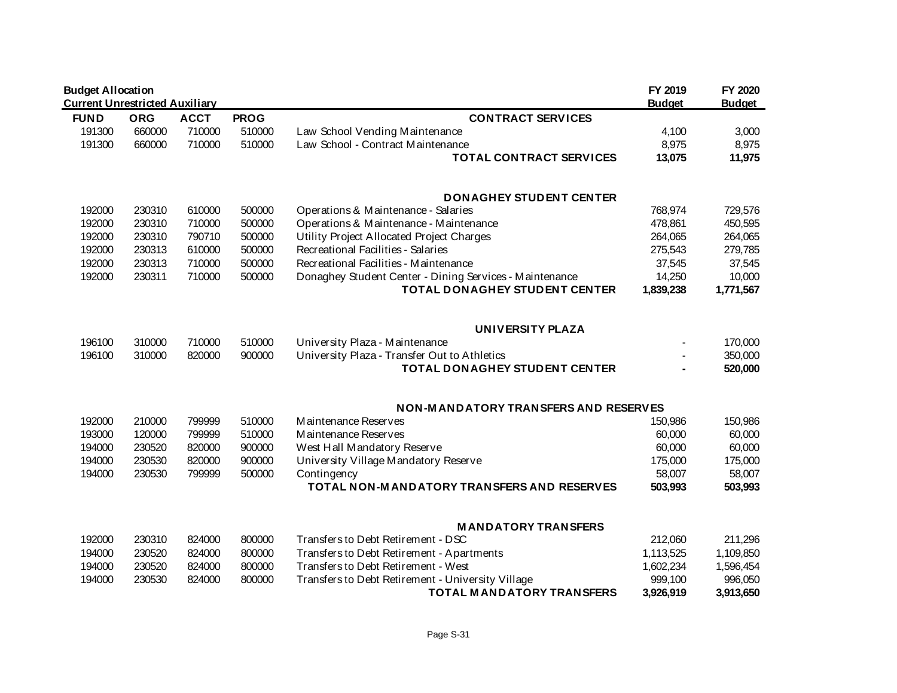**Budget Allocation**
**Current Unrestricted Auxiliary**

| FUND | ORG | ACCT | PROG | | FY 2019 Budget | FY 2020 Budget |
|---|---|---|---|---|---|---|
| | | | | **CONTRACT SERVICES** | | |
| 191300 | 660000 | 710000 | 510000 | Law School Vending Maintenance | 4,100 | 3,000 |
| 191300 | 660000 | 710000 | 510000 | Law School - Contract Maintenance | 8,975 | 8,975 |
| | | | | **TOTAL CONTRACT SERVICES** | **13,075** | **11,975** |
| | | | | | | |
| | | | | **DONAGHEY STUDENT CENTER** | | |
| 192000 | 230310 | 610000 | 500000 | Operations & Maintenance - Salaries | 768,974 | 729,576 |
| 192000 | 230310 | 710000 | 500000 | Operations & Maintenance - Maintenance | 478,861 | 450,595 |
| 192000 | 230310 | 790710 | 500000 | Utility Project Allocated Project Charges | 264,065 | 264,065 |
| 192000 | 230313 | 610000 | 500000 | Recreational Facilities - Salaries | 275,543 | 279,785 |
| 192000 | 230313 | 710000 | 500000 | Recreational Facilities - Maintenance | 37,545 | 37,545 |
| 192000 | 230311 | 710000 | 500000 | Donaghey Student Center - Dining Services - Maintenance | 14,250 | 10,000 |
| | | | | **TOTAL DONAGHEY STUDENT CENTER** | **1,839,238** | **1,771,567** |
| | | | | | | |
| | | | | **UNIVERSITY PLAZA** | | |
| 196100 | 310000 | 710000 | 510000 | University Plaza - Maintenance | - | 170,000 |
| 196100 | 310000 | 820000 | 900000 | University Plaza - Transfer Out to Athletics | - | 350,000 |
| | | | | **TOTAL DONAGHEY STUDENT CENTER** | **-** | **520,000** |
| | | | | | | |
| | | | | **NON-MANDATORY TRANSFERS AND RESERVES** | | |
| 192000 | 210000 | 799999 | 510000 | Maintenance Reserves | 150,986 | 150,986 |
| 193000 | 120000 | 799999 | 510000 | Maintenance Reserves | 60,000 | 60,000 |
| 194000 | 230520 | 820000 | 900000 | West Hall Mandatory Reserve | 60,000 | 60,000 |
| 194000 | 230530 | 820000 | 900000 | University Village Mandatory Reserve | 175,000 | 175,000 |
| 194000 | 230530 | 799999 | 500000 | Contingency | 58,007 | 58,007 |
| | | | | **TOTAL NON-MANDATORY TRANSFERS AND RESERVES** | **503,993** | **503,993** |
| | | | | | | |
| | | | | **MANDATORY TRANSFERS** | | |
| 192000 | 230310 | 824000 | 800000 | Transfers to Debt Retirement - DSC | 212,060 | 211,296 |
| 194000 | 230520 | 824000 | 800000 | Transfers to Debt Retirement - Apartments | 1,113,525 | 1,109,850 |
| 194000 | 230520 | 824000 | 800000 | Transfers to Debt Retirement - West | 1,602,234 | 1,596,454 |
| 194000 | 230530 | 824000 | 800000 | Transfers to Debt Retirement - University Village | 999,100 | 996,050 |
| | | | | **TOTAL MANDATORY TRANSFERS** | **3,926,919** | **3,913,650** |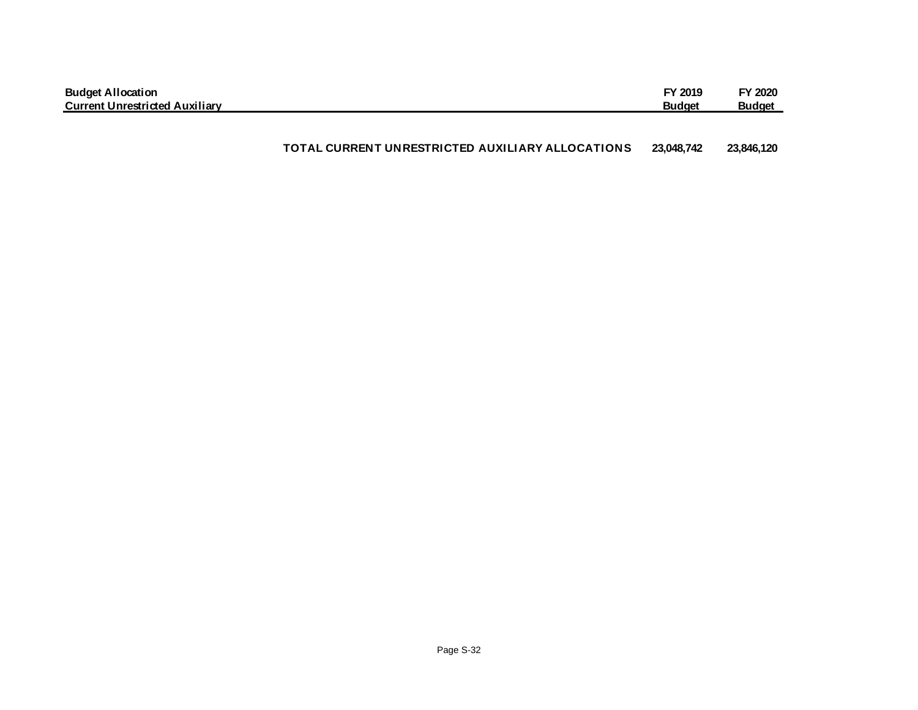| Budget Allocation<br>Current Unrestricted Auxiliary | FY 2019<br>Budget | FY 2020<br>Budget |
| --- | --- | --- |
| **TOTAL CURRENT UNRESTRICTED AUXILIARY ALLOCATIONS** | **23,048,742** | **23,846,120** |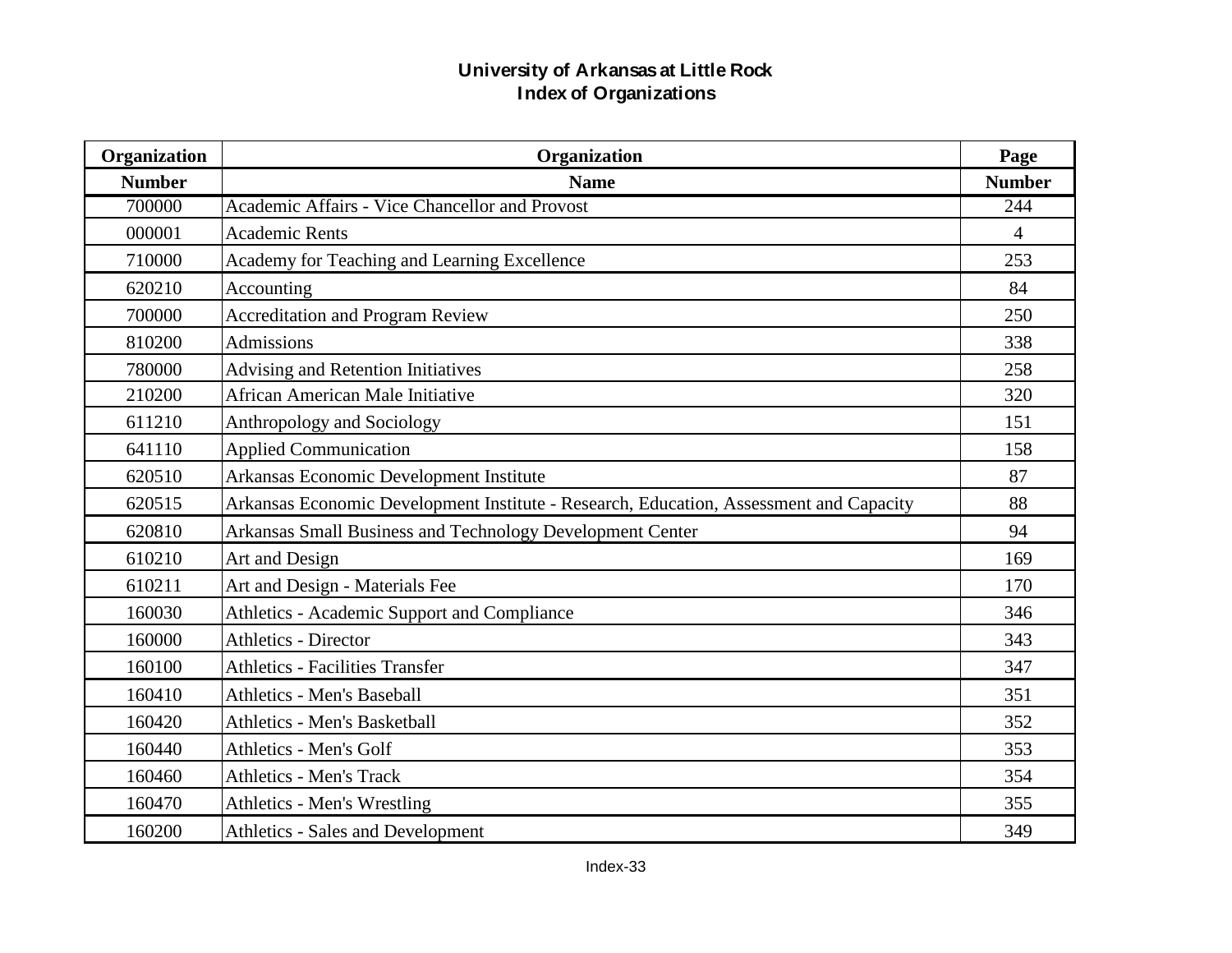# University of Arkansas at Little Rock
## Index of Organizations

| Organization Number | Organization Name | Page Number |
|---|---|---|
| 700000 | Academic Affairs - Vice Chancellor and Provost | 244 |
| 000001 | Academic Rents | 4 |
| 710000 | Academy for Teaching and Learning Excellence | 253 |
| 620210 | Accounting | 84 |
| 700000 | Accreditation and Program Review | 250 |
| 810200 | Admissions | 338 |
| 780000 | Advising and Retention Initiatives | 258 |
| 210200 | African American Male Initiative | 320 |
| 611210 | Anthropology and Sociology | 151 |
| 641110 | Applied Communication | 158 |
| 620510 | Arkansas Economic Development Institute | 87 |
| 620515 | Arkansas Economic Development Institute - Research, Education, Assessment and Capacity | 88 |
| 620810 | Arkansas Small Business and Technology Development Center | 94 |
| 610210 | Art and Design | 169 |
| 610211 | Art and Design - Materials Fee | 170 |
| 160030 | Athletics - Academic Support and Compliance | 346 |
| 160000 | Athletics - Director | 343 |
| 160100 | Athletics - Facilities Transfer | 347 |
| 160410 | Athletics - Men's Baseball | 351 |
| 160420 | Athletics - Men's Basketball | 352 |
| 160440 | Athletics - Men's Golf | 353 |
| 160460 | Athletics - Men's Track | 354 |
| 160470 | Athletics - Men's Wrestling | 355 |
| 160200 | Athletics - Sales and Development | 349 |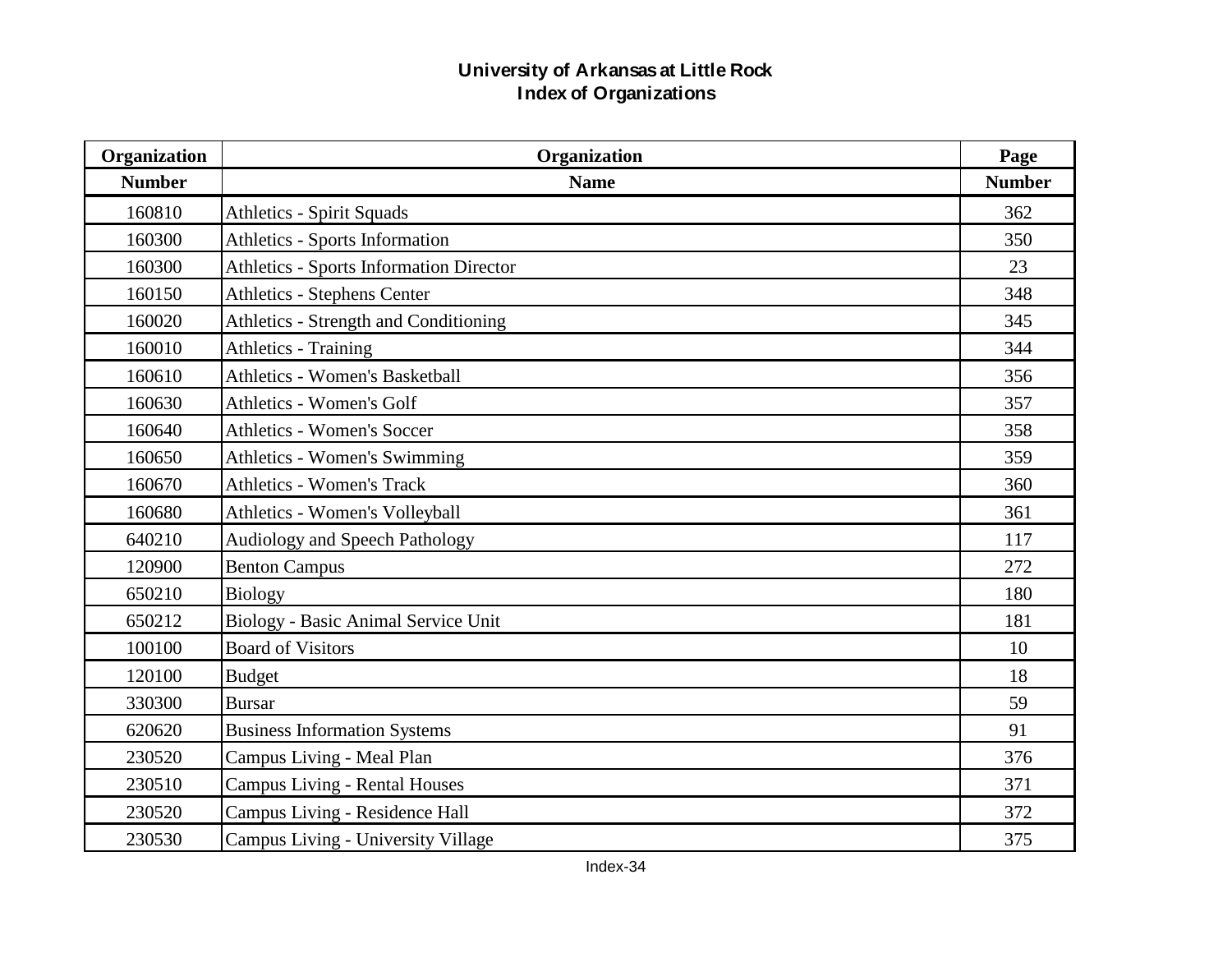# University of Arkansas at Little Rock
## Index of Organizations

| Organization Number | Organization Name | Page Number |
|---|---|---|
| 160810 | Athletics - Spirit Squads | 362 |
| 160300 | Athletics - Sports Information | 350 |
| 160300 | Athletics - Sports Information Director | 23 |
| 160150 | Athletics - Stephens Center | 348 |
| 160020 | Athletics - Strength and Conditioning | 345 |
| 160010 | Athletics - Training | 344 |
| 160610 | Athletics - Women's Basketball | 356 |
| 160630 | Athletics - Women's Golf | 357 |
| 160640 | Athletics - Women's Soccer | 358 |
| 160650 | Athletics - Women's Swimming | 359 |
| 160670 | Athletics - Women's Track | 360 |
| 160680 | Athletics - Women's Volleyball | 361 |
| 640210 | Audiology and Speech Pathology | 117 |
| 120900 | Benton Campus | 272 |
| 650210 | Biology | 180 |
| 650212 | Biology - Basic Animal Service Unit | 181 |
| 100100 | Board of Visitors | 10 |
| 120100 | Budget | 18 |
| 330300 | Bursar | 59 |
| 620620 | Business Information Systems | 91 |
| 230520 | Campus Living - Meal Plan | 376 |
| 230510 | Campus Living - Rental Houses | 371 |
| 230520 | Campus Living - Residence Hall | 372 |
| 230530 | Campus Living - University Village | 375 |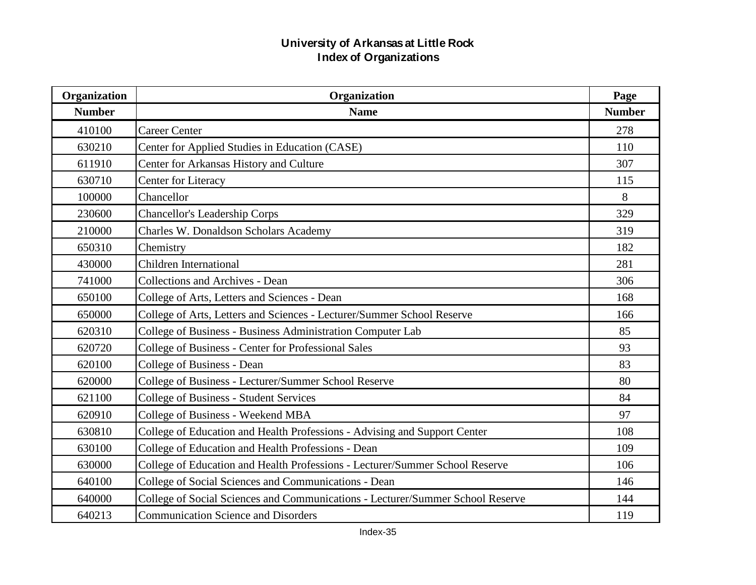# University of Arkansas at Little Rock
## Index of Organizations

| Organization Number | Organization Name | Page Number |
|---|---|---|
| 410100 | Career Center | 278 |
| 630210 | Center for Applied Studies in Education (CASE) | 110 |
| 611910 | Center for Arkansas History and Culture | 307 |
| 630710 | Center for Literacy | 115 |
| 100000 | Chancellor | 8 |
| 230600 | Chancellor's Leadership Corps | 329 |
| 210000 | Charles W. Donaldson Scholars Academy | 319 |
| 650310 | Chemistry | 182 |
| 430000 | Children International | 281 |
| 741000 | Collections and Archives - Dean | 306 |
| 650100 | College of Arts, Letters and Sciences - Dean | 168 |
| 650000 | College of Arts, Letters and Sciences - Lecturer/Summer School Reserve | 166 |
| 620310 | College of Business - Business Administration Computer Lab | 85 |
| 620720 | College of Business - Center for Professional Sales | 93 |
| 620100 | College of Business - Dean | 83 |
| 620000 | College of Business - Lecturer/Summer School Reserve | 80 |
| 621100 | College of Business - Student Services | 84 |
| 620910 | College of Business - Weekend MBA | 97 |
| 630810 | College of Education and Health Professions - Advising and Support Center | 108 |
| 630100 | College of Education and Health Professions - Dean | 109 |
| 630000 | College of Education and Health Professions - Lecturer/Summer School Reserve | 106 |
| 640100 | College of Social Sciences and Communications - Dean | 146 |
| 640000 | College of Social Sciences and Communications - Lecturer/Summer School Reserve | 144 |
| 640213 | Communication Science and Disorders | 119 |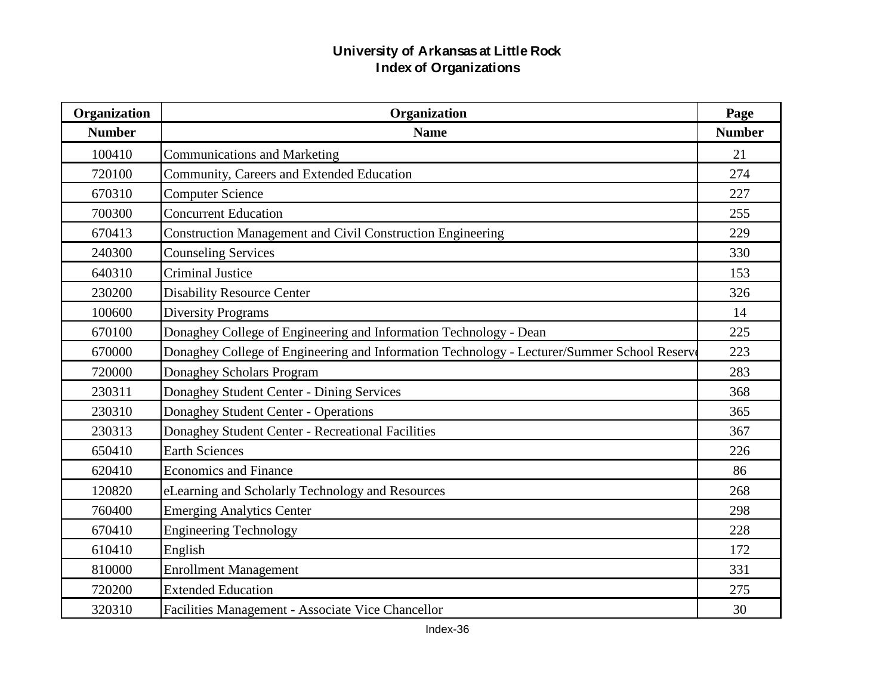# University of Arkansas at Little Rock
## Index of Organizations

| Organization Number | Organization Name | Page Number |
|---|---|---|
| 100410 | Communications and Marketing | 21 |
| 720100 | Community, Careers and Extended Education | 274 |
| 670310 | Computer Science | 227 |
| 700300 | Concurrent Education | 255 |
| 670413 | Construction Management and Civil Construction Engineering | 229 |
| 240300 | Counseling Services | 330 |
| 640310 | Criminal Justice | 153 |
| 230200 | Disability Resource Center | 326 |
| 100600 | Diversity Programs | 14 |
| 670100 | Donaghey College of Engineering and Information Technology - Dean | 225 |
| 670000 | Donaghey College of Engineering and Information Technology - Lecturer/Summer School Reserve | 223 |
| 720000 | Donaghey Scholars Program | 283 |
| 230311 | Donaghey Student Center - Dining Services | 368 |
| 230310 | Donaghey Student Center - Operations | 365 |
| 230313 | Donaghey Student Center - Recreational Facilities | 367 |
| 650410 | Earth Sciences | 226 |
| 620410 | Economics and Finance | 86 |
| 120820 | eLearning and Scholarly Technology and Resources | 268 |
| 760400 | Emerging Analytics Center | 298 |
| 670410 | Engineering Technology | 228 |
| 610410 | English | 172 |
| 810000 | Enrollment Management | 331 |
| 720200 | Extended Education | 275 |
| 320310 | Facilities Management - Associate Vice Chancellor | 30 |

Index-36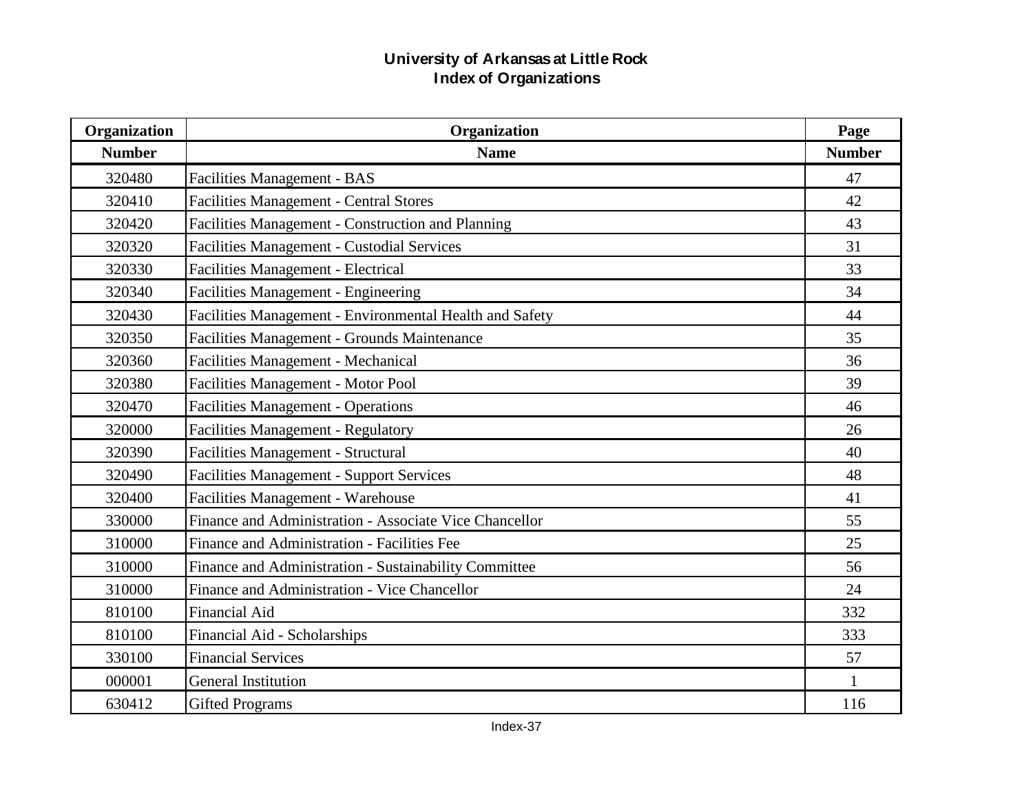# University of Arkansas at Little Rock
## Index of Organizations

| Organization Number | Organization Name | Page Number |
|---|---|---|
| 320480 | Facilities Management - BAS | 47 |
| 320410 | Facilities Management - Central Stores | 42 |
| 320420 | Facilities Management - Construction and Planning | 43 |
| 320320 | Facilities Management - Custodial Services | 31 |
| 320330 | Facilities Management - Electrical | 33 |
| 320340 | Facilities Management - Engineering | 34 |
| 320430 | Facilities Management - Environmental Health and Safety | 44 |
| 320350 | Facilities Management - Grounds Maintenance | 35 |
| 320360 | Facilities Management - Mechanical | 36 |
| 320380 | Facilities Management - Motor Pool | 39 |
| 320470 | Facilities Management - Operations | 46 |
| 320000 | Facilities Management - Regulatory | 26 |
| 320390 | Facilities Management - Structural | 40 |
| 320490 | Facilities Management - Support Services | 48 |
| 320400 | Facilities Management - Warehouse | 41 |
| 330000 | Finance and Administration - Associate Vice Chancellor | 55 |
| 310000 | Finance and Administration - Facilities Fee | 25 |
| 310000 | Finance and Administration - Sustainability Committee | 56 |
| 310000 | Finance and Administration - Vice Chancellor | 24 |
| 810100 | Financial Aid | 332 |
| 810100 | Financial Aid - Scholarships | 333 |
| 330100 | Financial Services | 57 |
| 000001 | General Institution | 1 |
| 630412 | Gifted Programs | 116 |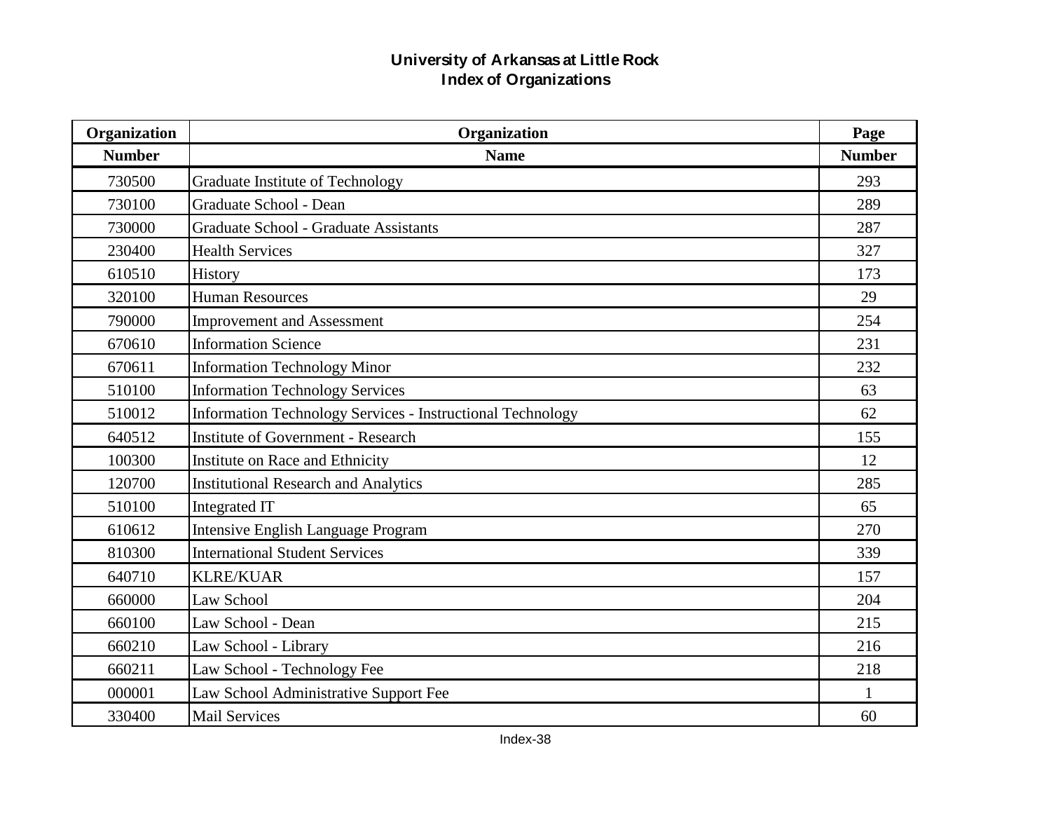# University of Arkansas at Little Rock
## Index of Organizations

| Organization Number | Organization Name | Page Number |
|---|---|---|
| 730500 | Graduate Institute of Technology | 293 |
| 730100 | Graduate School - Dean | 289 |
| 730000 | Graduate School - Graduate Assistants | 287 |
| 230400 | Health Services | 327 |
| 610510 | History | 173 |
| 320100 | Human Resources | 29 |
| 790000 | Improvement and Assessment | 254 |
| 670610 | Information Science | 231 |
| 670611 | Information Technology Minor | 232 |
| 510100 | Information Technology Services | 63 |
| 510012 | Information Technology Services - Instructional Technology | 62 |
| 640512 | Institute of Government - Research | 155 |
| 100300 | Institute on Race and Ethnicity | 12 |
| 120700 | Institutional Research and Analytics | 285 |
| 510100 | Integrated IT | 65 |
| 610612 | Intensive English Language Program | 270 |
| 810300 | International Student Services | 339 |
| 640710 | KLRE/KUAR | 157 |
| 660000 | Law School | 204 |
| 660100 | Law School - Dean | 215 |
| 660210 | Law School - Library | 216 |
| 660211 | Law School - Technology Fee | 218 |
| 000001 | Law School Administrative Support Fee | 1 |
| 330400 | Mail Services | 60 |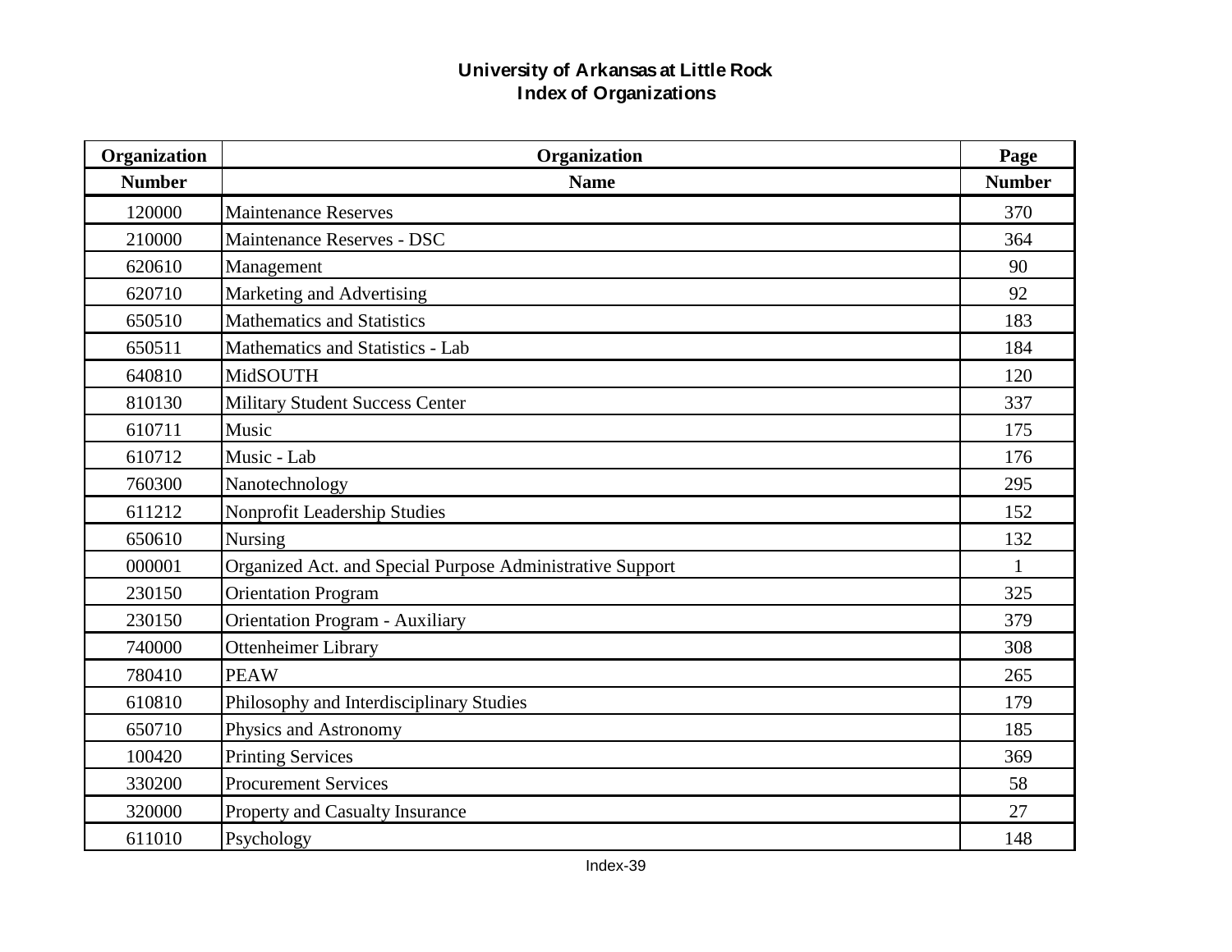# University of Arkansas at Little Rock
## Index of Organizations

| Organization Number | Organization Name | Page Number |
|---|---|---|
| 120000 | Maintenance Reserves | 370 |
| 210000 | Maintenance Reserves - DSC | 364 |
| 620610 | Management | 90 |
| 620710 | Marketing and Advertising | 92 |
| 650510 | Mathematics and Statistics | 183 |
| 650511 | Mathematics and Statistics - Lab | 184 |
| 640810 | MidSOUTH | 120 |
| 810130 | Military Student Success Center | 337 |
| 610711 | Music | 175 |
| 610712 | Music - Lab | 176 |
| 760300 | Nanotechnology | 295 |
| 611212 | Nonprofit Leadership Studies | 152 |
| 650610 | Nursing | 132 |
| 000001 | Organized Act. and Special Purpose Administrative Support | 1 |
| 230150 | Orientation Program | 325 |
| 230150 | Orientation Program - Auxiliary | 379 |
| 740000 | Ottenheimer Library | 308 |
| 780410 | PEAW | 265 |
| 610810 | Philosophy and Interdisciplinary Studies | 179 |
| 650710 | Physics and Astronomy | 185 |
| 100420 | Printing Services | 369 |
| 330200 | Procurement Services | 58 |
| 320000 | Property and Casualty Insurance | 27 |
| 611010 | Psychology | 148 |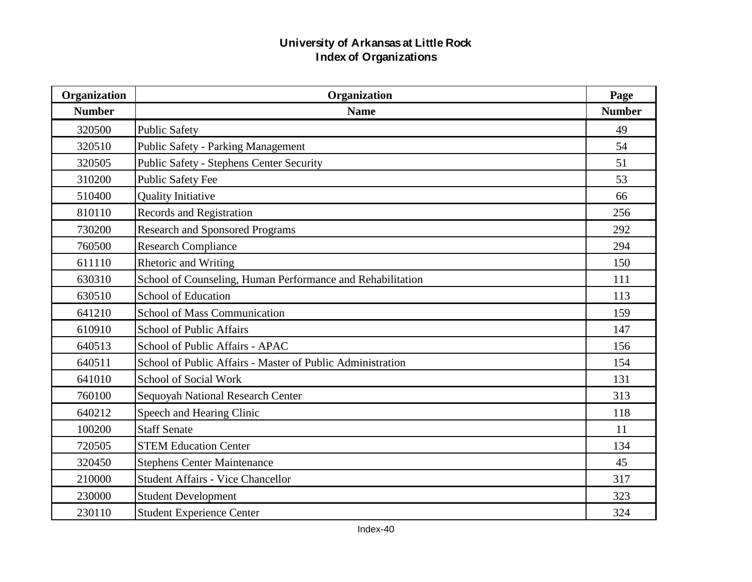# University of Arkansas at Little Rock
## Index of Organizations

| Organization Number | Organization Name | Page Number |
|---|---|---|
| 320500 | Public Safety | 49 |
| 320510 | Public Safety - Parking Management | 54 |
| 320505 | Public Safety - Stephens Center Security | 51 |
| 310200 | Public Safety Fee | 53 |
| 510400 | Quality Initiative | 66 |
| 810110 | Records and Registration | 256 |
| 730200 | Research and Sponsored Programs | 292 |
| 760500 | Research Compliance | 294 |
| 611110 | Rhetoric and Writing | 150 |
| 630310 | School of Counseling, Human Performance and Rehabilitation | 111 |
| 630510 | School of Education | 113 |
| 641210 | School of Mass Communication | 159 |
| 610910 | School of Public Affairs | 147 |
| 640513 | School of Public Affairs - APAC | 156 |
| 640511 | School of Public Affairs - Master of Public Administration | 154 |
| 641010 | School of Social Work | 131 |
| 760100 | Sequoyah National Research Center | 313 |
| 640212 | Speech and Hearing Clinic | 118 |
| 100200 | Staff Senate | 11 |
| 720505 | STEM Education Center | 134 |
| 320450 | Stephens Center Maintenance | 45 |
| 210000 | Student Affairs - Vice Chancellor | 317 |
| 230000 | Student Development | 323 |
| 230110 | Student Experience Center | 324 |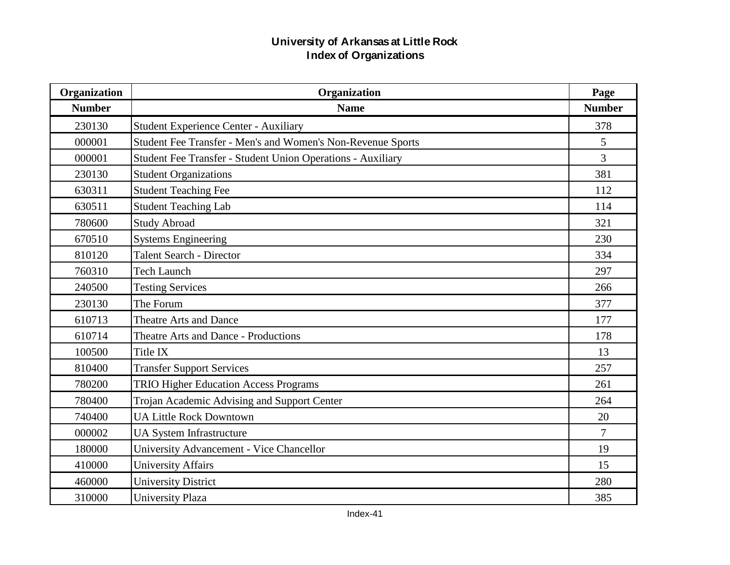# University of Arkansas at Little Rock
## Index of Organizations

| Organization Number | Organization Name | Page Number |
|---|---|---|
| 230130 | Student Experience Center - Auxiliary | 378 |
| 000001 | Student Fee Transfer - Men's and Women's Non-Revenue Sports | 5 |
| 000001 | Student Fee Transfer - Student Union Operations - Auxiliary | 3 |
| 230130 | Student Organizations | 381 |
| 630311 | Student Teaching Fee | 112 |
| 630511 | Student Teaching Lab | 114 |
| 780600 | Study Abroad | 321 |
| 670510 | Systems Engineering | 230 |
| 810120 | Talent Search - Director | 334 |
| 760310 | Tech Launch | 297 |
| 240500 | Testing Services | 266 |
| 230130 | The Forum | 377 |
| 610713 | Theatre Arts and Dance | 177 |
| 610714 | Theatre Arts and Dance - Productions | 178 |
| 100500 | Title IX | 13 |
| 810400 | Transfer Support Services | 257 |
| 780200 | TRIO Higher Education Access Programs | 261 |
| 780400 | Trojan Academic Advising and Support Center | 264 |
| 740400 | UA Little Rock Downtown | 20 |
| 000002 | UA System Infrastructure | 7 |
| 180000 | University Advancement - Vice Chancellor | 19 |
| 410000 | University Affairs | 15 |
| 460000 | University District | 280 |
| 310000 | University Plaza | 385 |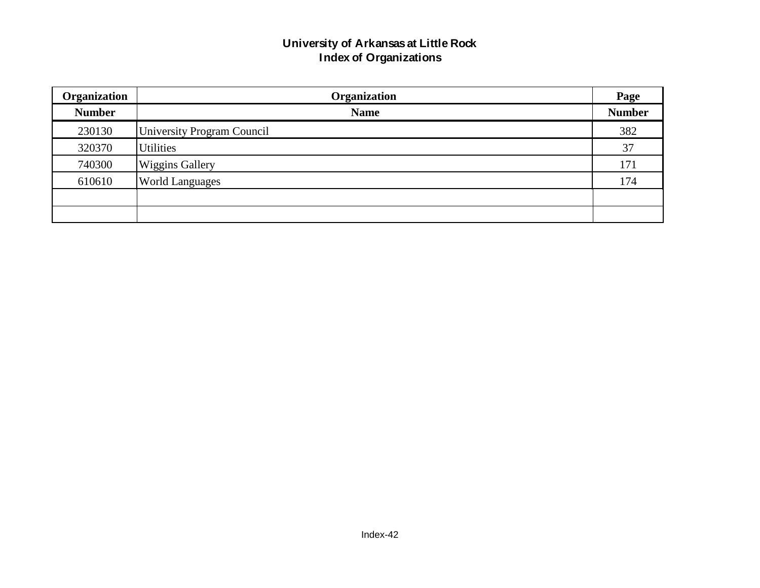# University of Arkansas at Little Rock
## Index of Organizations

| Organization Number | Organization Name | Page Number |
|---|---|---|
| 230130 | University Program Council | 382 |
| 320370 | Utilities | 37 |
| 740300 | Wiggins Gallery | 171 |
| 610610 | World Languages | 174 |
| | | |
| | | |